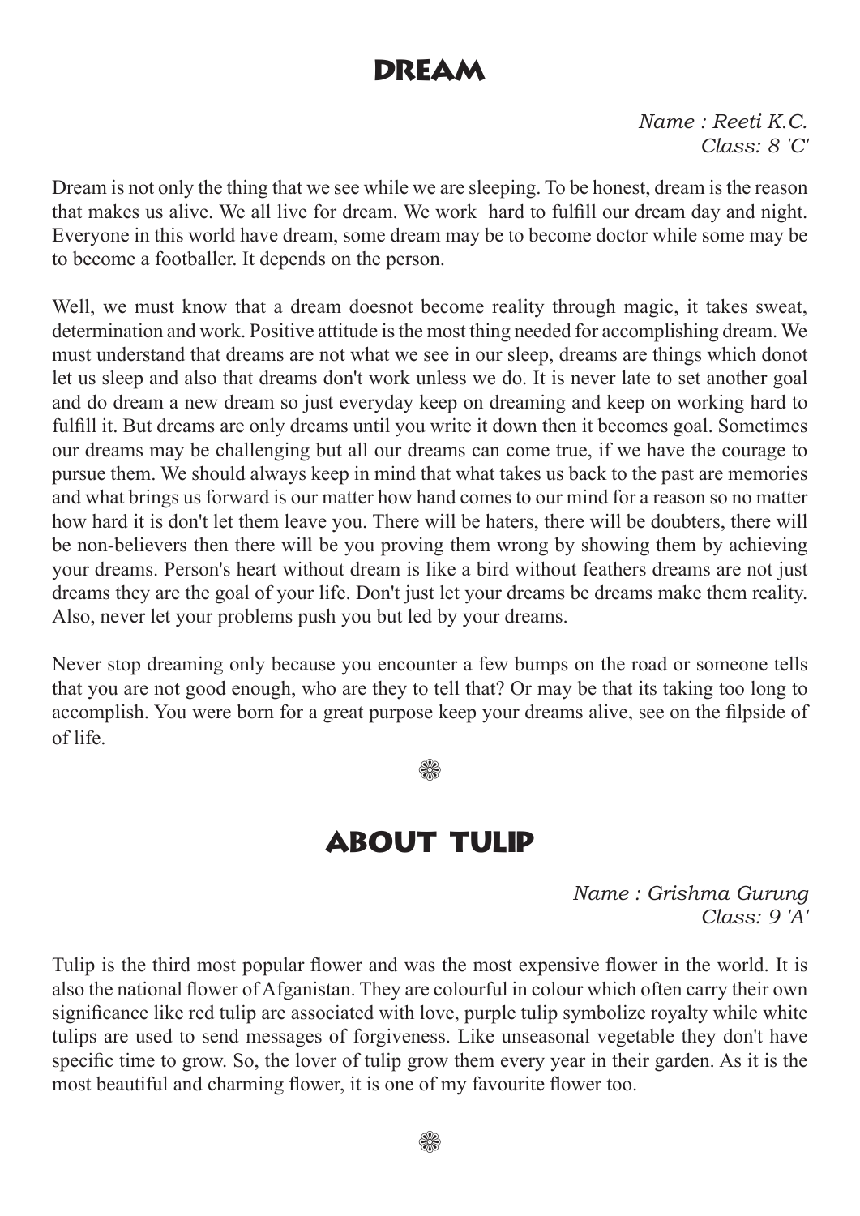# DREAM

*Name : Reeti K.C.*
*Class: 8 'C'*

Dream is not only the thing that we see while we are sleeping. To be honest, dream is the reason that makes us alive. We all live for dream. We work hard to fulfill our dream day and night. Everyone in this world have dream, some dream may be to become doctor while some may be to become a footballer. It depends on the person.

Well, we must know that a dream doesnot become reality through magic, it takes sweat, determination and work. Positive attitude is the most thing needed for accomplishing dream. We must understand that dreams are not what we see in our sleep, dreams are things which donot let us sleep and also that dreams don't work unless we do. It is never late to set another goal and do dream a new dream so just everyday keep on dreaming and keep on working hard to fulfill it. But dreams are only dreams until you write it down then it becomes goal. Sometimes our dreams may be challenging but all our dreams can come true, if we have the courage to pursue them. We should always keep in mind that what takes us back to the past are memories and what brings us forward is our matter how hand comes to our mind for a reason so no matter how hard it is don't let them leave you. There will be haters, there will be doubters, there will be non-believers then there will be you proving them wrong by showing them by achieving your dreams. Person's heart without dream is like a bird without feathers dreams are not just dreams they are the goal of your life. Don't just let your dreams be dreams make them reality. Also, never let your problems push you but led by your dreams.

Never stop dreaming only because you encounter a few bumps on the road or someone tells that you are not good enough, who are they to tell that? Or may be that its taking too long to accomplish. You were born for a great purpose keep your dreams alive, see on the filpside of of life.

❀

# ABOUT TULIP

*Name : Grishma Gurung*
*Class: 9 'A'*

Tulip is the third most popular flower and was the most expensive flower in the world. It is also the national flower of Afganistan. They are colourful in colour which often carry their own significance like red tulip are associated with love, purple tulip symbolize royalty while white tulips are used to send messages of forgiveness. Like unseasonal vegetable they don't have specific time to grow. So, the lover of tulip grow them every year in their garden. As it is the most beautiful and charming flower, it is one of my favourite flower too.

❀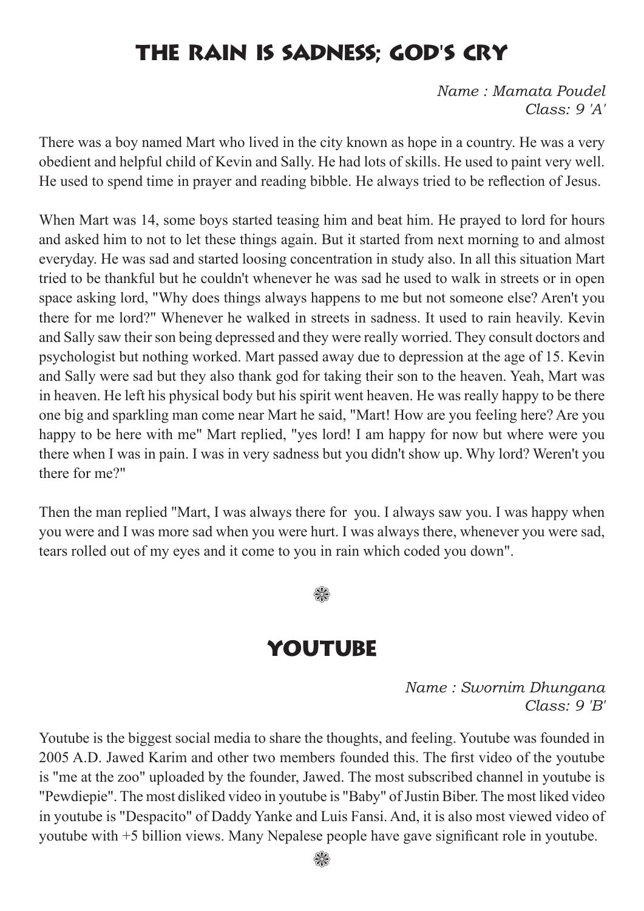# THE RAIN IS SADNESS; GOD'S CRY

*Name : Mamata Poudel*
*Class: 9 'A'*

There was a boy named Mart who lived in the city known as hope in a country. He was a very obedient and helpful child of Kevin and Sally. He had lots of skills. He used to paint very well. He used to spend time in prayer and reading bibble. He always tried to be reflection of Jesus.

When Mart was 14, some boys started teasing him and beat him. He prayed to lord for hours and asked him to not to let these things again. But it started from next morning to and almost everyday. He was sad and started loosing concentration in study also. In all this situation Mart tried to be thankful but he couldn't whenever he was sad he used to walk in streets or in open space asking lord, "Why does things always happens to me but not someone else? Aren't you there for me lord?" Whenever he walked in streets in sadness. It used to rain heavily. Kevin and Sally saw their son being depressed and they were really worried. They consult doctors and psychologist but nothing worked. Mart passed away due to depression at the age of 15. Kevin and Sally were sad but they also thank god for taking their son to the heaven. Yeah, Mart was in heaven. He left his physical body but his spirit went heaven. He was really happy to be there one big and sparkling man come near Mart he said, "Mart! How are you feeling here? Are you happy to be here with me" Mart replied, "yes lord! I am happy for now but where were you there when I was in pain. I was in very sadness but you didn't show up. Why lord? Weren't you there for me?"

Then the man replied "Mart, I was always there for you. I always saw you. I was happy when you were and I was more sad when you were hurt. I was always there, whenever you were sad, tears rolled out of my eyes and it come to you in rain which coded you down".

❃

# YOUTUBE

*Name : Swornim Dhungana*
*Class: 9 'B'*

Youtube is the biggest social media to share the thoughts, and feeling. Youtube was founded in 2005 A.D. Jawed Karim and other two members founded this. The first video of the youtube is "me at the zoo" uploaded by the founder, Jawed. The most subscribed channel in youtube is "Pewdiepie". The most disliked video in youtube is "Baby" of Justin Biber. The most liked video in youtube is "Despacito" of Daddy Yanke and Luis Fansi. And, it is also most viewed video of youtube with +5 billion views. Many Nepalese people have gave significant role in youtube.

❃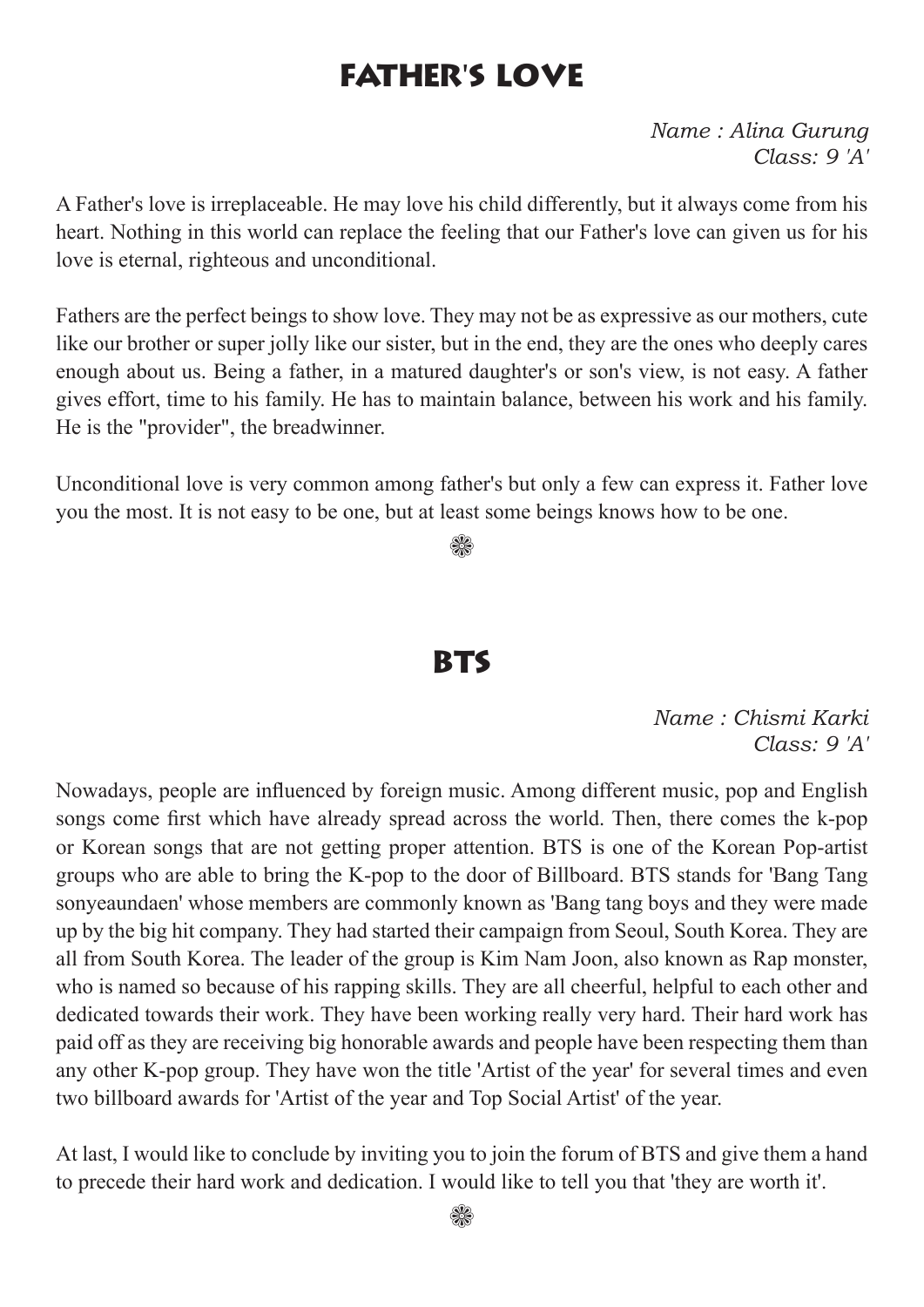# FATHER'S LOVE

*Name : Alina Gurung*
*Class: 9 'A'*

A Father's love is irreplaceable. He may love his child differently, but it always come from his heart. Nothing in this world can replace the feeling that our Father's love can given us for his love is eternal, righteous and unconditional.

Fathers are the perfect beings to show love. They may not be as expressive as our mothers, cute like our brother or super jolly like our sister, but in the end, they are the ones who deeply cares enough about us. Being a father, in a matured daughter's or son's view, is not easy. A father gives effort, time to his family. He has to maintain balance, between his work and his family. He is the "provider", the breadwinner.

Unconditional love is very common among father's but only a few can express it. Father love you the most. It is not easy to be one, but at least some beings knows how to be one.

❀

# BTS

*Name : Chismi Karki*
*Class: 9 'A'*

Nowadays, people are influenced by foreign music. Among different music, pop and English songs come first which have already spread across the world. Then, there comes the k-pop or Korean songs that are not getting proper attention. BTS is one of the Korean Pop-artist groups who are able to bring the K-pop to the door of Billboard. BTS stands for 'Bang Tang sonyeaundaen' whose members are commonly known as 'Bang tang boys and they were made up by the big hit company. They had started their campaign from Seoul, South Korea. They are all from South Korea. The leader of the group is Kim Nam Joon, also known as Rap monster, who is named so because of his rapping skills. They are all cheerful, helpful to each other and dedicated towards their work. They have been working really very hard. Their hard work has paid off as they are receiving big honorable awards and people have been respecting them than any other K-pop group. They have won the title 'Artist of the year' for several times and even two billboard awards for 'Artist of the year and Top Social Artist' of the year.

At last, I would like to conclude by inviting you to join the forum of BTS and give them a hand to precede their hard work and dedication. I would like to tell you that 'they are worth it'.

❀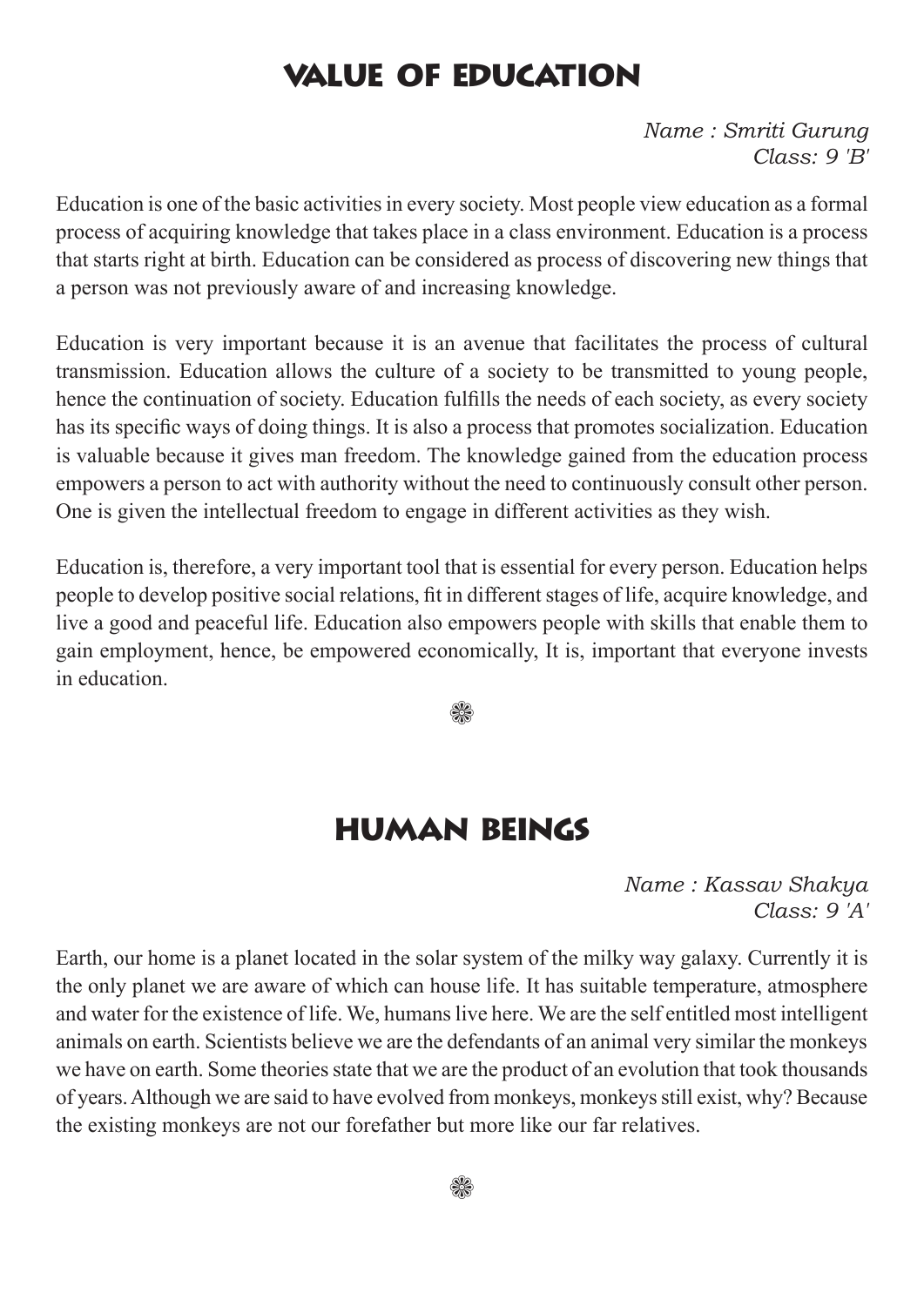# VALUE OF EDUCATION

*Name : Smriti Gurung*
*Class: 9 'B'*

Education is one of the basic activities in every society. Most people view education as a formal process of acquiring knowledge that takes place in a class environment. Education is a process that starts right at birth. Education can be considered as process of discovering new things that a person was not previously aware of and increasing knowledge.

Education is very important because it is an avenue that facilitates the process of cultural transmission. Education allows the culture of a society to be transmitted to young people, hence the continuation of society. Education fulfills the needs of each society, as every society has its specific ways of doing things. It is also a process that promotes socialization. Education is valuable because it gives man freedom. The knowledge gained from the education process empowers a person to act with authority without the need to continuously consult other person. One is given the intellectual freedom to engage in different activities as they wish.

Education is, therefore, a very important tool that is essential for every person. Education helps people to develop positive social relations, fit in different stages of life, acquire knowledge, and live a good and peaceful life. Education also empowers people with skills that enable them to gain employment, hence, be empowered economically, It is, important that everyone invests in education.

❁

# HUMAN BEINGS

*Name : Kassav Shakya*
*Class: 9 'A'*

Earth, our home is a planet located in the solar system of the milky way galaxy. Currently it is the only planet we are aware of which can house life. It has suitable temperature, atmosphere and water for the existence of life. We, humans live here. We are the self entitled most intelligent animals on earth. Scientists believe we are the defendants of an animal very similar the monkeys we have on earth. Some theories state that we are the product of an evolution that took thousands of years. Although we are said to have evolved from monkeys, monkeys still exist, why? Because the existing monkeys are not our forefather but more like our far relatives.

❁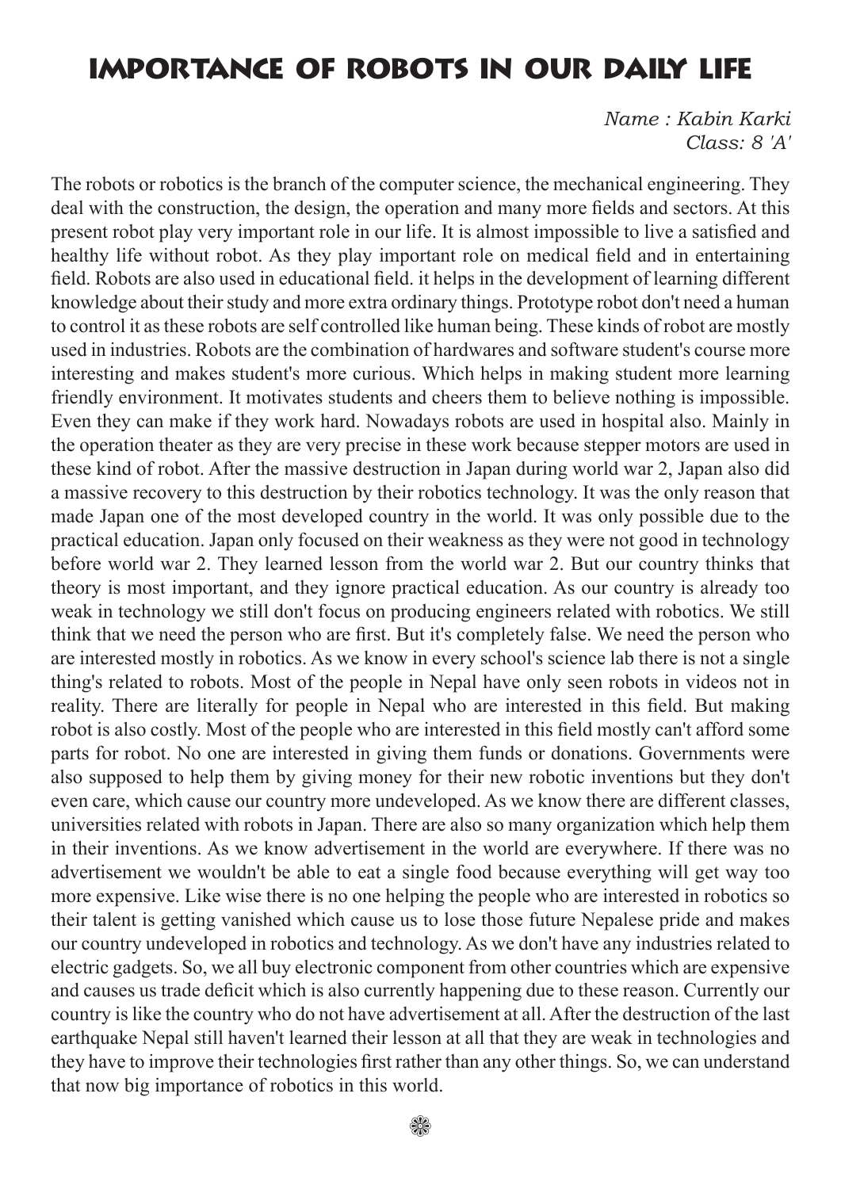# IMPORTANCE OF ROBOTS IN OUR DAILY LIFE

*Name : Kabin Karki*
*Class: 8 'A'*

The robots or robotics is the branch of the computer science, the mechanical engineering. They deal with the construction, the design, the operation and many more fields and sectors. At this present robot play very important role in our life. It is almost impossible to live a satisfied and healthy life without robot. As they play important role on medical field and in entertaining field. Robots are also used in educational field. it helps in the development of learning different knowledge about their study and more extra ordinary things. Prototype robot don't need a human to control it as these robots are self controlled like human being. These kinds of robot are mostly used in industries. Robots are the combination of hardwares and software student's course more interesting and makes student's more curious. Which helps in making student more learning friendly environment. It motivates students and cheers them to believe nothing is impossible. Even they can make if they work hard. Nowadays robots are used in hospital also. Mainly in the operation theater as they are very precise in these work because stepper motors are used in these kind of robot. After the massive destruction in Japan during world war 2, Japan also did a massive recovery to this destruction by their robotics technology. It was the only reason that made Japan one of the most developed country in the world. It was only possible due to the practical education. Japan only focused on their weakness as they were not good in technology before world war 2. They learned lesson from the world war 2. But our country thinks that theory is most important, and they ignore practical education. As our country is already too weak in technology we still don't focus on producing engineers related with robotics. We still think that we need the person who are first. But it's completely false. We need the person who are interested mostly in robotics. As we know in every school's science lab there is not a single thing's related to robots. Most of the people in Nepal have only seen robots in videos not in reality. There are literally for people in Nepal who are interested in this field. But making robot is also costly. Most of the people who are interested in this field mostly can't afford some parts for robot. No one are interested in giving them funds or donations. Governments were also supposed to help them by giving money for their new robotic inventions but they don't even care, which cause our country more undeveloped. As we know there are different classes, universities related with robots in Japan. There are also so many organization which help them in their inventions. As we know advertisement in the world are everywhere. If there was no advertisement we wouldn't be able to eat a single food because everything will get way too more expensive. Like wise there is no one helping the people who are interested in robotics so their talent is getting vanished which cause us to lose those future Nepalese pride and makes our country undeveloped in robotics and technology. As we don't have any industries related to electric gadgets. So, we all buy electronic component from other countries which are expensive and causes us trade deficit which is also currently happening due to these reason. Currently our country is like the country who do not have advertisement at all. After the destruction of the last earthquake Nepal still haven't learned their lesson at all that they are weak in technologies and they have to improve their technologies first rather than any other things. So, we can understand that now big importance of robotics in this world.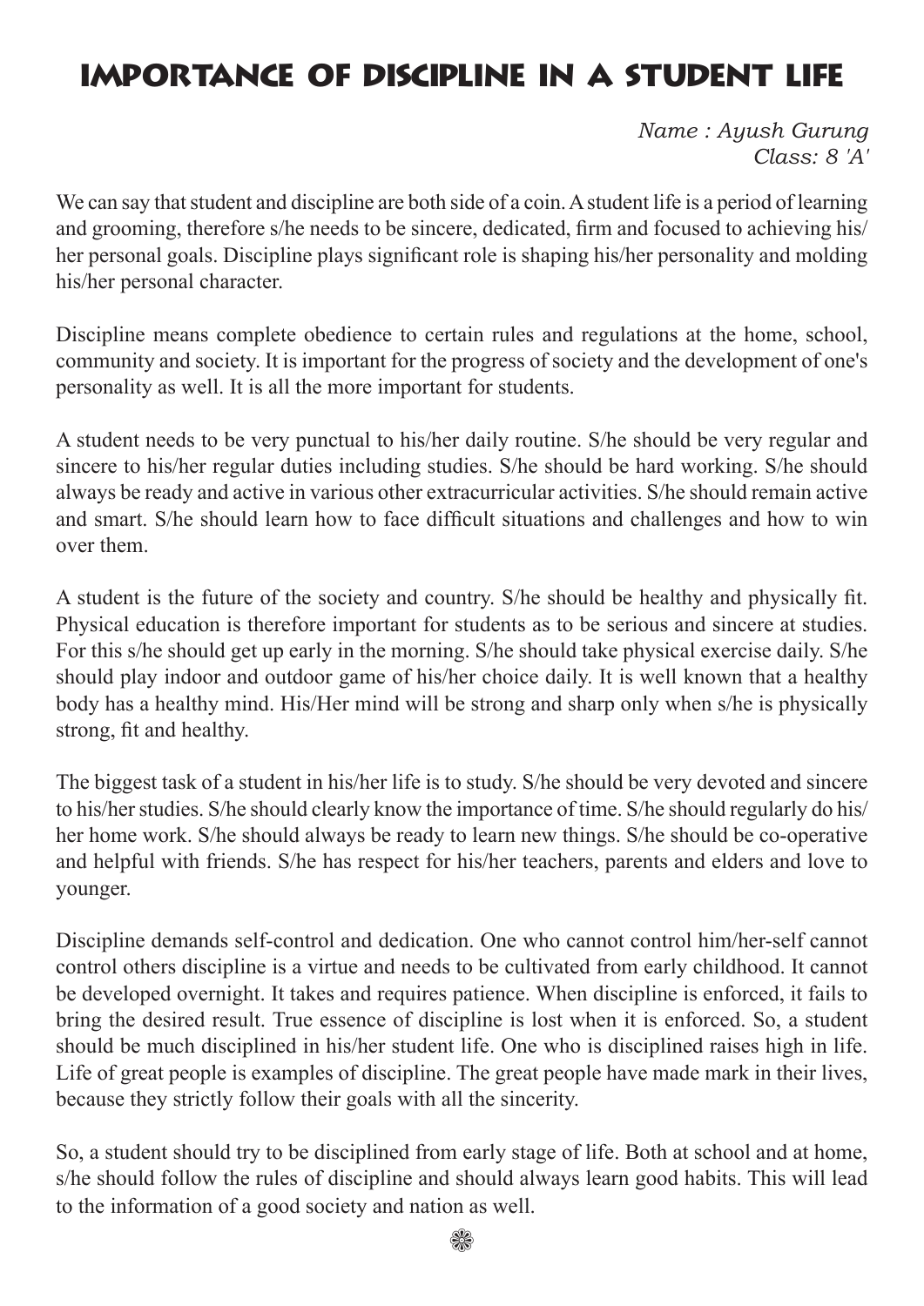# Importance of Discipline in a Student Life

*Name : Ayush Gurung*
*Class: 8 'A'*

We can say that student and discipline are both side of a coin. A student life is a period of learning and grooming, therefore s/he needs to be sincere, dedicated, firm and focused to achieving his/her personal goals. Discipline plays significant role is shaping his/her personality and molding his/her personal character.

Discipline means complete obedience to certain rules and regulations at the home, school, community and society. It is important for the progress of society and the development of one's personality as well. It is all the more important for students.

A student needs to be very punctual to his/her daily routine. S/he should be very regular and sincere to his/her regular duties including studies. S/he should be hard working. S/he should always be ready and active in various other extracurricular activities. S/he should remain active and smart. S/he should learn how to face difficult situations and challenges and how to win over them.

A student is the future of the society and country. S/he should be healthy and physically fit. Physical education is therefore important for students as to be serious and sincere at studies. For this s/he should get up early in the morning. S/he should take physical exercise daily. S/he should play indoor and outdoor game of his/her choice daily. It is well known that a healthy body has a healthy mind. His/Her mind will be strong and sharp only when s/he is physically strong, fit and healthy.

The biggest task of a student in his/her life is to study. S/he should be very devoted and sincere to his/her studies. S/he should clearly know the importance of time. S/he should regularly do his/her home work. S/he should always be ready to learn new things. S/he should be co-operative and helpful with friends. S/he has respect for his/her teachers, parents and elders and love to younger.

Discipline demands self-control and dedication. One who cannot control him/her-self cannot control others discipline is a virtue and needs to be cultivated from early childhood. It cannot be developed overnight. It takes and requires patience. When discipline is enforced, it fails to bring the desired result. True essence of discipline is lost when it is enforced. So, a student should be much disciplined in his/her student life. One who is disciplined raises high in life. Life of great people is examples of discipline. The great people have made mark in their lives, because they strictly follow their goals with all the sincerity.

So, a student should try to be disciplined from early stage of life. Both at school and at home, s/he should follow the rules of discipline and should always learn good habits. This will lead to the information of a good society and nation as well.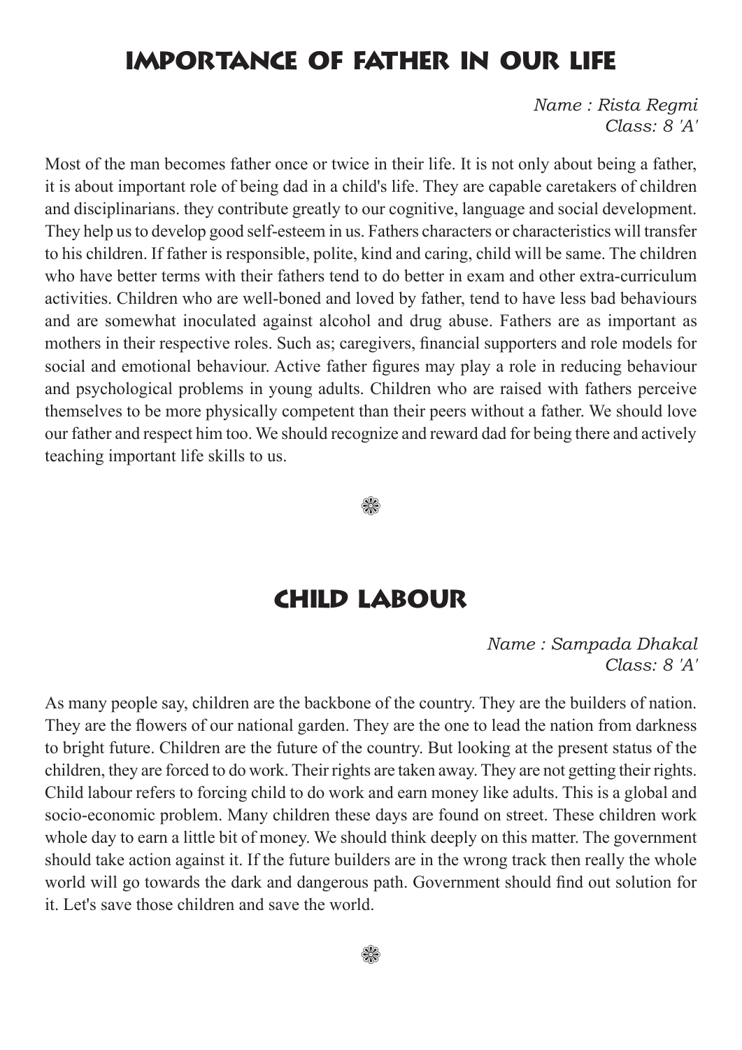# IMPORTANCE OF FATHER IN OUR LIFE

*Name : Rista Regmi*
*Class: 8 'A'*

Most of the man becomes father once or twice in their life. It is not only about being a father, it is about important role of being dad in a child's life. They are capable caretakers of children and disciplinarians. they contribute greatly to our cognitive, language and social development. They help us to develop good self-esteem in us. Fathers characters or characteristics will transfer to his children. If father is responsible, polite, kind and caring, child will be same. The children who have better terms with their fathers tend to do better in exam and other extra-curriculum activities. Children who are well-boned and loved by father, tend to have less bad behaviours and are somewhat inoculated against alcohol and drug abuse. Fathers are as important as mothers in their respective roles. Such as; caregivers, financial supporters and role models for social and emotional behaviour. Active father figures may play a role in reducing behaviour and psychological problems in young adults. Children who are raised with fathers perceive themselves to be more physically competent than their peers without a father. We should love our father and respect him too. We should recognize and reward dad for being there and actively teaching important life skills to us.

❀

# CHILD LABOUR

*Name : Sampada Dhakal*
*Class: 8 'A'*

As many people say, children are the backbone of the country. They are the builders of nation. They are the flowers of our national garden. They are the one to lead the nation from darkness to bright future. Children are the future of the country. But looking at the present status of the children, they are forced to do work. Their rights are taken away. They are not getting their rights. Child labour refers to forcing child to do work and earn money like adults. This is a global and socio-economic problem. Many children these days are found on street. These children work whole day to earn a little bit of money. We should think deeply on this matter. The government should take action against it. If the future builders are in the wrong track then really the whole world will go towards the dark and dangerous path. Government should find out solution for it. Let's save those children and save the world.

❀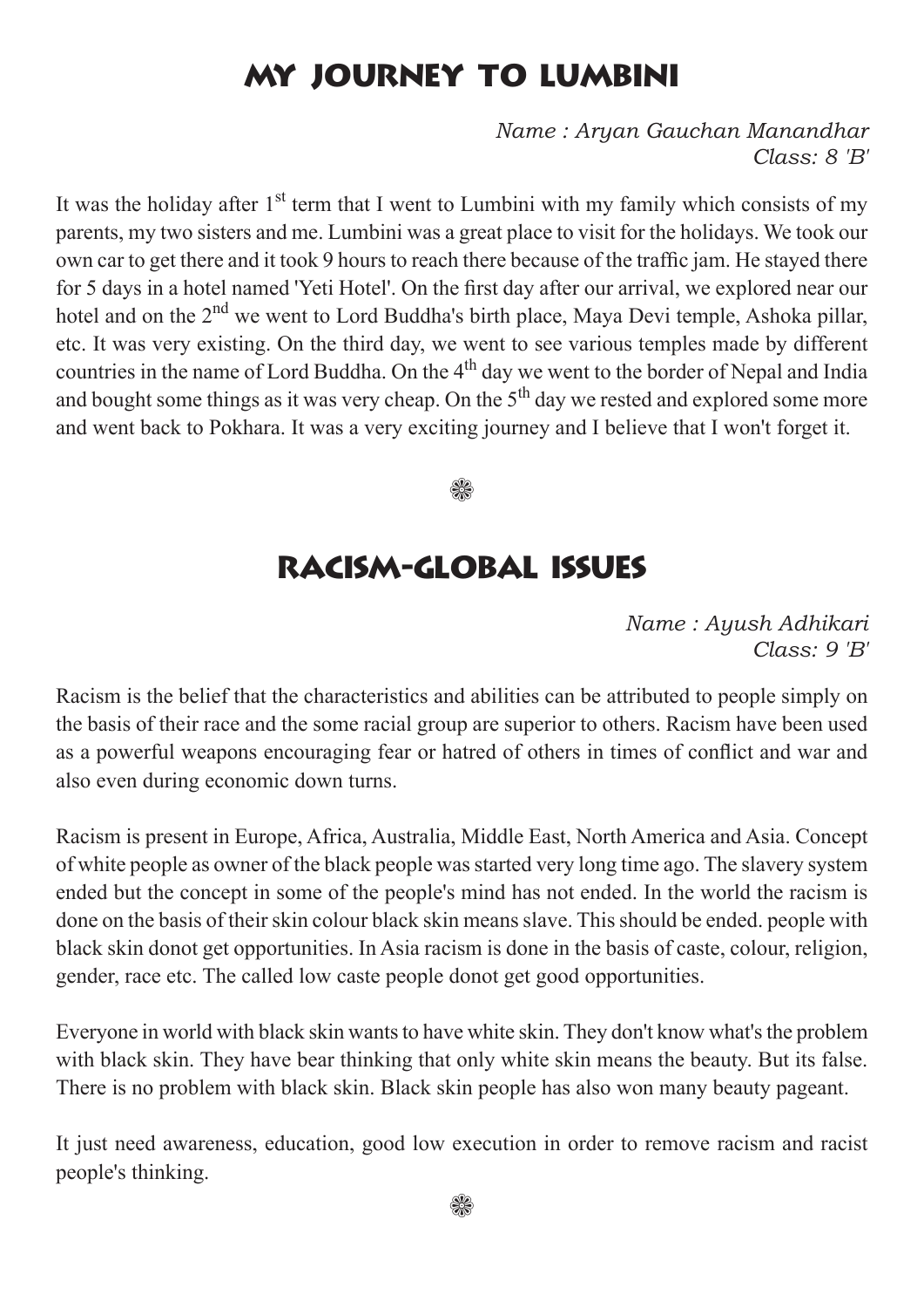# MY JOURNEY TO LUMBINI

*Name : Aryan Gauchan Manandhar*
*Class: 8 'B'*

It was the holiday after 1st term that I went to Lumbini with my family which consists of my parents, my two sisters and me. Lumbini was a great place to visit for the holidays. We took our own car to get there and it took 9 hours to reach there because of the traffic jam. He stayed there for 5 days in a hotel named 'Yeti Hotel'. On the first day after our arrival, we explored near our hotel and on the 2nd we went to Lord Buddha's birth place, Maya Devi temple, Ashoka pillar, etc. It was very existing. On the third day, we went to see various temples made by different countries in the name of Lord Buddha. On the 4th day we went to the border of Nepal and India and bought some things as it was very cheap. On the 5th day we rested and explored some more and went back to Pokhara. It was a very exciting journey and I believe that I won't forget it.

❀

# RACISM-GLOBAL ISSUES

*Name : Ayush Adhikari*
*Class: 9 'B'*

Racism is the belief that the characteristics and abilities can be attributed to people simply on the basis of their race and the some racial group are superior to others. Racism have been used as a powerful weapons encouraging fear or hatred of others in times of conflict and war and also even during economic down turns.

Racism is present in Europe, Africa, Australia, Middle East, North America and Asia. Concept of white people as owner of the black people was started very long time ago. The slavery system ended but the concept in some of the people's mind has not ended. In the world the racism is done on the basis of their skin colour black skin means slave. This should be ended. people with black skin donot get opportunities. In Asia racism is done in the basis of caste, colour, religion, gender, race etc. The called low caste people donot get good opportunities.

Everyone in world with black skin wants to have white skin. They don't know what's the problem with black skin. They have bear thinking that only white skin means the beauty. But its false. There is no problem with black skin. Black skin people has also won many beauty pageant.

It just need awareness, education, good low execution in order to remove racism and racist people's thinking.

❀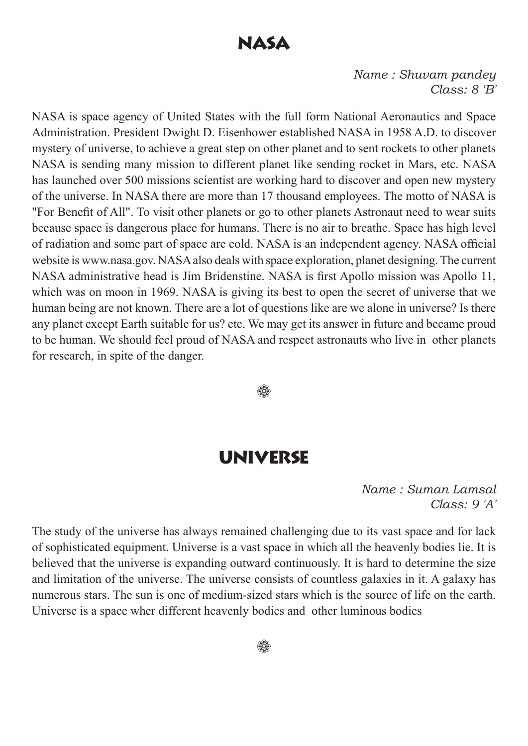# NASA

*Name : Shuvam pandey*
*Class: 8 'B'*

NASA is space agency of United States with the full form National Aeronautics and Space Administration. President Dwight D. Eisenhower established NASA in 1958 A.D. to discover mystery of universe, to achieve a great step on other planet and to sent rockets to other planets NASA is sending many mission to different planet like sending rocket in Mars, etc. NASA has launched over 500 missions scientist are working hard to discover and open new mystery of the universe. In NASA there are more than 17 thousand employees. The motto of NASA is "For Benefit of All". To visit other planets or go to other planets Astronaut need to wear suits because space is dangerous place for humans. There is no air to breathe. Space has high level of radiation and some part of space are cold. NASA is an independent agency. NASA official website is www.nasa.gov. NASA also deals with space exploration, planet designing. The current NASA administrative head is Jim Bridenstine. NASA is first Apollo mission was Apollo 11, which was on moon in 1969. NASA is giving its best to open the secret of universe that we human being are not known. There are a lot of questions like are we alone in universe? Is there any planet except Earth suitable for us? etc. We may get its answer in future and became proud to be human. We should feel proud of NASA and respect astronauts who live in other planets for research, in spite of the danger.

❃

# UNIVERSE

*Name : Suman Lamsal*
*Class: 9 'A'*

The study of the universe has always remained challenging due to its vast space and for lack of sophisticated equipment. Universe is a vast space in which all the heavenly bodies lie. It is believed that the universe is expanding outward continuously. It is hard to determine the size and limitation of the universe. The universe consists of countless galaxies in it. A galaxy has numerous stars. The sun is one of medium-sized stars which is the source of life on the earth. Universe is a space wher different heavenly bodies and other luminous bodies

❃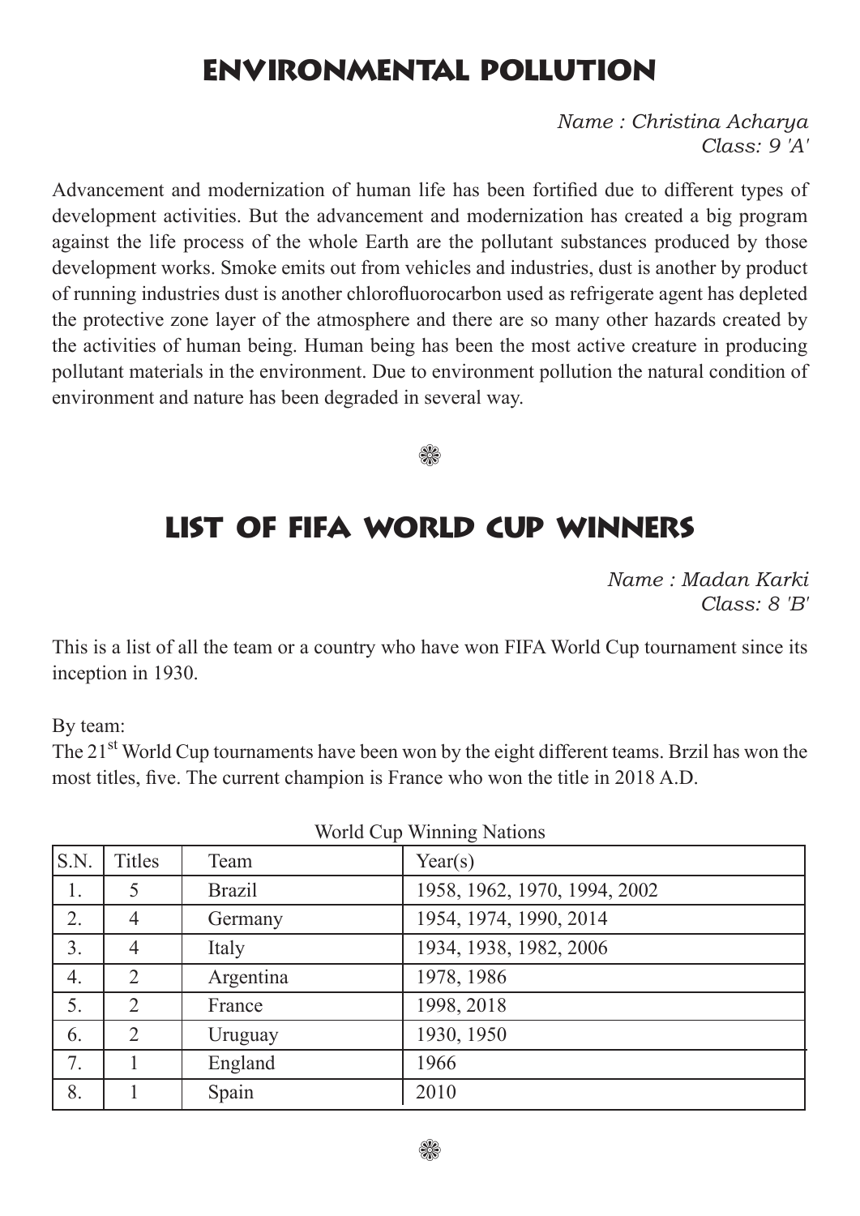# ENVIRONMENTAL POLLUTION

*Name : Christina Acharya*
*Class: 9 'A'*

Advancement and modernization of human life has been fortified due to different types of development activities. But the advancement and modernization has created a big program against the life process of the whole Earth are the pollutant substances produced by those development works. Smoke emits out from vehicles and industries, dust is another by product of running industries dust is another chlorofluorocarbon used as refrigerate agent has depleted the protective zone layer of the atmosphere and there are so many other hazards created by the activities of human being. Human being has been the most active creature in producing pollutant materials in the environment. Due to environment pollution the natural condition of environment and nature has been degraded in several way.

❀

# LIST OF FIFA WORLD CUP WINNERS

*Name : Madan Karki*
*Class: 8 'B'*

This is a list of all the team or a country who have won FIFA World Cup tournament since its inception in 1930.

By team:
The 21st World Cup tournaments have been won by the eight different teams. Brzil has won the most titles, five. The current champion is France who won the title in 2018 A.D.

World Cup Winning Nations

| S.N. | Titles | Team | Year(s) |
|---|---|---|---|
| 1. | 5 | Brazil | 1958, 1962, 1970, 1994, 2002 |
| 2. | 4 | Germany | 1954, 1974, 1990, 2014 |
| 3. | 4 | Italy | 1934, 1938, 1982, 2006 |
| 4. | 2 | Argentina | 1978, 1986 |
| 5. | 2 | France | 1998, 2018 |
| 6. | 2 | Uruguay | 1930, 1950 |
| 7. | 1 | England | 1966 |
| 8. | 1 | Spain | 2010 |

❀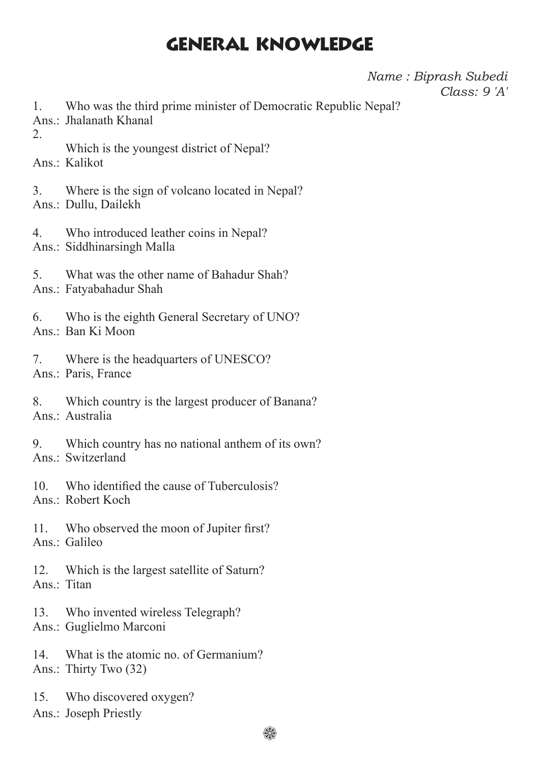# GENERAL KNOWLEDGE

*Name : Biprash Subedi*
*Class: 9 'A'*

1. Who was the third prime minister of Democratic Republic Nepal?
Ans.: Jhalanath Khanal

2. Which is the youngest district of Nepal?
Ans.: Kalikot

3. Where is the sign of volcano located in Nepal?
Ans.: Dullu, Dailekh

4. Who introduced leather coins in Nepal?
Ans.: Siddhinarsingh Malla

5. What was the other name of Bahadur Shah?
Ans.: Fatyabahadur Shah

6. Who is the eighth General Secretary of UNO?
Ans.: Ban Ki Moon

7. Where is the headquarters of UNESCO?
Ans.: Paris, France

8. Which country is the largest producer of Banana?
Ans.: Australia

9. Which country has no national anthem of its own?
Ans.: Switzerland

10. Who identified the cause of Tuberculosis?
Ans.: Robert Koch

11. Who observed the moon of Jupiter first?
Ans.: Galileo

12. Which is the largest satellite of Saturn?
Ans.: Titan

13. Who invented wireless Telegraph?
Ans.: Guglielmo Marconi

14. What is the atomic no. of Germanium?
Ans.: Thirty Two (32)

15. Who discovered oxygen?
Ans.: Joseph Priestly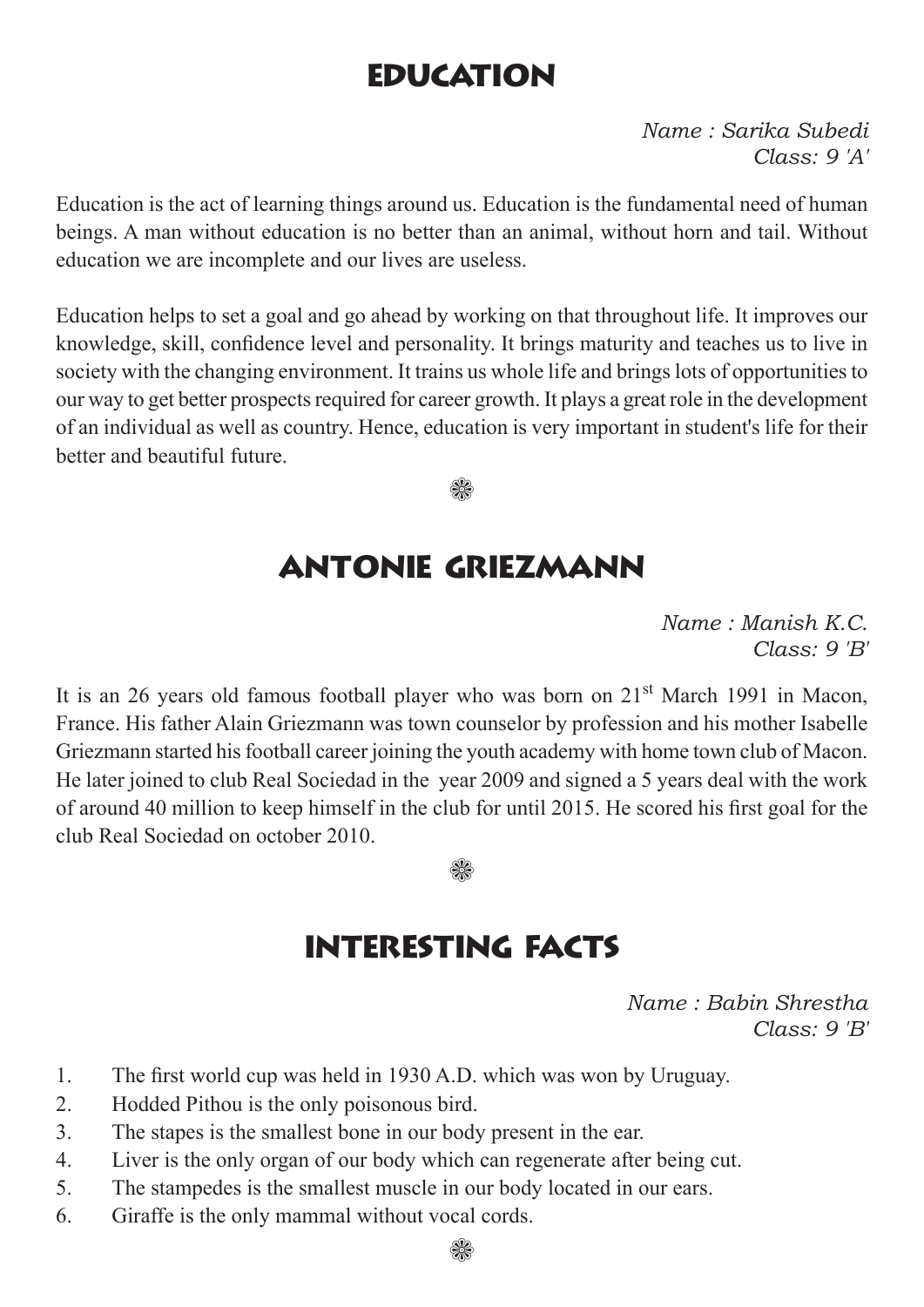# EDUCATION

*Name : Sarika Subedi*
*Class: 9 'A'*

Education is the act of learning things around us. Education is the fundamental need of human beings. A man without education is no better than an animal, without horn and tail. Without education we are incomplete and our lives are useless.

Education helps to set a goal and go ahead by working on that throughout life. It improves our knowledge, skill, confidence level and personality. It brings maturity and teaches us to live in society with the changing environment. It trains us whole life and brings lots of opportunities to our way to get better prospects required for career growth. It plays a great role in the development of an individual as well as country. Hence, education is very important in student's life for their better and beautiful future.

❀

# ANTONIE GRIEZMANN

*Name : Manish K.C.*
*Class: 9 'B'*

It is an 26 years old famous football player who was born on 21st March 1991 in Macon, France. His father Alain Griezmann was town counselor by profession and his mother Isabelle Griezmann started his football career joining the youth academy with home town club of Macon. He later joined to club Real Sociedad in the year 2009 and signed a 5 years deal with the work of around 40 million to keep himself in the club for until 2015. He scored his first goal for the club Real Sociedad on october 2010.

❀

# INTERESTING FACTS

*Name : Babin Shrestha*
*Class: 9 'B'*

1. The first world cup was held in 1930 A.D. which was won by Uruguay.
2. Hodded Pithou is the only poisonous bird.
3. The stapes is the smallest bone in our body present in the ear.
4. Liver is the only organ of our body which can regenerate after being cut.
5. The stampedes is the smallest muscle in our body located in our ears.
6. Giraffe is the only mammal without vocal cords.

❀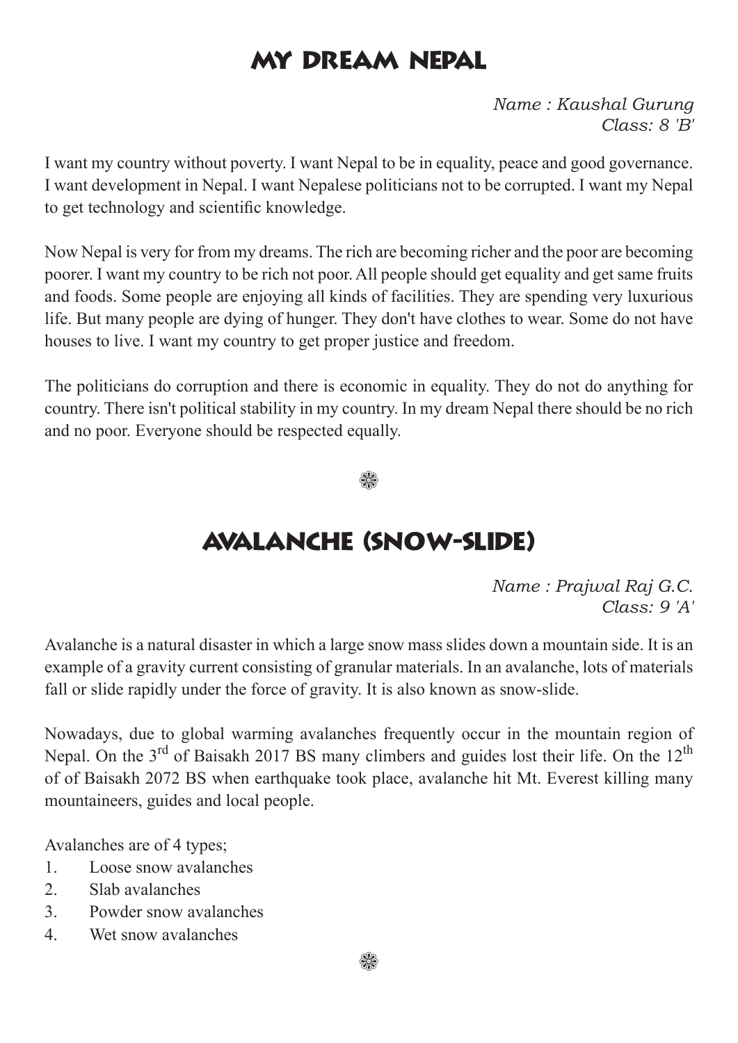# MY DREAM NEPAL

*Name : Kaushal Gurung*
*Class: 8 'B'*

I want my country without poverty. I want Nepal to be in equality, peace and good governance. I want development in Nepal. I want Nepalese politicians not to be corrupted. I want my Nepal to get technology and scientific knowledge.

Now Nepal is very for from my dreams. The rich are becoming richer and the poor are becoming poorer. I want my country to be rich not poor. All people should get equality and get same fruits and foods. Some people are enjoying all kinds of facilities. They are spending very luxurious life. But many people are dying of hunger. They don't have clothes to wear. Some do not have houses to live. I want my country to get proper justice and freedom.

The politicians do corruption and there is economic in equality. They do not do anything for country. There isn't political stability in my country. In my dream Nepal there should be no rich and no poor. Everyone should be respected equally.

❁

# AVALANCHE (SNOW-SLIDE)

*Name : Prajwal Raj G.C.*
*Class: 9 'A'*

Avalanche is a natural disaster in which a large snow mass slides down a mountain side. It is an example of a gravity current consisting of granular materials. In an avalanche, lots of materials fall or slide rapidly under the force of gravity. It is also known as snow-slide.

Nowadays, due to global warming avalanches frequently occur in the mountain region of Nepal. On the 3rd of Baisakh 2017 BS many climbers and guides lost their life. On the 12th of of Baisakh 2072 BS when earthquake took place, avalanche hit Mt. Everest killing many mountaineers, guides and local people.

Avalanches are of 4 types;

1. Loose snow avalanches
2. Slab avalanches
3. Powder snow avalanches
4. Wet snow avalanches

❁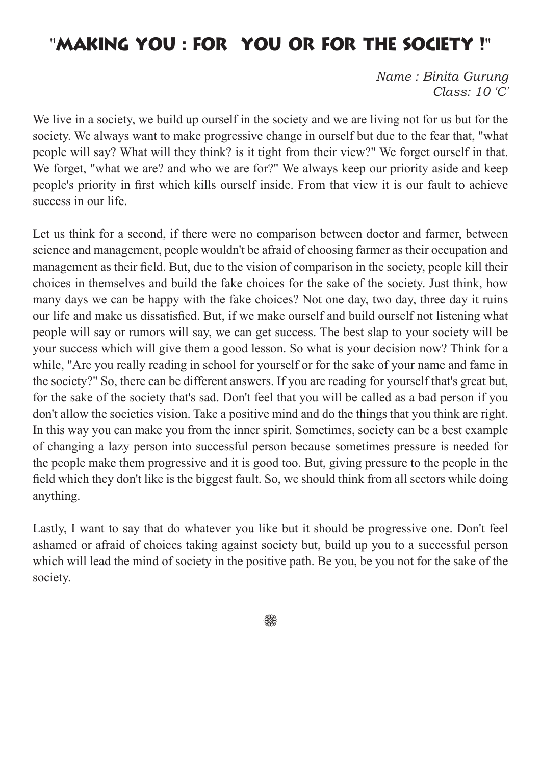# "Making You : For You or For the Society !"

*Name : Binita Gurung*
*Class: 10 'C'*

We live in a society, we build up ourself in the society and we are living not for us but for the society. We always want to make progressive change in ourself but due to the fear that, "what people will say? What will they think? is it tight from their view?" We forget ourself in that. We forget, "what we are? and who we are for?" We always keep our priority aside and keep people's priority in first which kills ourself inside. From that view it is our fault to achieve success in our life.

Let us think for a second, if there were no comparison between doctor and farmer, between science and management, people wouldn't be afraid of choosing farmer as their occupation and management as their field. But, due to the vision of comparison in the society, people kill their choices in themselves and build the fake choices for the sake of the society. Just think, how many days we can be happy with the fake choices? Not one day, two day, three day it ruins our life and make us dissatisfied. But, if we make ourself and build ourself not listening what people will say or rumors will say, we can get success. The best slap to your society will be your success which will give them a good lesson. So what is your decision now? Think for a while, "Are you really reading in school for yourself or for the sake of your name and fame in the society?" So, there can be different answers. If you are reading for yourself that's great but, for the sake of the society that's sad. Don't feel that you will be called as a bad person if you don't allow the societies vision. Take a positive mind and do the things that you think are right. In this way you can make you from the inner spirit. Sometimes, society can be a best example of changing a lazy person into successful person because sometimes pressure is needed for the people make them progressive and it is good too. But, giving pressure to the people in the field which they don't like is the biggest fault. So, we should think from all sectors while doing anything.

Lastly, I want to say that do whatever you like but it should be progressive one. Don't feel ashamed or afraid of choices taking against society but, build up you to a successful person which will lead the mind of society in the positive path. Be you, be you not for the sake of the society.

❀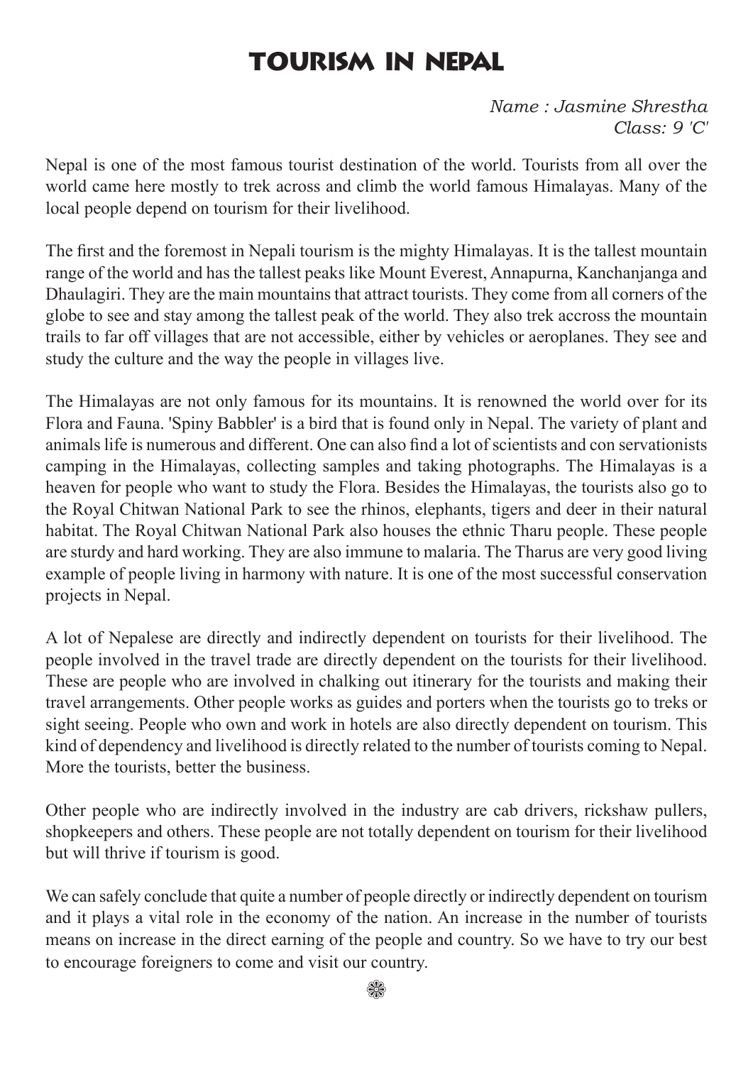# TOURISM IN NEPAL

*Name : Jasmine Shrestha*
*Class: 9 'C'*

Nepal is one of the most famous tourist destination of the world. Tourists from all over the world came here mostly to trek across and climb the world famous Himalayas. Many of the local people depend on tourism for their livelihood.

The first and the foremost in Nepali tourism is the mighty Himalayas. It is the tallest mountain range of the world and has the tallest peaks like Mount Everest, Annapurna, Kanchanjanga and Dhaulagiri. They are the main mountains that attract tourists. They come from all corners of the globe to see and stay among the tallest peak of the world. They also trek accross the mountain trails to far off villages that are not accessible, either by vehicles or aeroplanes. They see and study the culture and the way the people in villages live.

The Himalayas are not only famous for its mountains. It is renowned the world over for its Flora and Fauna. 'Spiny Babbler' is a bird that is found only in Nepal. The variety of plant and animals life is numerous and different. One can also find a lot of scientists and con servationists camping in the Himalayas, collecting samples and taking photographs. The Himalayas is a heaven for people who want to study the Flora. Besides the Himalayas, the tourists also go to the Royal Chitwan National Park to see the rhinos, elephants, tigers and deer in their natural habitat. The Royal Chitwan National Park also houses the ethnic Tharu people. These people are sturdy and hard working. They are also immune to malaria. The Tharus are very good living example of people living in harmony with nature. It is one of the most successful conservation projects in Nepal.

A lot of Nepalese are directly and indirectly dependent on tourists for their livelihood. The people involved in the travel trade are directly dependent on the tourists for their livelihood. These are people who are involved in chalking out itinerary for the tourists and making their travel arrangements. Other people works as guides and porters when the tourists go to treks or sight seeing. People who own and work in hotels are also directly dependent on tourism. This kind of dependency and livelihood is directly related to the number of tourists coming to Nepal. More the tourists, better the business.

Other people who are indirectly involved in the industry are cab drivers, rickshaw pullers, shopkeepers and others. These people are not totally dependent on tourism for their livelihood but will thrive if tourism is good.

We can safely conclude that quite a number of people directly or indirectly dependent on tourism and it plays a vital role in the economy of the nation. An increase in the number of tourists means on increase in the direct earning of the people and country. So we have to try our best to encourage foreigners to come and visit our country.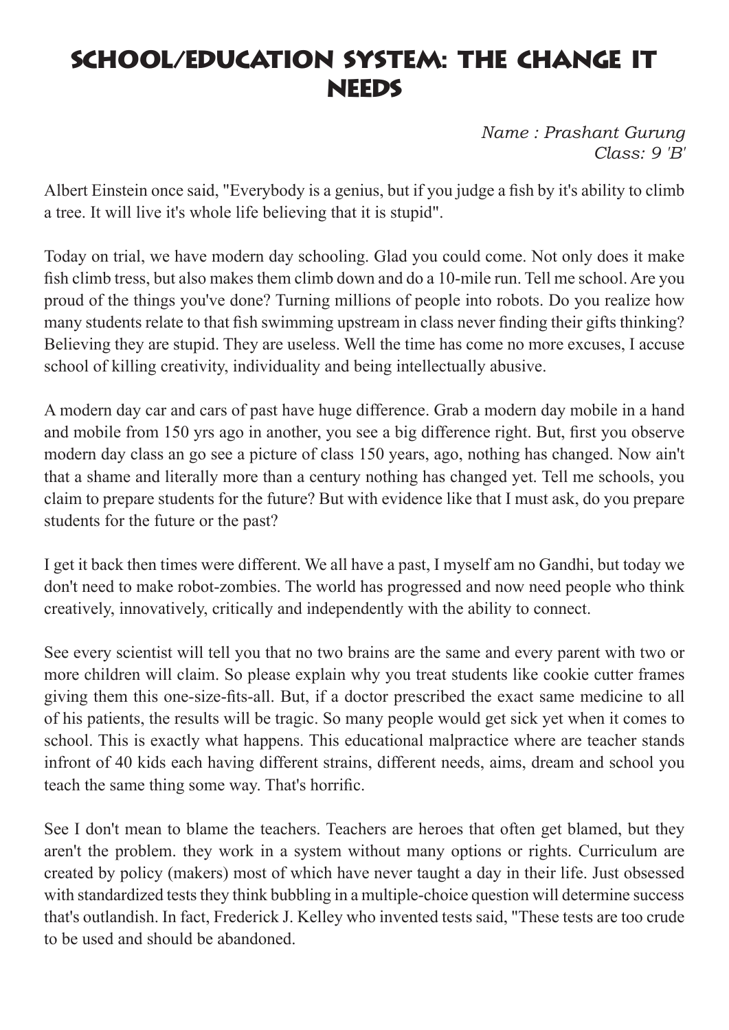# School/Education System: The Change It Needs

*Name : Prashant Gurung*
*Class: 9 'B'*

Albert Einstein once said, "Everybody is a genius, but if you judge a fish by it's ability to climb a tree. It will live it's whole life believing that it is stupid".

Today on trial, we have modern day schooling. Glad you could come. Not only does it make fish climb tress, but also makes them climb down and do a 10-mile run. Tell me school. Are you proud of the things you've done? Turning millions of people into robots. Do you realize how many students relate to that fish swimming upstream in class never finding their gifts thinking? Believing they are stupid. They are useless. Well the time has come no more excuses, I accuse school of killing creativity, individuality and being intellectually abusive.

A modern day car and cars of past have huge difference. Grab a modern day mobile in a hand and mobile from 150 yrs ago in another, you see a big difference right. But, first you observe modern day class an go see a picture of class 150 years, ago, nothing has changed. Now ain't that a shame and literally more than a century nothing has changed yet. Tell me schools, you claim to prepare students for the future? But with evidence like that I must ask, do you prepare students for the future or the past?

I get it back then times were different. We all have a past, I myself am no Gandhi, but today we don't need to make robot-zombies. The world has progressed and now need people who think creatively, innovatively, critically and independently with the ability to connect.

See every scientist will tell you that no two brains are the same and every parent with two or more children will claim. So please explain why you treat students like cookie cutter frames giving them this one-size-fits-all. But, if a doctor prescribed the exact same medicine to all of his patients, the results will be tragic. So many people would get sick yet when it comes to school. This is exactly what happens. This educational malpractice where are teacher stands infront of 40 kids each having different strains, different needs, aims, dream and school you teach the same thing some way. That's horrific.

See I don't mean to blame the teachers. Teachers are heroes that often get blamed, but they aren't the problem. they work in a system without many options or rights. Curriculum are created by policy (makers) most of which have never taught a day in their life. Just obsessed with standardized tests they think bubbling in a multiple-choice question will determine success that's outlandish. In fact, Frederick J. Kelley who invented tests said, "These tests are too crude to be used and should be abandoned.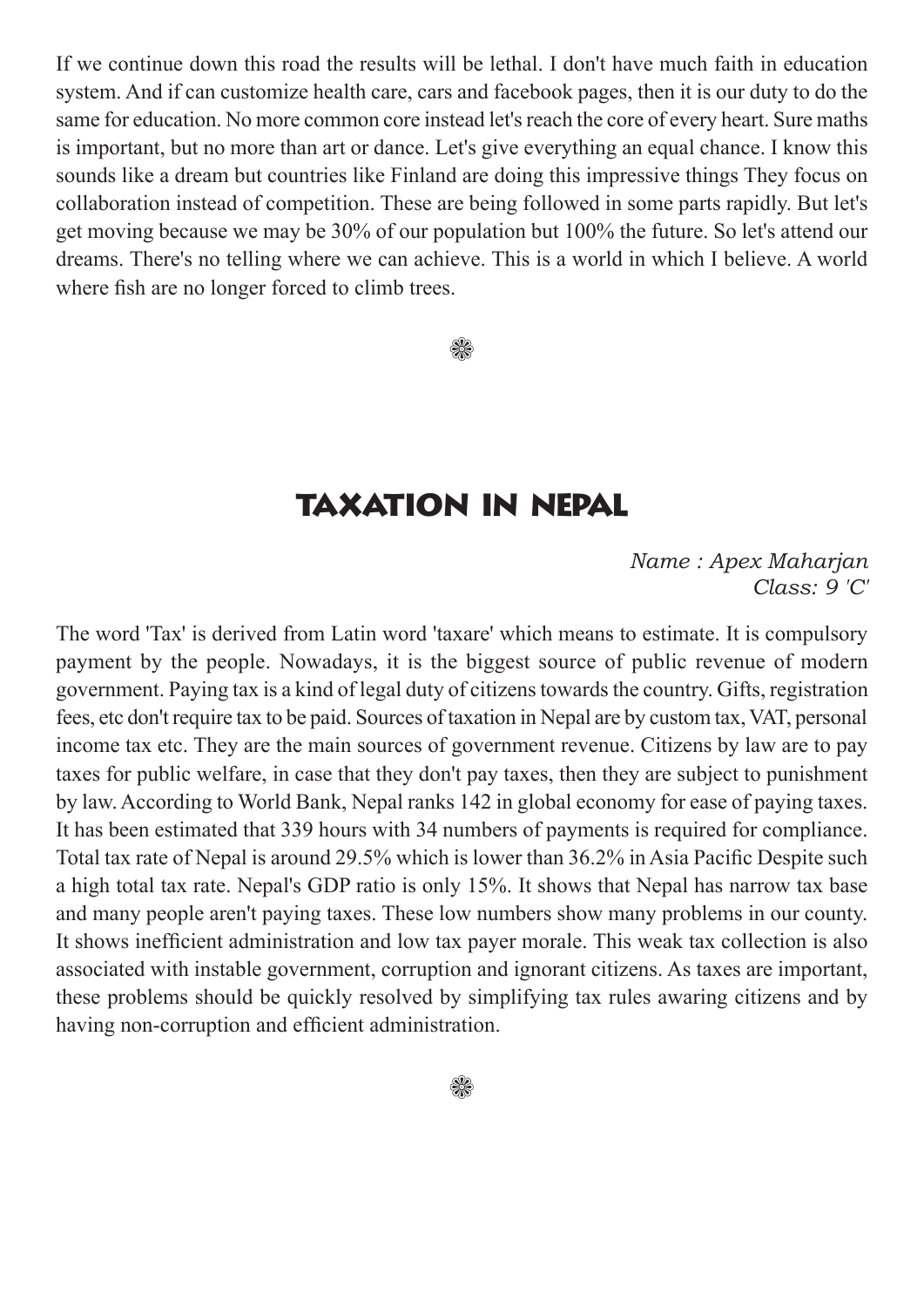If we continue down this road the results will be lethal. I don't have much faith in education system. And if can customize health care, cars and facebook pages, then it is our duty to do the same for education. No more common core instead let's reach the core of every heart. Sure maths is important, but no more than art or dance. Let's give everything an equal chance. I know this sounds like a dream but countries like Finland are doing this impressive things They focus on collaboration instead of competition. These are being followed in some parts rapidly. But let's get moving because we may be 30% of our population but 100% the future. So let's attend our dreams. There's no telling where we can achieve. This is a world in which I believe. A world where fish are no longer forced to climb trees.

❀

# TAXATION IN NEPAL

*Name : Apex Maharjan*
*Class: 9 'C'*

The word 'Tax' is derived from Latin word 'taxare' which means to estimate. It is compulsory payment by the people. Nowadays, it is the biggest source of public revenue of modern government. Paying tax is a kind of legal duty of citizens towards the country. Gifts, registration fees, etc don't require tax to be paid. Sources of taxation in Nepal are by custom tax, VAT, personal income tax etc. They are the main sources of government revenue. Citizens by law are to pay taxes for public welfare, in case that they don't pay taxes, then they are subject to punishment by law. According to World Bank, Nepal ranks 142 in global economy for ease of paying taxes. It has been estimated that 339 hours with 34 numbers of payments is required for compliance. Total tax rate of Nepal is around 29.5% which is lower than 36.2% in Asia Pacific Despite such a high total tax rate. Nepal's GDP ratio is only 15%. It shows that Nepal has narrow tax base and many people aren't paying taxes. These low numbers show many problems in our county. It shows inefficient administration and low tax payer morale. This weak tax collection is also associated with instable government, corruption and ignorant citizens. As taxes are important, these problems should be quickly resolved by simplifying tax rules awaring citizens and by having non-corruption and efficient administration.

❀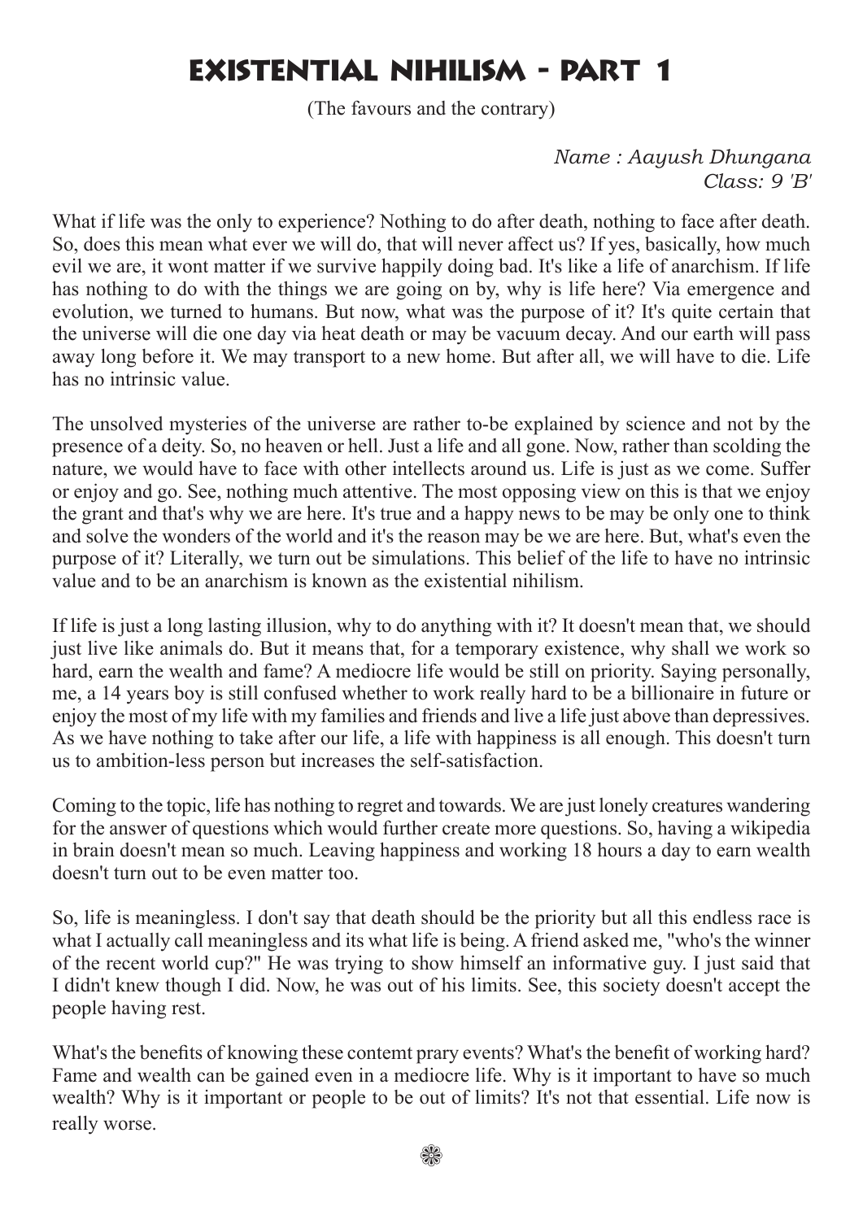# EXISTENTIAL NIHILISM - PART 1

(The favours and the contrary)

*Name : Aayush Dhungana*
*Class: 9 'B'*

What if life was the only to experience? Nothing to do after death, nothing to face after death. So, does this mean what ever we will do, that will never affect us? If yes, basically, how much evil we are, it wont matter if we survive happily doing bad. It's like a life of anarchism. If life has nothing to do with the things we are going on by, why is life here? Via emergence and evolution, we turned to humans. But now, what was the purpose of it? It's quite certain that the universe will die one day via heat death or may be vacuum decay. And our earth will pass away long before it. We may transport to a new home. But after all, we will have to die. Life has no intrinsic value.

The unsolved mysteries of the universe are rather to-be explained by science and not by the presence of a deity. So, no heaven or hell. Just a life and all gone. Now, rather than scolding the nature, we would have to face with other intellects around us. Life is just as we come. Suffer or enjoy and go. See, nothing much attentive. The most opposing view on this is that we enjoy the grant and that's why we are here. It's true and a happy news to be may be only one to think and solve the wonders of the world and it's the reason may be we are here. But, what's even the purpose of it? Literally, we turn out be simulations. This belief of the life to have no intrinsic value and to be an anarchism is known as the existential nihilism.

If life is just a long lasting illusion, why to do anything with it? It doesn't mean that, we should just live like animals do. But it means that, for a temporary existence, why shall we work so hard, earn the wealth and fame? A mediocre life would be still on priority. Saying personally, me, a 14 years boy is still confused whether to work really hard to be a billionaire in future or enjoy the most of my life with my families and friends and live a life just above than depressives. As we have nothing to take after our life, a life with happiness is all enough. This doesn't turn us to ambition-less person but increases the self-satisfaction.

Coming to the topic, life has nothing to regret and towards. We are just lonely creatures wandering for the answer of questions which would further create more questions. So, having a wikipedia in brain doesn't mean so much. Leaving happiness and working 18 hours a day to earn wealth doesn't turn out to be even matter too.

So, life is meaningless. I don't say that death should be the priority but all this endless race is what I actually call meaningless and its what life is being. A friend asked me, "who's the winner of the recent world cup?" He was trying to show himself an informative guy. I just said that I didn't knew though I did. Now, he was out of his limits. See, this society doesn't accept the people having rest.

What's the benefits of knowing these contemt prary events? What's the benefit of working hard? Fame and wealth can be gained even in a mediocre life. Why is it important to have so much wealth? Why is it important or people to be out of limits? It's not that essential. Life now is really worse.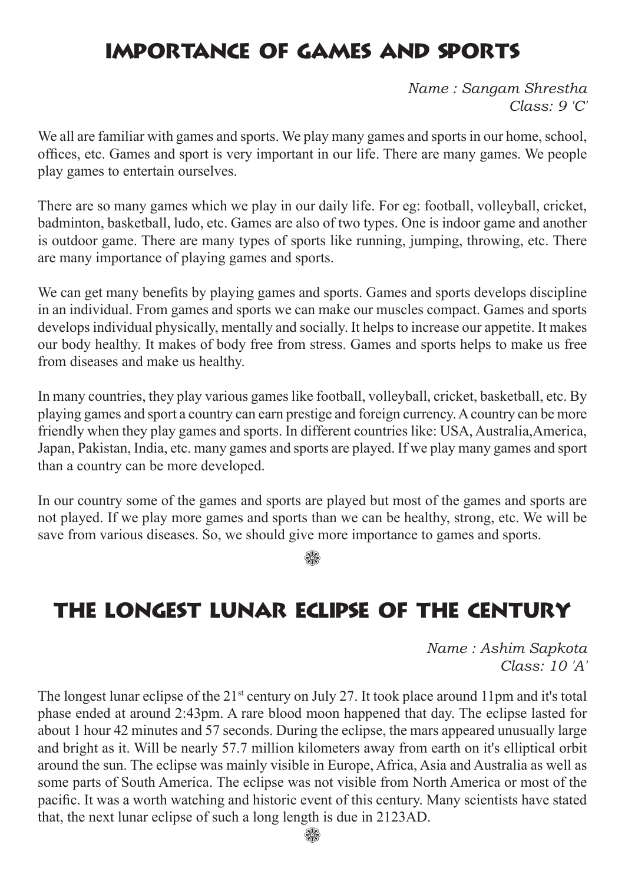# Importance of Games and Sports

*Name : Sangam Shrestha*
*Class: 9 'C'*

We all are familiar with games and sports. We play many games and sports in our home, school, offices, etc. Games and sport is very important in our life. There are many games. We people play games to entertain ourselves.

There are so many games which we play in our daily life. For eg: football, volleyball, cricket, badminton, basketball, ludo, etc. Games are also of two types. One is indoor game and another is outdoor game. There are many types of sports like running, jumping, throwing, etc. There are many importance of playing games and sports.

We can get many benefits by playing games and sports. Games and sports develops discipline in an individual. From games and sports we can make our muscles compact. Games and sports develops individual physically, mentally and socially. It helps to increase our appetite. It makes our body healthy. It makes of body free from stress. Games and sports helps to make us free from diseases and make us healthy.

In many countries, they play various games like football, volleyball, cricket, basketball, etc. By playing games and sport a country can earn prestige and foreign currency. A country can be more friendly when they play games and sports. In different countries like: USA, Australia,America, Japan, Pakistan, India, etc. many games and sports are played. If we play many games and sport than a country can be more developed.

In our country some of the games and sports are played but most of the games and sports are not played. If we play more games and sports than we can be healthy, strong, etc. We will be save from various diseases. So, we should give more importance to games and sports.

❁

# The Longest Lunar Eclipse of the Century

*Name : Ashim Sapkota*
*Class: 10 'A'*

The longest lunar eclipse of the 21st century on July 27. It took place around 11pm and it's total phase ended at around 2:43pm. A rare blood moon happened that day. The eclipse lasted for about 1 hour 42 minutes and 57 seconds. During the eclipse, the mars appeared unusually large and bright as it. Will be nearly 57.7 million kilometers away from earth on it's elliptical orbit around the sun. The eclipse was mainly visible in Europe, Africa, Asia and Australia as well as some parts of South America. The eclipse was not visible from North America or most of the pacific. It was a worth watching and historic event of this century. Many scientists have stated that, the next lunar eclipse of such a long length is due in 2123AD.

❁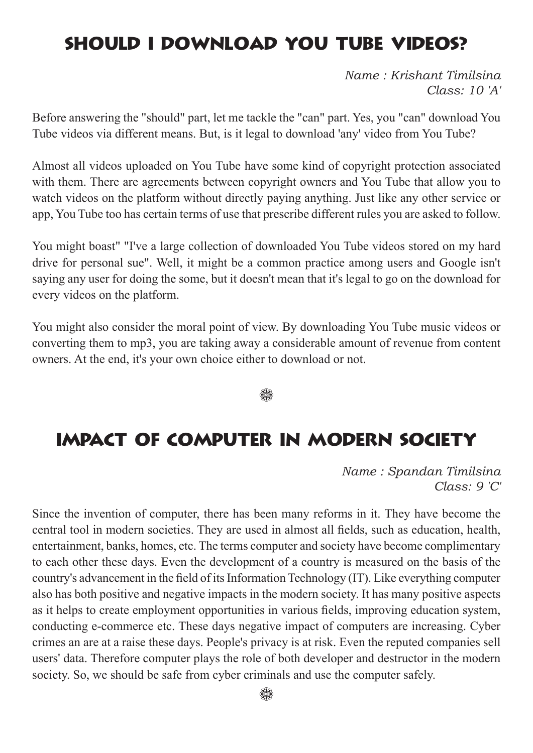# SHOULD I DOWNLOAD YOU TUBE VIDEOS?

*Name : Krishant Timilsina*
*Class: 10 'A'*

Before answering the "should" part, let me tackle the "can" part. Yes, you "can" download You Tube videos via different means. But, is it legal to download 'any' video from You Tube?

Almost all videos uploaded on You Tube have some kind of copyright protection associated with them. There are agreements between copyright owners and You Tube that allow you to watch videos on the platform without directly paying anything. Just like any other service or app, You Tube too has certain terms of use that prescribe different rules you are asked to follow.

You might boast" "I've a large collection of downloaded You Tube videos stored on my hard drive for personal sue". Well, it might be a common practice among users and Google isn't saying any user for doing the some, but it doesn't mean that it's legal to go on the download for every videos on the platform.

You might also consider the moral point of view. By downloading You Tube music videos or converting them to mp3, you are taking away a considerable amount of revenue from content owners. At the end, it's your own choice either to download or not.

❀

# IMPACT OF COMPUTER IN MODERN SOCIETY

*Name : Spandan Timilsina*
*Class: 9 'C'*

Since the invention of computer, there has been many reforms in it. They have become the central tool in modern societies. They are used in almost all fields, such as education, health, entertainment, banks, homes, etc. The terms computer and society have become complimentary to each other these days. Even the development of a country is measured on the basis of the country's advancement in the field of its Information Technology (IT). Like everything computer also has both positive and negative impacts in the modern society. It has many positive aspects as it helps to create employment opportunities in various fields, improving education system, conducting e-commerce etc. These days negative impact of computers are increasing. Cyber crimes an are at a raise these days. People's privacy is at risk. Even the reputed companies sell users' data. Therefore computer plays the role of both developer and destructor in the modern society. So, we should be safe from cyber criminals and use the computer safely.

❀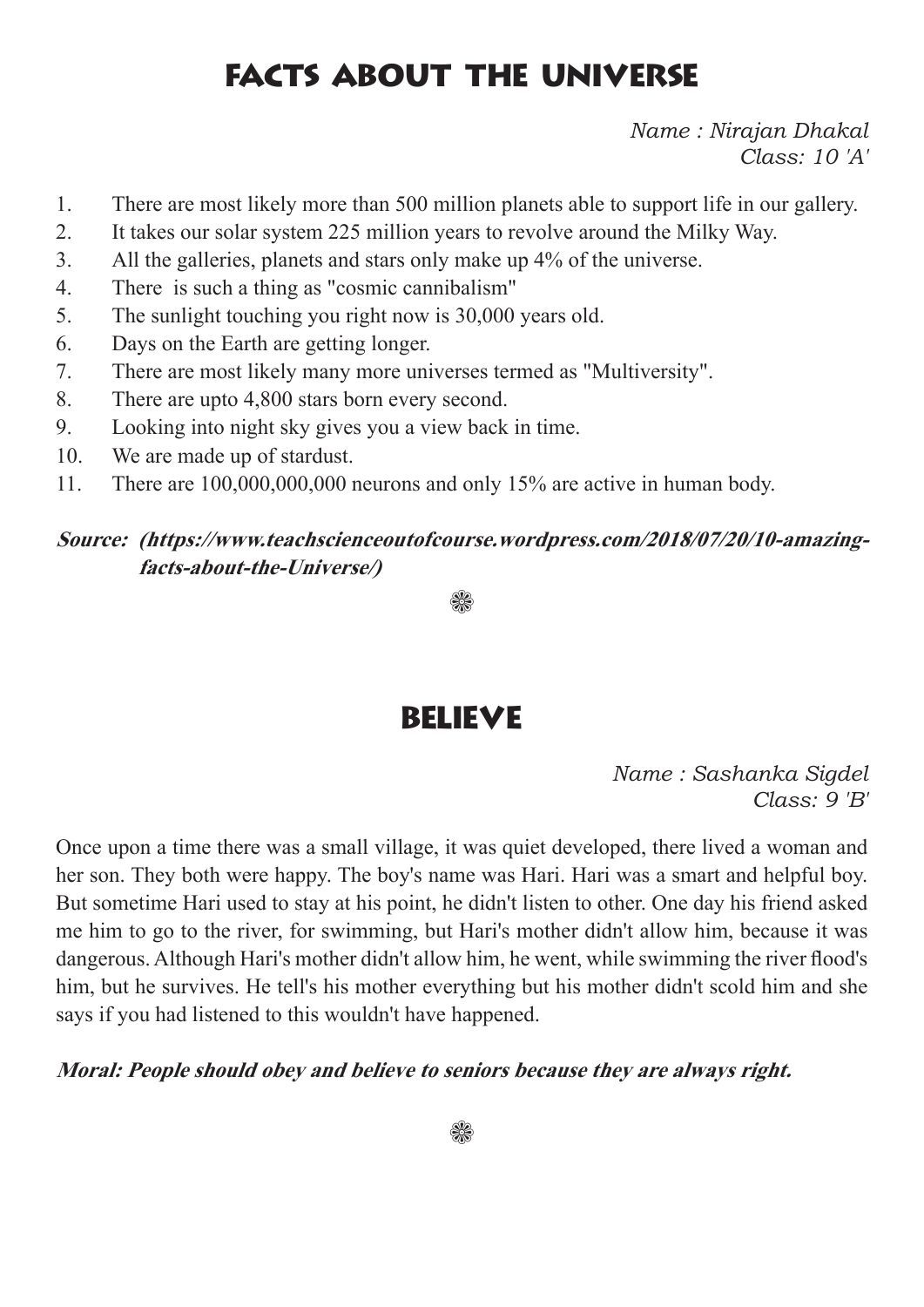# FACTS ABOUT THE UNIVERSE

*Name : Nirajan Dhakal*
*Class: 10 'A'*

1. There are most likely more than 500 million planets able to support life in our gallery.
2. It takes our solar system 225 million years to revolve around the Milky Way.
3. All the galleries, planets and stars only make up 4% of the universe.
4. There is such a thing as "cosmic cannibalism"
5. The sunlight touching you right now is 30,000 years old.
6. Days on the Earth are getting longer.
7. There are most likely many more universes termed as "Multiversity".
8. There are upto 4,800 stars born every second.
9. Looking into night sky gives you a view back in time.
10. We are made up of stardust.
11. There are 100,000,000,000 neurons and only 15% are active in human body.

***Source: (https://www.teachscienceoutofcourse.wordpress.com/2018/07/20/10-amazing-facts-about-the-Universe/)***

❃

# BELIEVE

*Name : Sashanka Sigdel*
*Class: 9 'B'*

Once upon a time there was a small village, it was quiet developed, there lived a woman and her son. They both were happy. The boy's name was Hari. Hari was a smart and helpful boy. But sometime Hari used to stay at his point, he didn't listen to other. One day his friend asked me him to go to the river, for swimming, but Hari's mother didn't allow him, because it was dangerous. Although Hari's mother didn't allow him, he went, while swimming the river flood's him, but he survives. He tell's his mother everything but his mother didn't scold him and she says if you had listened to this wouldn't have happened.

***Moral: People should obey and believe to seniors because they are always right.***

❃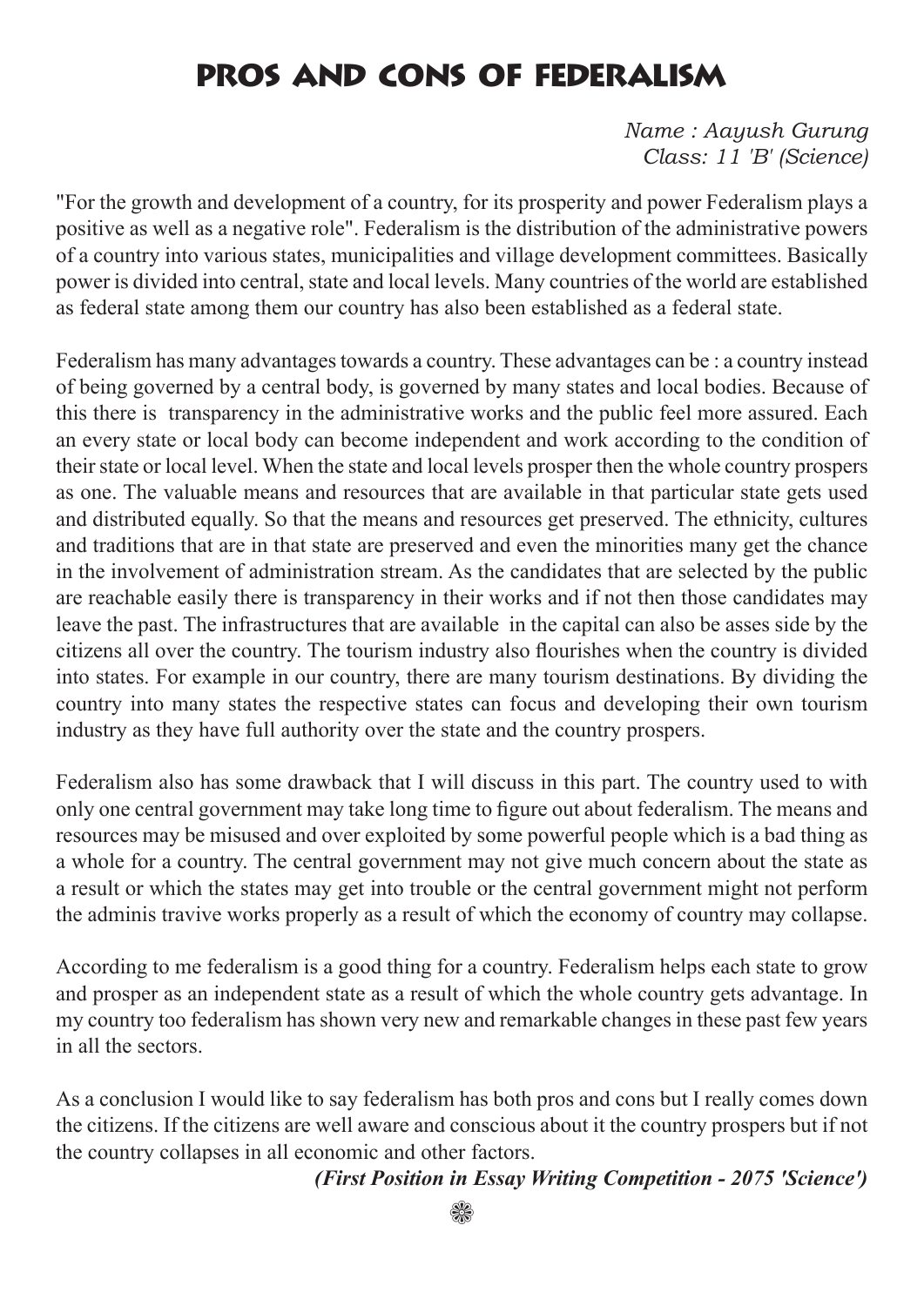# PROS AND CONS OF FEDERALISM

*Name : Aayush Gurung*
*Class: 11 'B' (Science)*

"For the growth and development of a country, for its prosperity and power Federalism plays a positive as well as a negative role". Federalism is the distribution of the administrative powers of a country into various states, municipalities and village development committees. Basically power is divided into central, state and local levels. Many countries of the world are established as federal state among them our country has also been established as a federal state.

Federalism has many advantages towards a country. These advantages can be : a country instead of being governed by a central body, is governed by many states and local bodies. Because of this there is transparency in the administrative works and the public feel more assured. Each an every state or local body can become independent and work according to the condition of their state or local level. When the state and local levels prosper then the whole country prospers as one. The valuable means and resources that are available in that particular state gets used and distributed equally. So that the means and resources get preserved. The ethnicity, cultures and traditions that are in that state are preserved and even the minorities many get the chance in the involvement of administration stream. As the candidates that are selected by the public are reachable easily there is transparency in their works and if not then those candidates may leave the past. The infrastructures that are available in the capital can also be asses side by the citizens all over the country. The tourism industry also flourishes when the country is divided into states. For example in our country, there are many tourism destinations. By dividing the country into many states the respective states can focus and developing their own tourism industry as they have full authority over the state and the country prospers.

Federalism also has some drawback that I will discuss in this part. The country used to with only one central government may take long time to figure out about federalism. The means and resources may be misused and over exploited by some powerful people which is a bad thing as a whole for a country. The central government may not give much concern about the state as a result or which the states may get into trouble or the central government might not perform the adminis travive works properly as a result of which the economy of country may collapse.

According to me federalism is a good thing for a country. Federalism helps each state to grow and prosper as an independent state as a result of which the whole country gets advantage. In my country too federalism has shown very new and remarkable changes in these past few years in all the sectors.

As a conclusion I would like to say federalism has both pros and cons but I really comes down the citizens. If the citizens are well aware and conscious about it the country prospers but if not the country collapses in all economic and other factors.

***(First Position in Essay Writing Competition - 2075 'Science')***

❀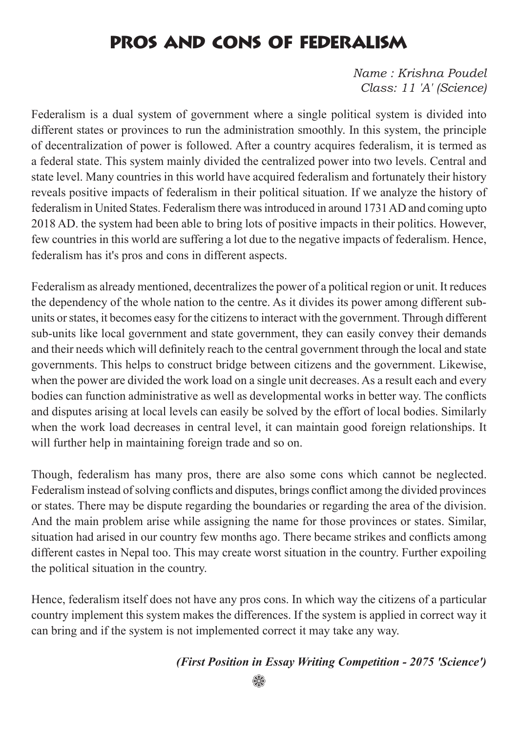# PROS AND CONS OF FEDERALISM

*Name : Krishna Poudel*
*Class: 11 'A' (Science)*

Federalism is a dual system of government where a single political system is divided into different states or provinces to run the administration smoothly. In this system, the principle of decentralization of power is followed. After a country acquires federalism, it is termed as a federal state. This system mainly divided the centralized power into two levels. Central and state level. Many countries in this world have acquired federalism and fortunately their history reveals positive impacts of federalism in their political situation. If we analyze the history of federalism in United States. Federalism there was introduced in around 1731 AD and coming upto 2018 AD. the system had been able to bring lots of positive impacts in their politics. However, few countries in this world are suffering a lot due to the negative impacts of federalism. Hence, federalism has it's pros and cons in different aspects.

Federalism as already mentioned, decentralizes the power of a political region or unit. It reduces the dependency of the whole nation to the centre. As it divides its power among different sub-units or states, it becomes easy for the citizens to interact with the government. Through different sub-units like local government and state government, they can easily convey their demands and their needs which will definitely reach to the central government through the local and state governments. This helps to construct bridge between citizens and the government. Likewise, when the power are divided the work load on a single unit decreases. As a result each and every bodies can function administrative as well as developmental works in better way. The conflicts and disputes arising at local levels can easily be solved by the effort of local bodies. Similarly when the work load decreases in central level, it can maintain good foreign relationships. It will further help in maintaining foreign trade and so on.

Though, federalism has many pros, there are also some cons which cannot be neglected. Federalism instead of solving conflicts and disputes, brings conflict among the divided provinces or states. There may be dispute regarding the boundaries or regarding the area of the division. And the main problem arise while assigning the name for those provinces or states. Similar, situation had arised in our country few months ago. There became strikes and conflicts among different castes in Nepal too. This may create worst situation in the country. Further expoiling the political situation in the country.

Hence, federalism itself does not have any pros cons. In which way the citizens of a particular country implement this system makes the differences. If the system is applied in correct way it can bring and if the system is not implemented correct it may take any way.

***(First Position in Essay Writing Competition - 2075 'Science')***

❁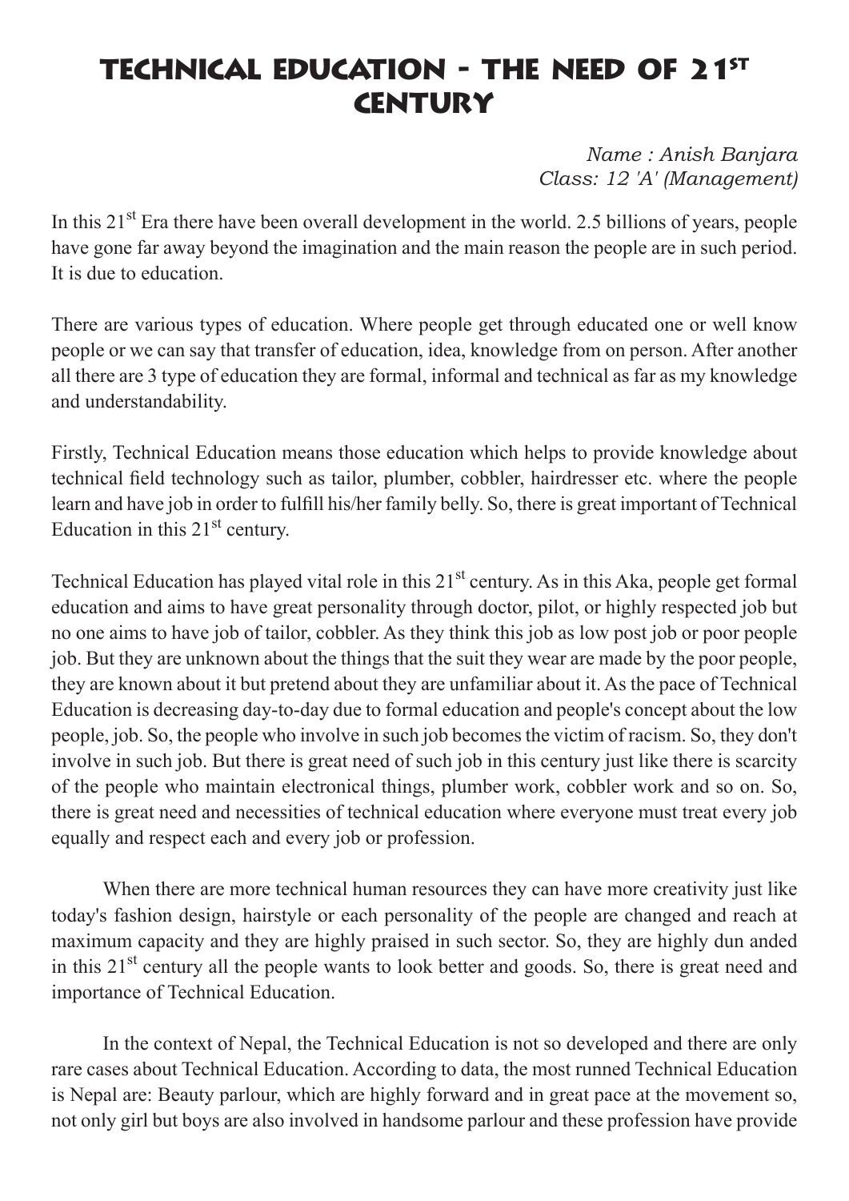# TECHNICAL EDUCATION - THE NEED OF 21ST CENTURY

*Name : Anish Banjara*
*Class: 12 'A' (Management)*

In this 21st Era there have been overall development in the world. 2.5 billions of years, people have gone far away beyond the imagination and the main reason the people are in such period. It is due to education.

There are various types of education. Where people get through educated one or well know people or we can say that transfer of education, idea, knowledge from on person. After another all there are 3 type of education they are formal, informal and technical as far as my knowledge and understandability.

Firstly, Technical Education means those education which helps to provide knowledge about technical field technology such as tailor, plumber, cobbler, hairdresser etc. where the people learn and have job in order to fulfill his/her family belly. So, there is great important of Technical Education in this 21st century.

Technical Education has played vital role in this 21st century. As in this Aka, people get formal education and aims to have great personality through doctor, pilot, or highly respected job but no one aims to have job of tailor, cobbler. As they think this job as low post job or poor people job. But they are unknown about the things that the suit they wear are made by the poor people, they are known about it but pretend about they are unfamiliar about it. As the pace of Technical Education is decreasing day-to-day due to formal education and people's concept about the low people, job. So, the people who involve in such job becomes the victim of racism. So, they don't involve in such job. But there is great need of such job in this century just like there is scarcity of the people who maintain electronical things, plumber work, cobbler work and so on. So, there is great need and necessities of technical education where everyone must treat every job equally and respect each and every job or profession.

When there are more technical human resources they can have more creativity just like today's fashion design, hairstyle or each personality of the people are changed and reach at maximum capacity and they are highly praised in such sector. So, they are highly dun anded in this 21st century all the people wants to look better and goods. So, there is great need and importance of Technical Education.

In the context of Nepal, the Technical Education is not so developed and there are only rare cases about Technical Education. According to data, the most runned Technical Education is Nepal are: Beauty parlour, which are highly forward and in great pace at the movement so, not only girl but boys are also involved in handsome parlour and these profession have provide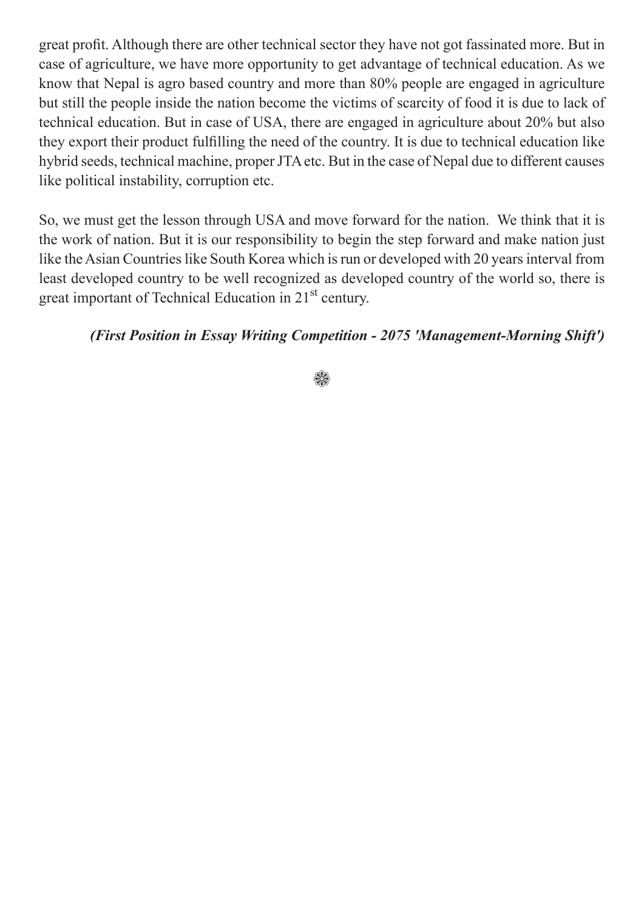great profit. Although there are other technical sector they have not got fassinated more. But in case of agriculture, we have more opportunity to get advantage of technical education. As we know that Nepal is agro based country and more than 80% people are engaged in agriculture but still the people inside the nation become the victims of scarcity of food it is due to lack of technical education. But in case of USA, there are engaged in agriculture about 20% but also they export their product fulfilling the need of the country. It is due to technical education like hybrid seeds, technical machine, proper JTA etc. But in the case of Nepal due to different causes like political instability, corruption etc.

So, we must get the lesson through USA and move forward for the nation. We think that it is the work of nation. But it is our responsibility to begin the step forward and make nation just like the Asian Countries like South Korea which is run or developed with 20 years interval from least developed country to be well recognized as developed country of the world so, there is great important of Technical Education in 21st century.

***(First Position in Essay Writing Competition - 2075 'Management-Morning Shift')***

❀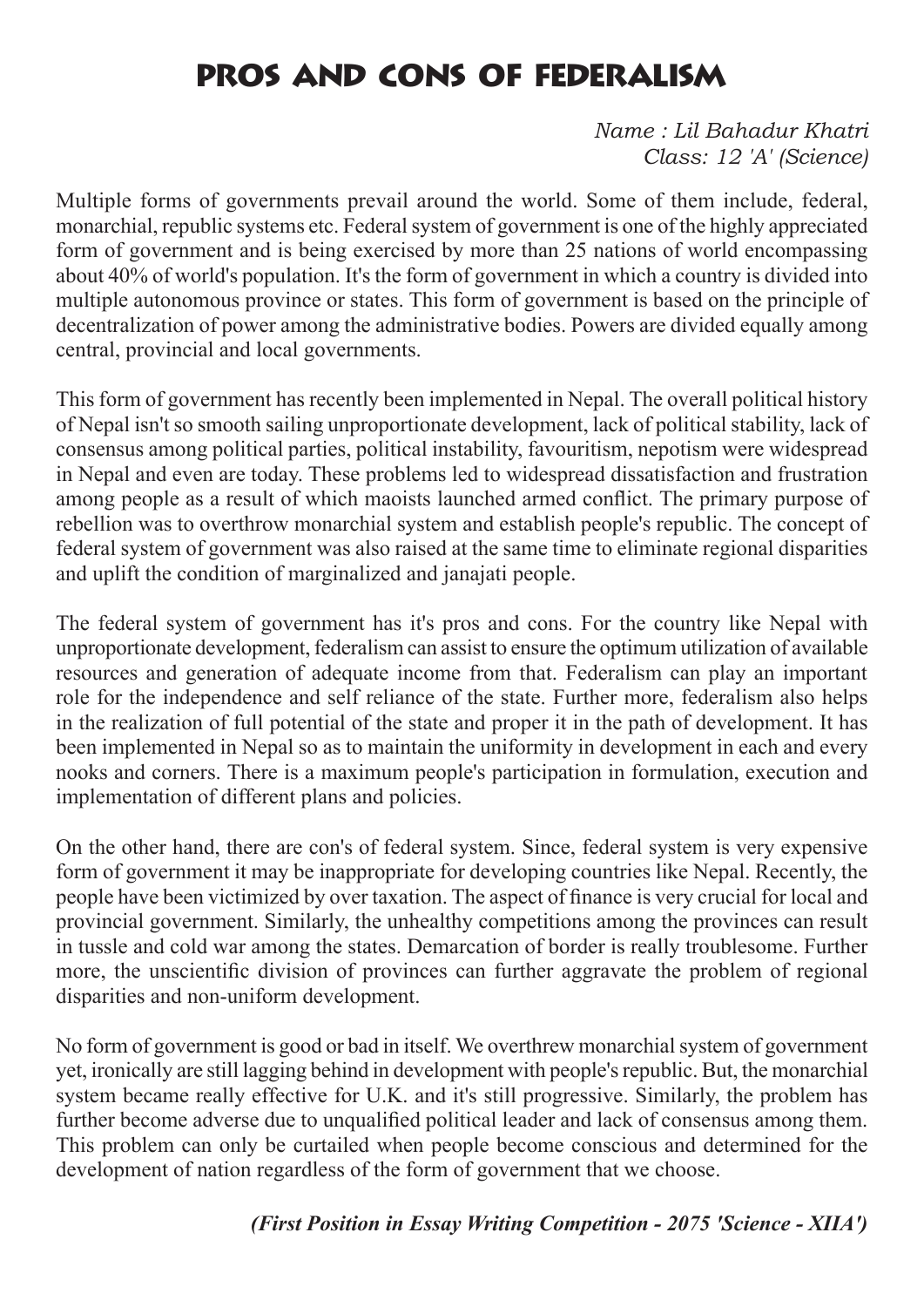# PROS AND CONS OF FEDERALISM

*Name : Lil Bahadur Khatri*
*Class: 12 'A' (Science)*

Multiple forms of governments prevail around the world. Some of them include, federal, monarchial, republic systems etc. Federal system of government is one of the highly appreciated form of government and is being exercised by more than 25 nations of world encompassing about 40% of world's population. It's the form of government in which a country is divided into multiple autonomous province or states. This form of government is based on the principle of decentralization of power among the administrative bodies. Powers are divided equally among central, provincial and local governments.

This form of government has recently been implemented in Nepal. The overall political history of Nepal isn't so smooth sailing unproportionate development, lack of political stability, lack of consensus among political parties, political instability, favouritism, nepotism were widespread in Nepal and even are today. These problems led to widespread dissatisfaction and frustration among people as a result of which maoists launched armed conflict. The primary purpose of rebellion was to overthrow monarchial system and establish people's republic. The concept of federal system of government was also raised at the same time to eliminate regional disparities and uplift the condition of marginalized and janajati people.

The federal system of government has it's pros and cons. For the country like Nepal with unproportionate development, federalism can assist to ensure the optimum utilization of available resources and generation of adequate income from that. Federalism can play an important role for the independence and self reliance of the state. Further more, federalism also helps in the realization of full potential of the state and proper it in the path of development. It has been implemented in Nepal so as to maintain the uniformity in development in each and every nooks and corners. There is a maximum people's participation in formulation, execution and implementation of different plans and policies.

On the other hand, there are con's of federal system. Since, federal system is very expensive form of government it may be inappropriate for developing countries like Nepal. Recently, the people have been victimized by over taxation. The aspect of finance is very crucial for local and provincial government. Similarly, the unhealthy competitions among the provinces can result in tussle and cold war among the states. Demarcation of border is really troublesome. Further more, the unscientific division of provinces can further aggravate the problem of regional disparities and non-uniform development.

No form of government is good or bad in itself. We overthrew monarchial system of government yet, ironically are still lagging behind in development with people's republic. But, the monarchial system became really effective for U.K. and it's still progressive. Similarly, the problem has further become adverse due to unqualified political leader and lack of consensus among them. This problem can only be curtailed when people become conscious and determined for the development of nation regardless of the form of government that we choose.

***(First Position in Essay Writing Competition - 2075 'Science - XIIA')***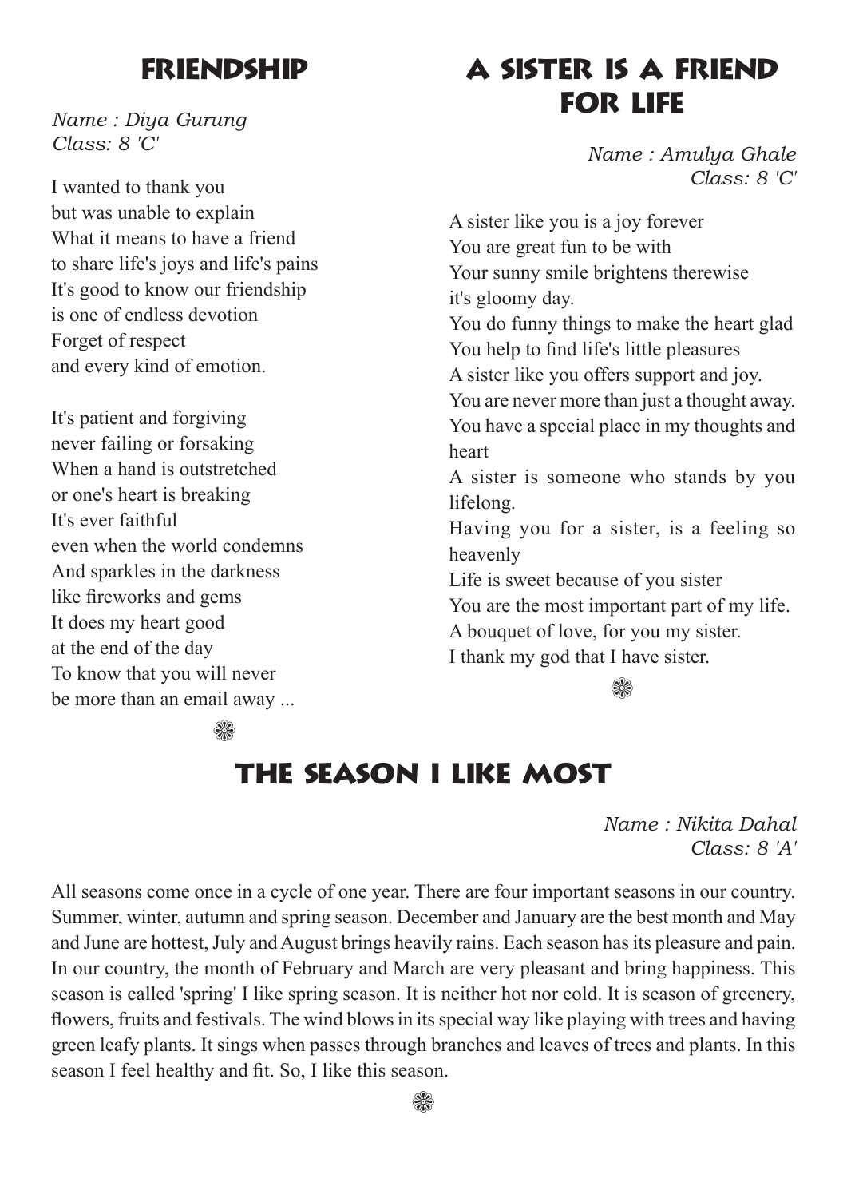## Friendship

*Name : Diya Gurung*
*Class: 8 'C'*

I wanted to thank you
but was unable to explain
What it means to have a friend
to share life's joys and life's pains
It's good to know our friendship
is one of endless devotion
Forget of respect
and every kind of emotion.

It's patient and forgiving
never failing or forsaking
When a hand is outstretched
or one's heart is breaking
It's ever faithful
even when the world condemns
And sparkles in the darkness
like fireworks and gems
It does my heart good
at the end of the day
To know that you will never
be more than an email away ...

❁

## A Sister is a Friend for Life

*Name : Amulya Ghale*
*Class: 8 'C'*

A sister like you is a joy forever
You are great fun to be with
Your sunny smile brightens therewise
it's gloomy day.
You do funny things to make the heart glad
You help to find life's little pleasures
A sister like you offers support and joy.
You are never more than just a thought away.
You have a special place in my thoughts and heart
A sister is someone who stands by you lifelong.
Having you for a sister, is a feeling so heavenly
Life is sweet because of you sister
You are the most important part of my life.
A bouquet of love, for you my sister.
I thank my god that I have sister.

❁

## The Season I Like Most

*Name : Nikita Dahal*
*Class: 8 'A'*

All seasons come once in a cycle of one year. There are four important seasons in our country. Summer, winter, autumn and spring season. December and January are the best month and May and June are hottest, July and August brings heavily rains. Each season has its pleasure and pain. In our country, the month of February and March are very pleasant and bring happiness. This season is called 'spring' I like spring season. It is neither hot nor cold. It is season of greenery, flowers, fruits and festivals. The wind blows in its special way like playing with trees and having green leafy plants. It sings when passes through branches and leaves of trees and plants. In this season I feel healthy and fit. So, I like this season.

❁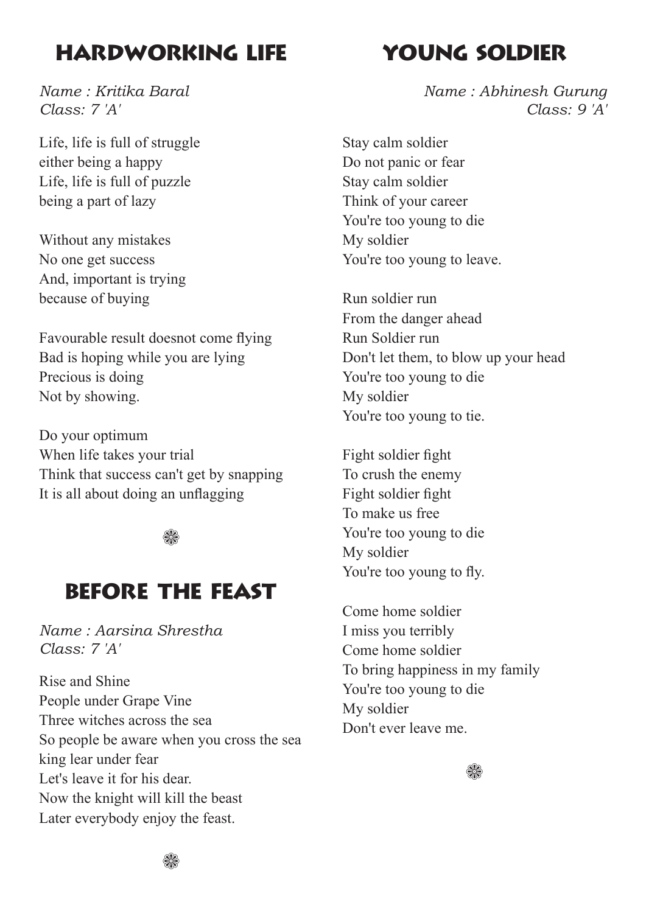## Hardworking Life

*Name : Kritika Baral*
*Class: 7 'A'*

Life, life is full of struggle
either being a happy
Life, life is full of puzzle
being a part of lazy

Without any mistakes
No one get success
And, important is trying
because of buying

Favourable result doesnot come flying
Bad is hoping while you are lying
Precious is doing
Not by showing.

Do your optimum
When life takes your trial
Think that success can't get by snapping
It is all about doing an unflagging

❁

## Before the Feast

*Name : Aarsina Shrestha*
*Class: 7 'A'*

Rise and Shine
People under Grape Vine
Three witches across the sea
So people be aware when you cross the sea
king lear under fear
Let's leave it for his dear.
Now the knight will kill the beast
Later everybody enjoy the feast.

❁

## Young Soldier

*Name : Abhinesh Gurung*
*Class: 9 'A'*

Stay calm soldier
Do not panic or fear
Stay calm soldier
Think of your career
You're too young to die
My soldier
You're too young to leave.

Run soldier run
From the danger ahead
Run Soldier run
Don't let them, to blow up your head
You're too young to die
My soldier
You're too young to tie.

Fight soldier fight
To crush the enemy
Fight soldier fight
To make us free
You're too young to die
My soldier
You're too young to fly.

Come home soldier
I miss you terribly
Come home soldier
To bring happiness in my family
You're too young to die
My soldier
Don't ever leave me.

❁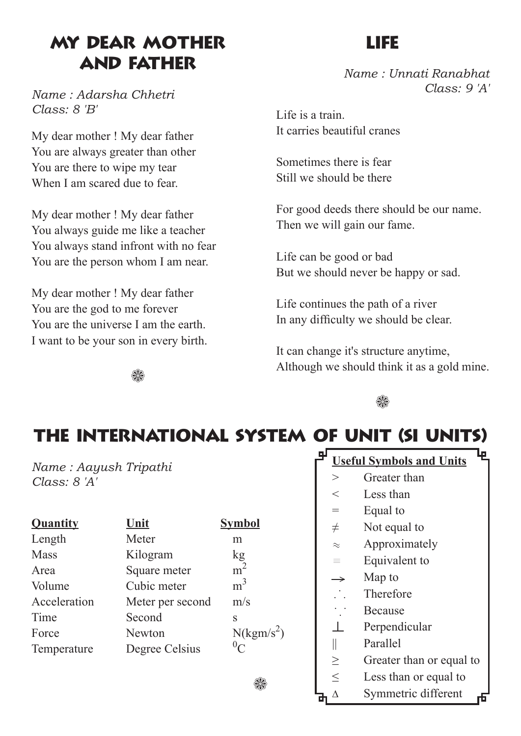# MY DEAR MOTHER AND FATHER

*Name : Adarsha Chhetri*
*Class: 8 'B'*

My dear mother ! My dear father
You are always greater than other
You are there to wipe my tear
When I am scared due to fear.

My dear mother ! My dear father
You always guide me like a teacher
You always stand infront with no fear
You are the person whom I am near.

My dear mother ! My dear father
You are the god to me forever
You are the universe I am the earth.
I want to be your son in every birth.

❁

# LIFE

*Name : Unnati Ranabhat*
*Class: 9 'A'*

Life is a train.
It carries beautiful cranes

Sometimes there is fear
Still we should be there

For good deeds there should be our name.
Then we will gain our fame.

Life can be good or bad
But we should never be happy or sad.

Life continues the path of a river
In any difficulty we should be clear.

It can change it's structure anytime,
Although we should think it as a gold mine.

❁

# THE INTERNATIONAL SYSTEM OF UNIT (SI UNITS)

*Name : Aayush Tripathi*
*Class: 8 'A'*

| **Quantity** | **Unit** | **Symbol** |
|---|---|---|
| Length | Meter | m |
| Mass | Kilogram | kg |
| Area | Square meter | $m^2$ |
| Volume | Cubic meter | $m^3$ |
| Acceleration | Meter per second | m/s |
| Time | Second | s |
| Force | Newton | $N(kgm/s^2)$ |
| Temperature | Degree Celsius | $^0C$ |

❁

**Useful Symbols and Units**

| Symbol | Meaning |
|---|---|
| $>$ | Greater than |
| $<$ | Less than |
| $=$ | Equal to |
| $\neq$ | Not equal to |
| $\approx$ | Approximately |
| $\equiv$ | Equivalent to |
| $\rightarrow$ | Map to |
| $\therefore$ | Therefore |
| $\because$ | Because |
| $\perp$ | Perpendicular |
| $\parallel$ | Parallel |
| $\geq$ | Greater than or equal to |
| $\leq$ | Less than or equal to |
| $\Delta$ | Symmetric different |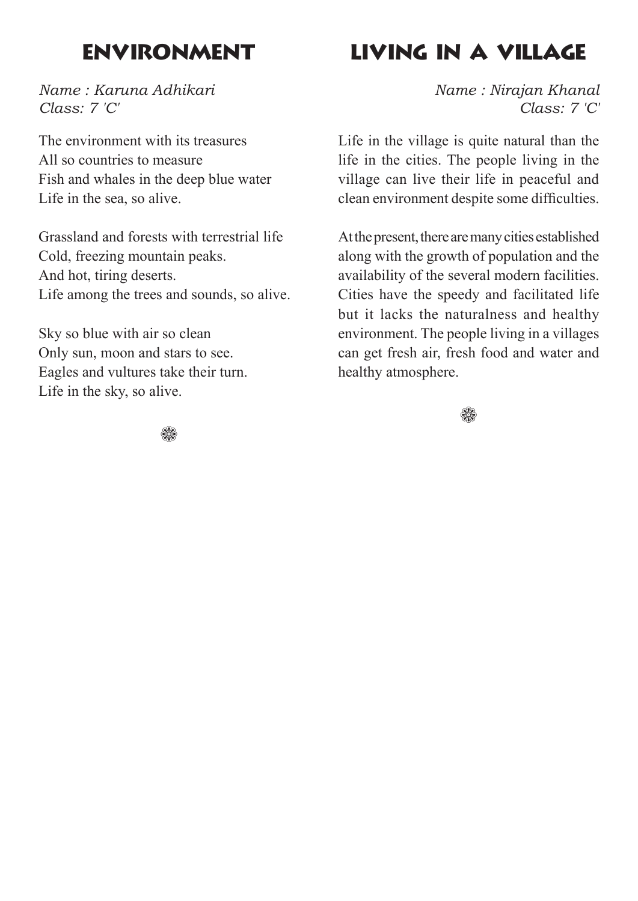# ENVIRONMENT

*Name : Karuna Adhikari*
*Class: 7 'C'*

The environment with its treasures
All so countries to measure
Fish and whales in the deep blue water
Life in the sea, so alive.

Grassland and forests with terrestrial life
Cold, freezing mountain peaks.
And hot, tiring deserts.
Life among the trees and sounds, so alive.

Sky so blue with air so clean
Only sun, moon and stars to see.
Eagles and vultures take their turn.
Life in the sky, so alive.

❁

# LIVING IN A VILLAGE

*Name : Nirajan Khanal*
*Class: 7 'C'*

Life in the village is quite natural than the life in the cities. The people living in the village can live their life in peaceful and clean environment despite some difficulties.

At the present, there are many cities established along with the growth of population and the availability of the several modern facilities. Cities have the speedy and facilitated life but it lacks the naturalness and healthy environment. The people living in a villages can get fresh air, fresh food and water and healthy atmosphere.

❁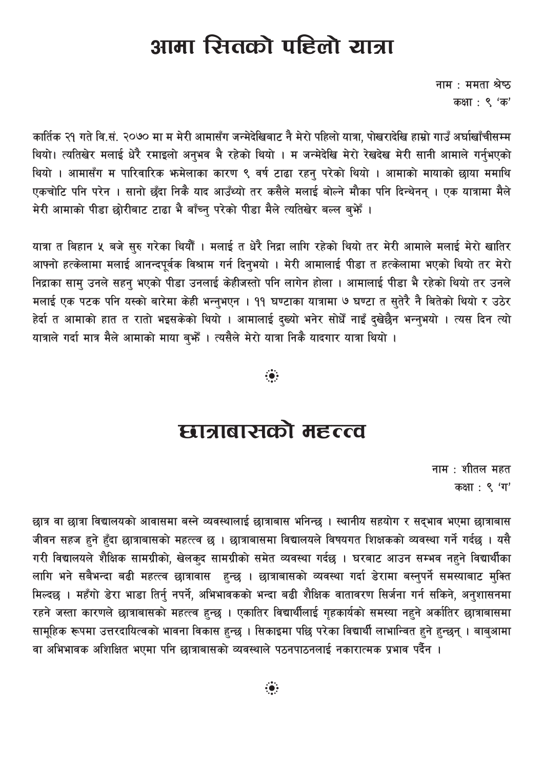# आमा सितको पहिलो यात्रा

नाम : ममता श्रेष्ठ
कक्षा : ९ 'क'

कार्तिक २१ गते वि.सं. २०७० मा म मेरी आमासँग जन्मेदेखिबाट नै मेरो पहिलो यात्रा, पोखरादेखि हाम्रो गाउँ अर्घाखाँचीसम्म थियो। त्यतिखेर मलाई धेरै रमाइलो अनुभव भै रहेको थियो । म जन्मेदेखि मेरो रेखदेख मेरी सानी आमाले गर्नुभएको थियो । आमासँग म पारिवारिक झमेलाका कारण ९ वर्ष टाढा रहनु परेको थियो । आमाको मायाको छाया ममाथि एकचोटि पनि परेन । सानो छँदा निकै याद आउँथ्यो तर कसैले मलाई बोल्ने मौका पनि दिन्थेनन् । एक यात्रामा मैले मेरी आमाको पीडा छोरीबाट टाढा भै बाँच्नु परेको पीडा मैले त्यतिखेर बल्ल बुझेँ ।

यात्रा त बिहान ५ बजे सुरु गरेका थियौँ । मलाई त धेरै निद्रा लागि रहेको थियो तर मेरी आमाले मलाई मेरो खातिर आफ्नो हत्केलामा मलाई आनन्दपूर्वक विश्राम गर्न दिनुभयो । मेरी आमालाई पीडा त हत्केलामा भएको थियो तर मेरो निद्राका सामु उनले सहनु भएको पीडा उनलाई केहीजस्तो पनि लागेन होला । आमालाई पीडा भै रहेको थियो तर उनले मलाई एक पटक पनि यस्को बारेमा केही भन्नुभएन । ११ घण्टाका यात्रामा ७ घण्टा त सुतेरै नै बितेको थियो र उठेर हेर्दा त आमाको हात त रातो भइसकेको थियो । आमालाई दुख्यो भनेर सोधेँ नाइँ दुखेछैन भन्नुभयो । त्यस दिन त्यो यात्राले गर्दा मात्र मैले आमाको माया बुझेँ । त्यसैले मेरो यात्रा निकै यादगार यात्रा थियो ।

# छात्राबासको महत्व

नाम : शीतल महत
कक्षा : ९ 'ग'

छात्र वा छात्रा विद्यालयको आवासमा बस्ने व्यवस्थालाई छात्राबास भनिन्छ । स्थानीय सहयोग र सद्भाव भएमा छात्राबास जीवन सहज हुने हुँदा छात्राबासको महत्त्व छ । छात्राबासमा विद्यालयले विषयगत शिक्षकको व्यवस्था गर्ने गर्दछ । यसै गरी विद्यालयले शैक्षिक सामग्रीको, खेलकुद सामग्रीको समेत व्यवस्था गर्दछ । घरबाट आउन सम्भव नहुने विद्यार्थीका लागि भने सबैभन्दा बढी महत्त्व छात्रावास हुन्छ । छात्राबासको व्यवस्था गर्दा डेरामा बस्नुपर्ने समस्याबाट मुक्ति मिल्दछ । महँगो डेरा भाडा तिर्नु नपर्ने, अभिभावकको भन्दा बढी शैक्षिक वातावरण सिर्जना गर्न सकिने, अनुशासनमा रहने जस्ता कारणले छात्राबासको महत्त्व हुन्छ । एकातिर विद्यार्थीलाई गृहकार्यको समस्या नहुने अर्कातिर छात्राबासमा सामूहिक रूपमा उत्तरदायित्वको भावना विकास हुन्छ । सिकाइमा पछि परेका विद्यार्थी लाभान्वित हुने हुन्छन् । बाबुआमा वा अभिभावक अशिक्षित भएमा पनि छात्राबासको व्यवस्थाले पठनपाठनलाई नकारात्मक प्रभाव पर्दैन ।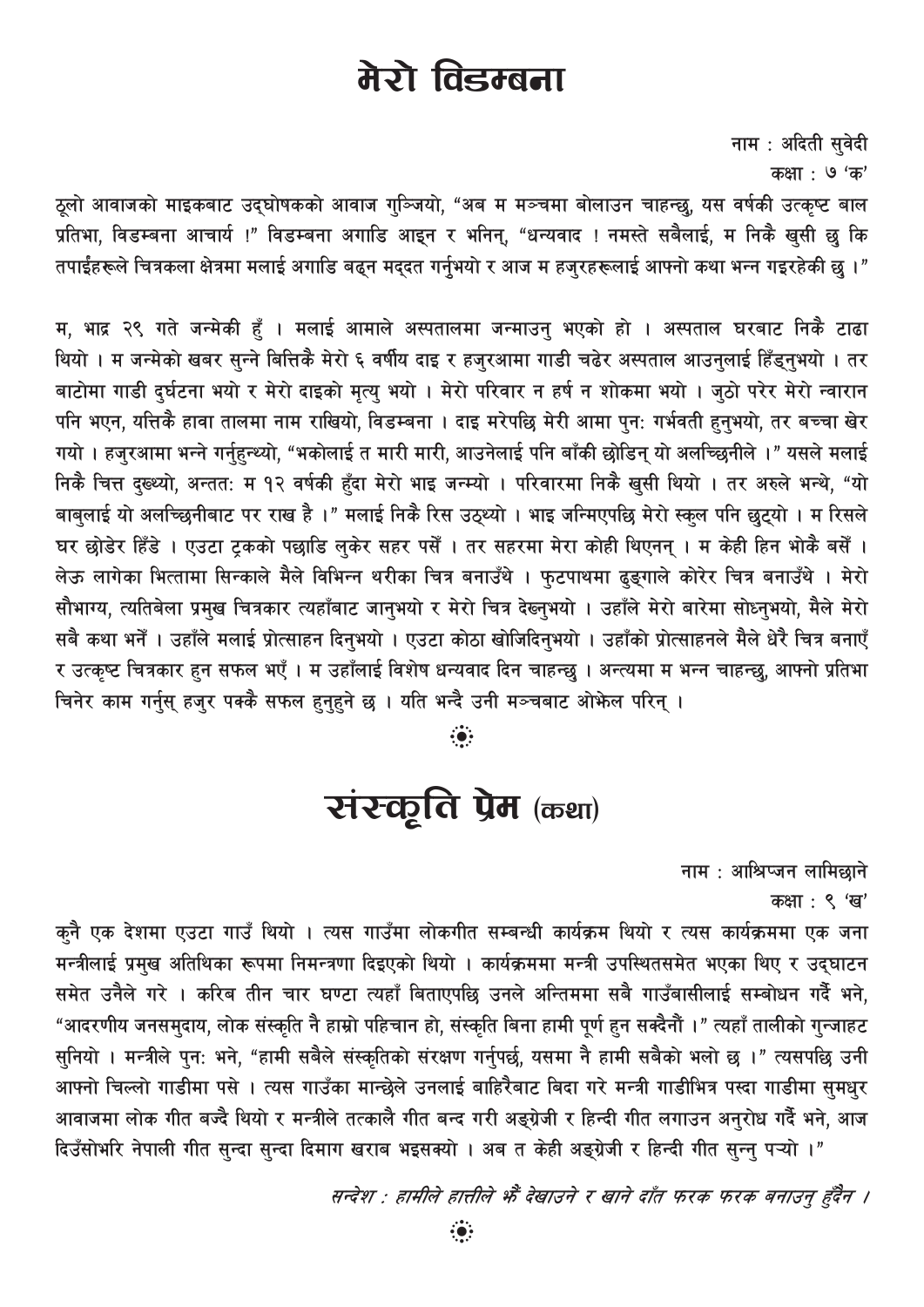# मेरो विडम्बना

नाम : अदिती सुवेदी

कक्षा : ७ 'क'

ठूलो आवाजको माइकबाट उद्घोषकको आवाज गुञ्जियो, "अब म मञ्चमा बोलाउन चाहन्छु, यस वर्षकी उत्कृष्ट बाल प्रतिभा, विडम्बना आचार्य !" विडम्बना अगाडि आइन् र भनिन्, "धन्यवाद ! नमस्ते सबैलाई, म निकै खुसी छु कि तपाईंहरूले चित्रकला क्षेत्रमा मलाई अगाडि बढ्न मद्दत गर्नुभयो र आज म हजुरहरूलाई आफ्नो कथा भन्न गइरहेकी छु ।"

म, भाद्र २९ गते जन्मेकी हुँ । मलाई आमाले अस्पतालमा जन्माउनु भएको हो । अस्पताल घरबाट निकै टाढा थियो । म जन्मेको खबर सुन्ने बित्तिकै मेरो ६ वर्षीय दाइ र हजुरआमा गाडी चढेर अस्पताल आउनुलाई हिँड्नुभयो । तर बाटोमा गाडी दुर्घटना भयो र मेरो दाइको मृत्यु भयो । मेरो परिवार न हर्ष न शोकमा भयो । जुठो परेर मेरो न्वारान पनि भएन, यत्तिकै हावा तालमा नाम राखियो, विडम्बना । दाइ मरेपछि मेरी आमा पुन: गर्भवती हुनुभयो, तर बच्चा खेर गयो । हजुरआमा भन्ने गर्नुहुन्थ्यो, "भकोलाई त मारी मारी, आउनेलाई पनि बाँकी छोडिन् यो अलच्छिनीले ।" यसले मलाई निकै चित्त दुख्थ्यो, अन्तत: म १२ वर्षकी हुँदा मेरो भाइ जन्म्यो । परिवारमा निकै खुसी थियो । तर अरुले भन्थे, "यो बाबुलाई यो अलच्छिनीबाट पर राख है ।" मलाई निकै रिस उठ्थ्यो । भाइ जन्मिएपछि मेरो स्कुल पनि छुट्यो । म रिसले घर छोडेर हिँडे । एउटा ट्रकको पछाडि लुकेर सहर पसेँ । तर सहरमा मेरा कोही थिएनन् । म केही हिन भोकै बसेँ । लेऊ लागेका भित्तामा सिन्काले मैले विभिन्न थरीका चित्र बनाउँथे । फुटपाथमा ढुङ्गाले कोरेर चित्र बनाउँथे । मेरो सौभाग्य, त्यतिबेला प्रमुख चित्रकार त्यहाँबाट जानुभयो र मेरो चित्र देख्नुभयो । उहाँले मेरो बारेमा सोध्नुभयो, मैले मेरो सबै कथा भनेँ । उहाँले मलाई प्रोत्साहन दिनुभयो । एउटा कोठा खोजिदिनुभयो । उहाँको प्रोत्साहनले मैले धेरै चित्र बनाएँ र उत्कृष्ट चित्रकार हुन सफल भएँ । म उहाँलाई विशेष धन्यवाद दिन चाहन्छु । अन्त्यमा म भन्न चाहन्छु, आफ्नो प्रतिभा चिनेर काम गर्नुस् हजुर पक्कै सफल हुनुहुने छ । यति भन्दै उनी मञ्चबाट ओझेल परिन् ।

# संस्कृति प्रेम (कथा)

नाम : आश्रिप्जन लामिछाने

कक्षा : ९ 'ख'

कुनै एक देशमा एउटा गाउँ थियो । त्यस गाउँमा लोकगीत सम्बन्धी कार्यक्रम थियो र त्यस कार्यक्रममा एक जना मन्त्रीलाई प्रमुख अतिथिका रूपमा निमन्त्रणा दिइएको थियो । कार्यक्रममा मन्त्री उपस्थितसमेत भएका थिए र उद्घाटन समेत उनैले गरे । करिब तीन चार घण्टा त्यहाँ बिताएपछि उनले अन्तिममा सबै गाउँबासीलाई सम्बोधन गर्दै भने, "आदरणीय जनसमुदाय, लोक संस्कृति नै हाम्रो पहिचान हो, संस्कृति बिना हामी पूर्ण हुन सक्दैनौं ।" त्यहाँ तालीको गुन्जाहट सुनियो । मन्त्रीले पुन: भने, "हामी सबैले संस्कृतिको संरक्षण गर्नुपर्छ, यसमा नै हामी सबैको भलो छ ।" त्यसपछि उनी आफ्नो चिल्लो गाडीमा पसे । त्यस गाउँका मान्छेले उनलाई बाहिरैबाट बिदा गरे मन्त्री गाडीभित्र पस्दा गाडीमा सुमधुर आवाजमा लोक गीत बज्दै थियो र मन्त्रीले तत्कालै गीत बन्द गरी अङ्ग्रेजी र हिन्दी गीत लगाउन अनुरोध गर्दै भने, आज दिउँसोभरि नेपाली गीत सुन्दा सुन्दा दिमाग खराब भइसक्यो । अब त केही अङ्ग्रेजी र हिन्दी गीत सुन्नु पर्‍यो ।"

*सन्देश : हामीले हात्तीले झैं देखाउने र खाने दाँत फरक फरक बनाउनु हुँदैन ।*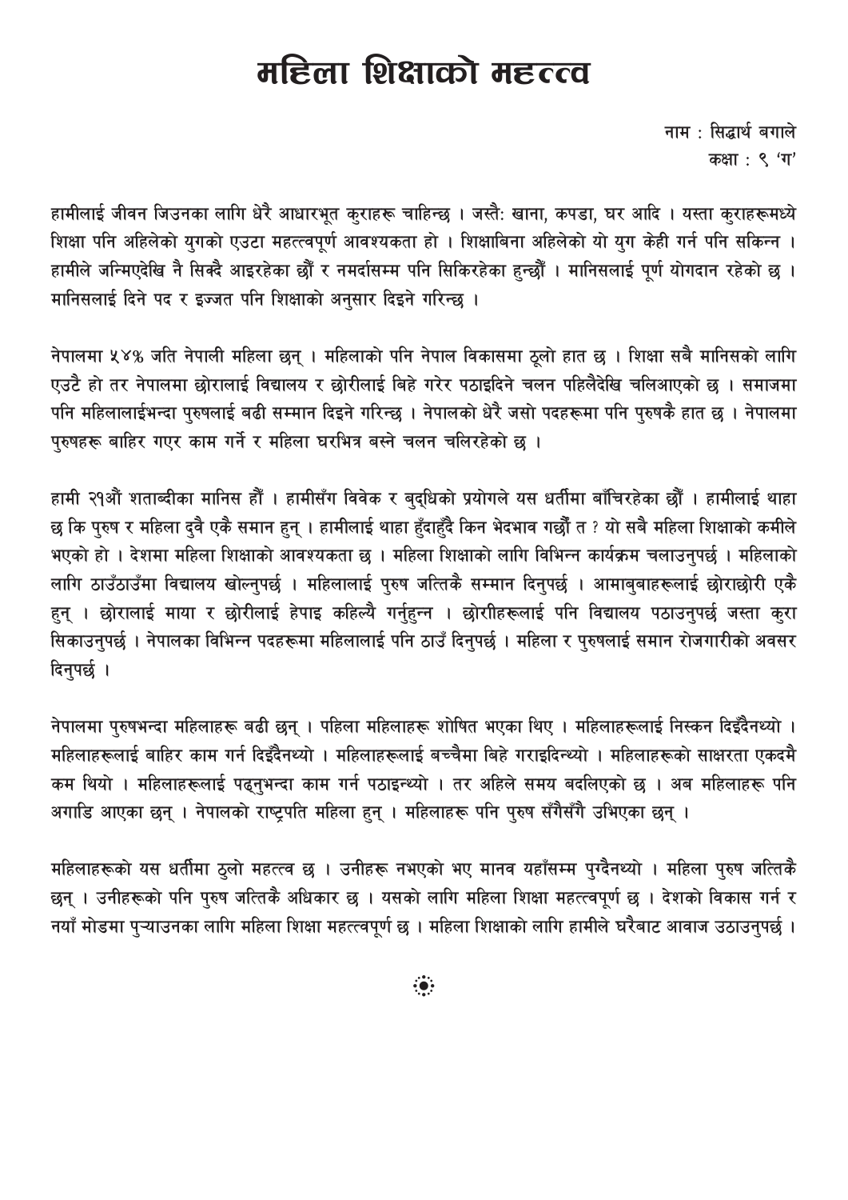# महिला शिक्षाको महत्त्व

नाम : सिद्धार्थ बगाले
कक्षा : ९ 'ग'

हामीलाई जीवन जिउनका लागि धेरै आधारभूत कुराहरू चाहिन्छ । जस्तै: खाना, कपडा, घर आदि । यस्ता कुराहरूमध्ये शिक्षा पनि अहिलेको युगको एउटा महत्त्वपूर्ण आवश्यकता हो । शिक्षाबिना अहिलेको यो युग केही गर्न पनि सकिन्न । हामीले जन्मिएदेखि नै सिक्दै आइरहेका छौँ र नमर्दासम्म पनि सिकिरहेका हुन्छौँ । मानिसलाई पूर्ण योगदान रहेको छ । मानिसलाई दिने पद र इज्जत पनि शिक्षाको अनुसार दिइने गरिन्छ ।

नेपालमा ५४% जति नेपाली महिला छन् । महिलाको पनि नेपाल विकासमा ठूलो हात छ । शिक्षा सबै मानिसको लागि एउटै हो तर नेपालमा छोरालाई विद्यालय र छोरीलाई बिहे गरेर पठाइदिने चलन पहिलैदेखि चलिआएको छ । समाजमा पनि महिलालाईभन्दा पुरुषलाई बढी सम्मान दिइने गरिन्छ । नेपालको धेरै जसो पदहरूमा पनि पुरुषकै हात छ । नेपालमा पुरुषहरू बाहिर गएर काम गर्ने र महिला घरभित्र बस्ने चलन चलिरहेको छ ।

हामी २१औं शताब्दीका मानिस हौं । हामीसँग विवेक र बुद्धिको प्रयोगले यस धर्तीमा बाँचिरहेका छौँ । हामीलाई थाहा छ कि पुरुष र महिला दुवै एकै समान हुन् । हामीलाई थाहा हुँदाहुँदै किन भेदभाव गर्छौं त ? यो सबै महिला शिक्षाको कमीले भएको हो । देशमा महिला शिक्षाको आवश्यकता छ । महिला शिक्षाको लागि विभिन्न कार्यक्रम चलाउनुपर्छ । महिलाको लागि ठाउँठाउँमा विद्यालय खोल्नुपर्छ । महिलालाई पुरुष जत्तिकै सम्मान दिनुपर्छ । आमाबुबाहरूलाई छोराछोरी एकै हुन् । छोरालाई माया र छोरीलाई हेपाइ कहिल्यै गर्नुहुन्न । छोरीहरूलाई पनि विद्यालय पठाउनुपर्छ जस्ता कुरा सिकाउनुपर्छ । नेपालका विभिन्न पदहरूमा महिलालाई पनि ठाउँ दिनुपर्छ । महिला र पुरुषलाई समान रोजगारीको अवसर दिनुपर्छ ।

नेपालमा पुरुषभन्दा महिलाहरू बढी छन् । पहिला महिलाहरू शोषित भएका थिए । महिलाहरूलाई निस्कन दिइँदैनथ्यो । महिलाहरूलाई बाहिर काम गर्न दिइँदैनथ्यो । महिलाहरूलाई बच्चैमा बिहे गराइदिन्थ्यो । महिलाहरूको साक्षरता एकदमै कम थियो । महिलाहरूलाई पढ्नुभन्दा काम गर्न पठाइन्थ्यो । तर अहिले समय बदलिएको छ । अब महिलाहरू पनि अगाडि आएका छन् । नेपालको राष्ट्रपति महिला हुन् । महिलाहरू पनि पुरुष सँगैसँगै उभिएका छन् ।

महिलाहरूको यस धर्तीमा ठुलो महत्त्व छ । उनीहरू नभएको भए मानव यहाँसम्म पुग्दैनथ्यो । महिला पुरुष जत्तिकै छन् । उनीहरूको पनि पुरुष जत्तिकै अधिकार छ । यसको लागि महिला शिक्षा महत्त्वपूर्ण छ । देशको विकास गर्न र नयाँ मोडमा पुऱ्याउनका लागि महिला शिक्षा महत्त्वपूर्ण छ । महिला शिक्षाको लागि हामीले घरैबाट आवाज उठाउनुपर्छ ।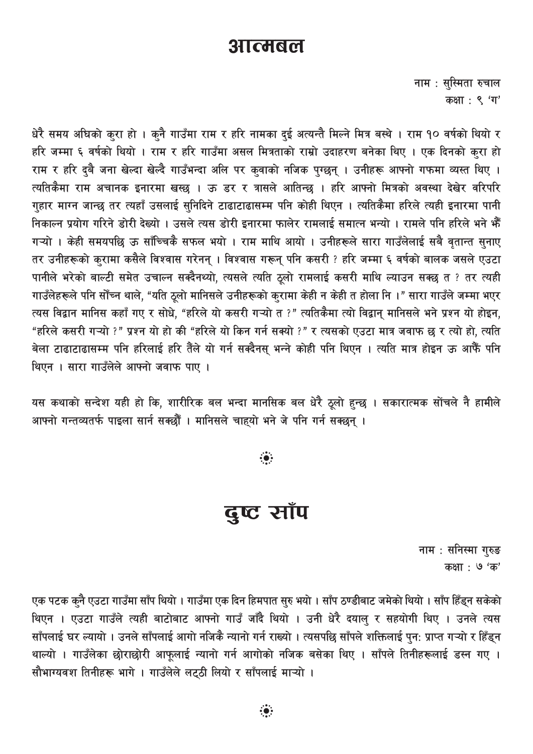# आत्मबल

नाम : सुस्मिता रुचाल
कक्षा : ९ 'ग'

धेरै समय अघिको कुरा हो । कुनै गाउँमा राम र हरि नामका दुई अत्यन्तै मिल्ने मित्र बस्थे । राम १० वर्षको थियो र हरि जम्मा ६ वर्षको थियो । राम र हरि गाउँमा असल मित्रताको राम्रो उदाहरण बनेका थिए । एक दिनको कुरा हो राम र हरि दुबै जना खेल्दा खेल्दै गाउँभन्दा अलि पर कुवाको नजिक पुग्छन् । उनीहरू आफ्नो गफमा व्यस्त थिए । त्यतिकैमा राम अचानक इनारमा खस्छ । ऊ डर र त्रासले आतिन्छ । हरि आफ्नो मित्रको अवस्था देखेर वरिपरि गुहार माग्न जान्छ तर त्यहाँ उसलाई सुनिदिने टाढाटाढासम्म पनि कोही थिएन । त्यतिकैमा हरिले त्यही इनारमा पानी निकाल्न प्रयोग गरिने डोरी देख्यो । उसले त्यस डोरी इनारमा फालेर रामलाई समात्न भन्यो । रामले पनि हरिले भने भैँ गऱ्यो । केही समयपछि ऊ साँच्चिकै सफल भयो । राम माथि आयो । उनीहरूले सारा गाउँलेलाई सबै वृतान्त सुनाए तर उनीहरूको कुरामा कसैले विश्वास गरेनन् । विश्वास गरून् पनि कसरी ? हरि जम्मा ६ वर्षको बालक जसले एउटा पानीले भरेको बाल्टी समेत उचाल्न सक्दैनथ्यो, त्यसले त्यति ठूलो रामलाई कसरी माथि ल्याउन सक्छ त ? तर त्यही गाउँलेहरूले पनि सोँच्न थाले, "यति ठूलो मानिसले उनीहरूको कुरामा केही न केही त होला नि ।" सारा गाउँले जम्मा भएर त्यस विद्वान मानिस कहाँ गए र सोधे, "हरिले यो कसरी गऱ्यो त ?" त्यतिकैमा त्यो विद्वान् मानिसले भने प्रश्न यो होइन, "हरिले कसरी गऱ्यो ?" प्रश्न यो हो की "हरिले यो किन गर्न सक्यो ?" र त्यसको एउटा मात्र जवाफ छ र त्यो हो, त्यति बेला टाढाटाढासम्म पनि हरिलाई हरि तैँले यो गर्न सक्दैनस् भन्ने कोही पनि थिएन । त्यति मात्र होइन ऊ आफैँ पनि थिएन । सारा गाउँलेले आफ्नो जवाफ पाए ।

यस कथाको सन्देश यही हो कि, शारीरिक बल भन्दा मानसिक बल धेरै ठूलो हुन्छ । सकारात्मक सोंचले नै हामीले आफ्नो गन्तव्यतर्फ पाइला सार्न सक्छौँ । मानिसले चाह्यो भने जे पनि गर्न सक्छन् ।

# दुष्ट साँप

नाम : सनिस्मा गुरुङ
कक्षा : ७ 'क'

एक पटक कुनै एउटा गाउँमा साँप थियो । गाउँमा एक दिन हिमपात सुरु भयो । साँप ठण्डीबाट जमेको थियो । साँप हिँड्न सकेको थिएन । एउटा गाउँले त्यही बाटोबाट आफ्नो गाउँ जाँदै थियो । उनी धेरै दयालु र सहयोगी थिए । उनले त्यस साँपलाई घर ल्यायो । उनले साँपलाई आगो नजिकै न्यानो गर्न राख्यो । त्यसपछि साँपले शक्तिलाई पुन: प्राप्त गऱ्यो र हिँड्न थाल्यो । गाउँलेका छोराछोरी आफूलाई न्यानो गर्न आगोको नजिक बसेका थिए । साँपले तिनीहरूलाई डस्न गए । सौभाग्यवश तिनीहरू भागे । गाउँलेले लट्ठी लियो र साँपलाई माऱ्यो ।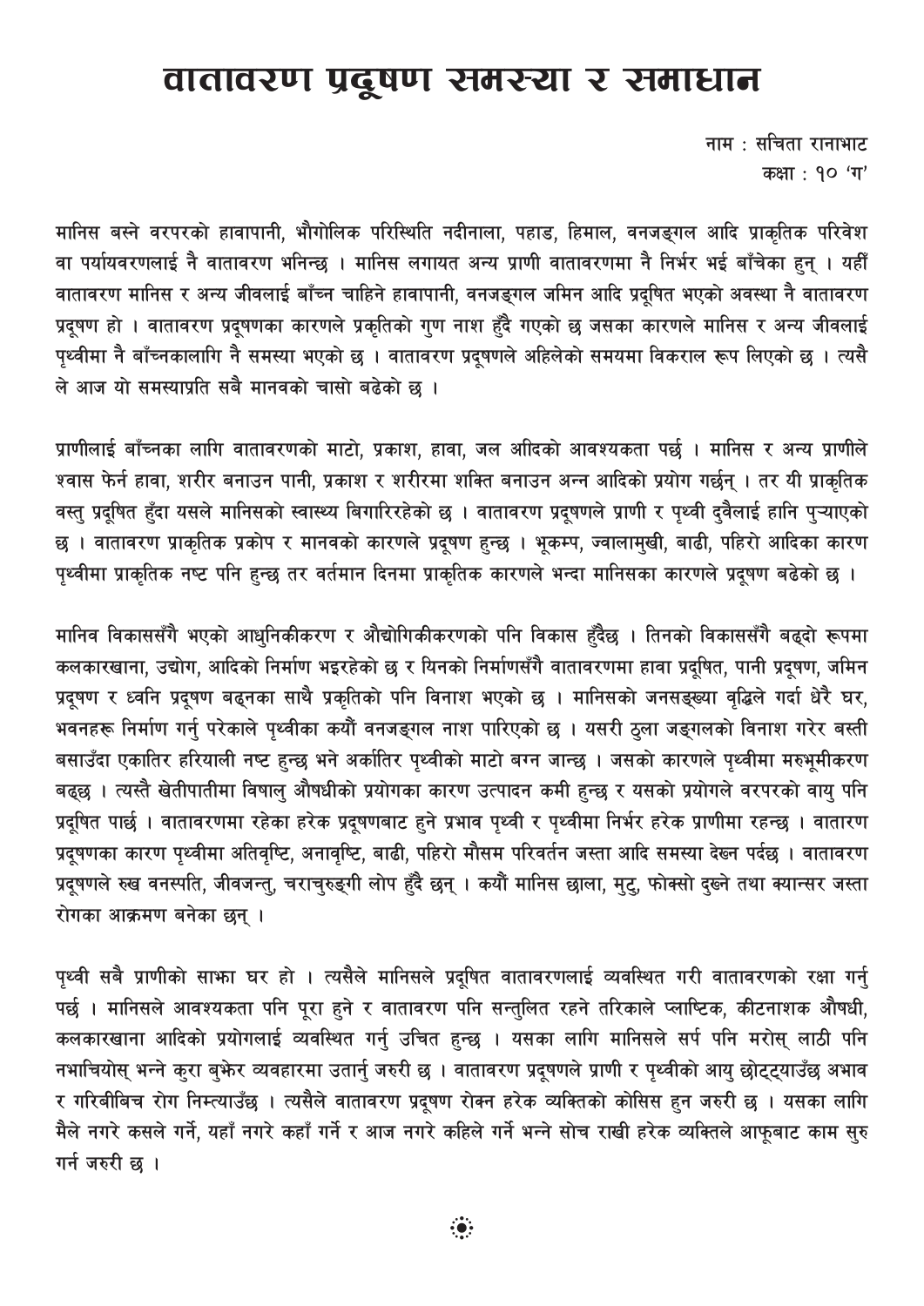# वातावरण प्रदूषण समस्या र समाधान

नाम : सचिता रानाभाट
कक्षा : १० 'ग'

मानिस बस्ने वरपरको हावापानी, भौगोलिक परिस्थिति नदीनाला, पहाड, हिमाल, वनजङ्गल आदि प्राकृतिक परिवेश वा पर्यायवरणलाई नै वातावरण भनिन्छ । मानिस लगायत अन्य प्राणी वातावरणमा नै निर्भर भई बाँचेका हुन् । यहीँ वातावरण मानिस र अन्य जीवलाई बाँच्न चाहिने हावापानी, वनजङ्गल जमिन आदि प्रदूषित भएको अवस्था नै वातावरण प्रदूषण हो । वातावरण प्रदूषणका कारणले प्रकृतिको गुण नाश हुँदै गएको छ जसका कारणले मानिस र अन्य जीवलाई पृथ्वीमा नै बाँच्नकालागि नै समस्या भएको छ । वातावरण प्रदूषणले अहिलेको समयमा विकराल रूप लिएको छ । त्यसै ले आज यो समस्याप्रति सबै मानवको चासो बढेको छ ।

प्राणीलाई बाँच्नका लागि वातावरणको माटो, प्रकाश, हावा, जल आदिको आवश्यकता पर्छ । मानिस र अन्य प्राणीले श्वास फेर्न हावा, शरीर बनाउन पानी, प्रकाश र शरीरमा शक्ति बनाउन अन्न आदिको प्रयोग गर्छन् । तर यी प्राकृतिक वस्तु प्रदूषित हुँदा यसले मानिसको स्वास्थ्य बिगारिरहेको छ । वातावरण प्रदूषणले प्राणी र पृथ्वी दुवैलाई हानि पुऱ्याएको छ । वातावरण प्राकृतिक प्रकोप र मानवको कारणले प्रदूषण हुन्छ । भूकम्प, ज्वालामुखी, बाढी, पहिरो आदिका कारण पृथ्वीमा प्राकृतिक नष्ट पनि हुन्छ तर वर्तमान दिनमा प्राकृतिक कारणले भन्दा मानिसका कारणले प्रदूषण बढेको छ ।

मानिव विकाससँगै भएको आधुनिकीकरण र औद्योगिकीकरणको पनि विकास हुँदैछ । तिनको विकाससँगै बढ्दो रूपमा कलकारखाना, उद्योग, आदिको निर्माण भइरहेको छ र यिनको निर्माणसँगै वातावरणमा हावा प्रदूषित, पानी प्रदूषण, जमिन प्रदूषण र ध्वनि प्रदूषण बढ्नका साथै प्रकृतिको पनि विनाश भएको छ । मानिसको जनसङ्ख्या वृद्धिले गर्दा धेरै घर, भवनहरू निर्माण गर्नु परेकाले पृथ्वीका कयौं वनजङ्गल नाश पारिएको छ । यसरी ठुला जङ्गलको विनाश गरेर बस्ती बसाउँदा एकातिर हरियाली नष्ट हुन्छ भने अर्कातिर पृथ्वीको माटो बग्न जान्छ । जसको कारणले पृथ्वीमा मरुभूमीकरण बढ्छ । त्यस्तै खेतीपातीमा विषालु औषधीको प्रयोगका कारण उत्पादन कमी हुन्छ र यसको प्रयोगले वरपरको वायु पनि प्रदूषित पार्छ । वातावरणमा रहेका हरेक प्रदूषणबाट हुने प्रभाव पृथ्वी र पृथ्वीमा निर्भर हरेक प्राणीमा रहन्छ । वातारण प्रदूषणका कारण पृथ्वीमा अतिवृष्टि, अनावृष्टि, बाढी, पहिरो मौसम परिवर्तन जस्ता आदि समस्या देख्न पर्दछ । वातावरण प्रदूषणले रुख वनस्पति, जीवजन्तु, चराचुरुङ्गी लोप हुँदै छन् । कयौं मानिस छाला, मुटु, फोक्सो दुख्ने तथा क्यान्सर जस्ता रोगका आक्रमण बनेका छन् ।

पृथ्वी सबै प्राणीको साझा घर हो । त्यसैले मानिसले प्रदूषित वातावरणलाई व्यवस्थित गरी वातावरणको रक्षा गर्नु पर्छ । मानिसले आवश्यकता पनि पूरा हुने र वातावरण पनि सन्तुलित रहने तरिकाले प्लाष्टिक, कीटनाशक औषधी, कलकारखाना आदिको प्रयोगलाई व्यवस्थित गर्नु उचित हुन्छ । यसका लागि मानिसले सर्प पनि मरोस् लाठी पनि नभाचियोस् भन्ने कुरा बुझेर व्यवहारमा उतार्नु जरुरी छ । वातावरण प्रदूषणले प्राणी र पृथ्वीको आयु छोट्याउँछ अभाव र गरिबीबिच रोग निम्त्याउँछ । त्यसैले वातावरण प्रदूषण रोक्न हरेक व्यक्तिको कोसिस हुन जरुरी छ । यसका लागि मैले नगरे कसले गर्ने, यहाँ नगरे कहाँ गर्ने र आज नगरे कहिले गर्ने भन्ने सोच राखी हरेक व्यक्तिले आफूबाट काम सुरु गर्न जरुरी छ ।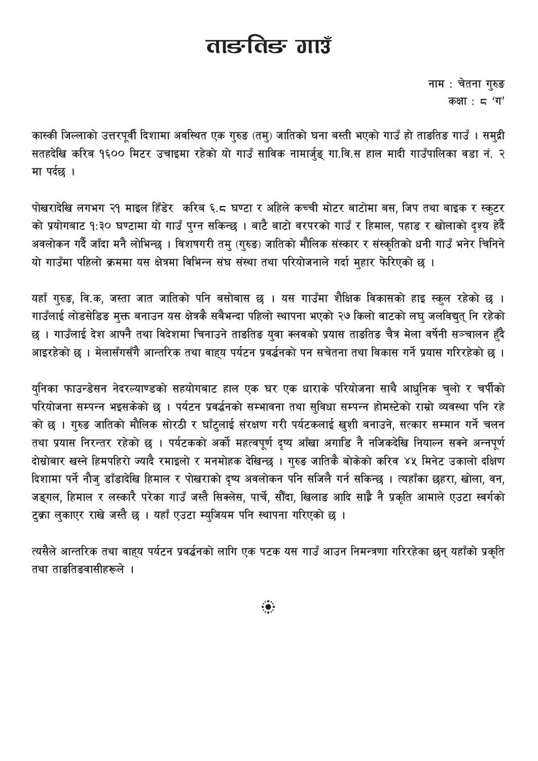# ताङतिङ गाउँ

नाम : चेतना गुरुङ
कक्षा : ८ 'ग'

कास्की जिल्लाको उत्तरपूर्वी दिशामा अवस्थित एक गुरुङ (तमु) जातिको घना बस्ती भएको गाउँ हो ताङतिङ गाउँ । समुद्री सतहदेखि करिब १६०० मिटर उचाइमा रहेको यो गाउँ साविक नामार्जुङ् गा.वि.स हाल मादी गाउँपालिका वडा नं. २ मा पर्दछ ।

पोखरादेखि लगभग २१ माइल हिँडेर करिब ६.८ घण्टा र अहिले कच्ची मोटर बाटोमा बस, जिप तथा बाइक र स्कुटर को प्रयोगबाट १:३० घण्टामा यो गाउँ पुग्न सकिन्छ । बाटै बाटो वरपरको गाउँ र हिमाल, पहाड र खोलाको दृश्य हेर्दै अवलोकन गर्दै जाँदा मनै लोभिन्छ । विशषगरी तमु (गुरुङ) जातिको मौलिक संस्कार र संस्कृतिको धनी गाउँ भनेर चिनिने यो गाउँमा पहिलो क्रममा यस क्षेत्रमा विभिन्न संघ संस्था तथा परियोजनाले गर्दा मुहार फेरिएको छ ।

यहाँ गुरुङ, वि.क, जस्ता जात जातिको पनि बसोबास छ । यस गाउँमा शैक्षिक विकासको हाइ स्कुल रहेको छ । गाउँलाई लोडसेडिङ मुक्त बनाउन यस क्षेत्रकै सबैभन्दा पहिलो स्थापना भएको २७ किलो वाटको लघु जलविद्युत् नि रहेको छ । गाउँलाई देश आफ्नै तथा विदेशमा चिनाउने ताङतिङ युवा क्लवको प्रयास ताङतिङ चैत्र मेला वर्षेनी सञ्चालन हुँदै आइरहेको छ । मेलासँगसँगै आन्तरिक तथा वाह्य पर्यटन प्रवर्द्धनको पन सचेतना तथा विकास गर्ने प्रयास गरिरहेको छ ।

युनिका फाउन्डेसन नेदरल्याण्डको सहयोगबाट हाल एक घर एक धाराके परियोजना साथै आधुनिक चुलो र चर्पीको परियोजना सम्पन्न भइसकेको छ । पर्यटन प्रवर्द्धनको सम्भावना तथा सुविधा सम्पन्न होमस्टेको राम्रो व्यवस्था पनि रहे को छ । गुरुङ जातिको मौलिक सोरठी र घाँटुलाई संरक्षण गरी पर्यटकलाई खुशी बनाउने, सत्कार सम्मान गर्ने चलन तथा प्रयास निरन्तर रहेको छ । पर्यटकको अर्को महत्वपूर्ण दृष्य आँखा अगाडि नै नजिकदेखि नियाल्न सक्ने अन्नपूर्ण दोस्रोबार खस्ने हिमपहिरो ज्यादै रमाइलो र मनमोहक देखिन्छ । गुरुङ जातिकै बोकेको करिव ४५ मिनेट उकालो दक्षिण दिशामा पर्ने नौजु डाँडादेखि हिमाल र पोखराको दृष्य अवलोकन पनि सजिलै गर्न सकिन्छ । त्यहाँका छहरा, खोला, वन, जङ्गल, हिमाल र लस्कारै परेका गाउँ जस्तै सिक्लेस, पार्चे, सौंदा, खिलाङ आदि साह्रै नै प्रकृति आमाले एउटा स्वर्गको टुक्रा लुकाएर राखे जस्तै छ । यहाँ एउटा म्युजियम पनि स्थापना गरिएको छ ।

त्यसैले आन्तरिक तथा वाह्य पर्यटन प्रवर्द्धनको लागि एक पटक यस गाउँ आउन निमन्त्रणा गरिरहेका छन् यहाँको प्रकृति तथा ताङतिङवासीहरूले ।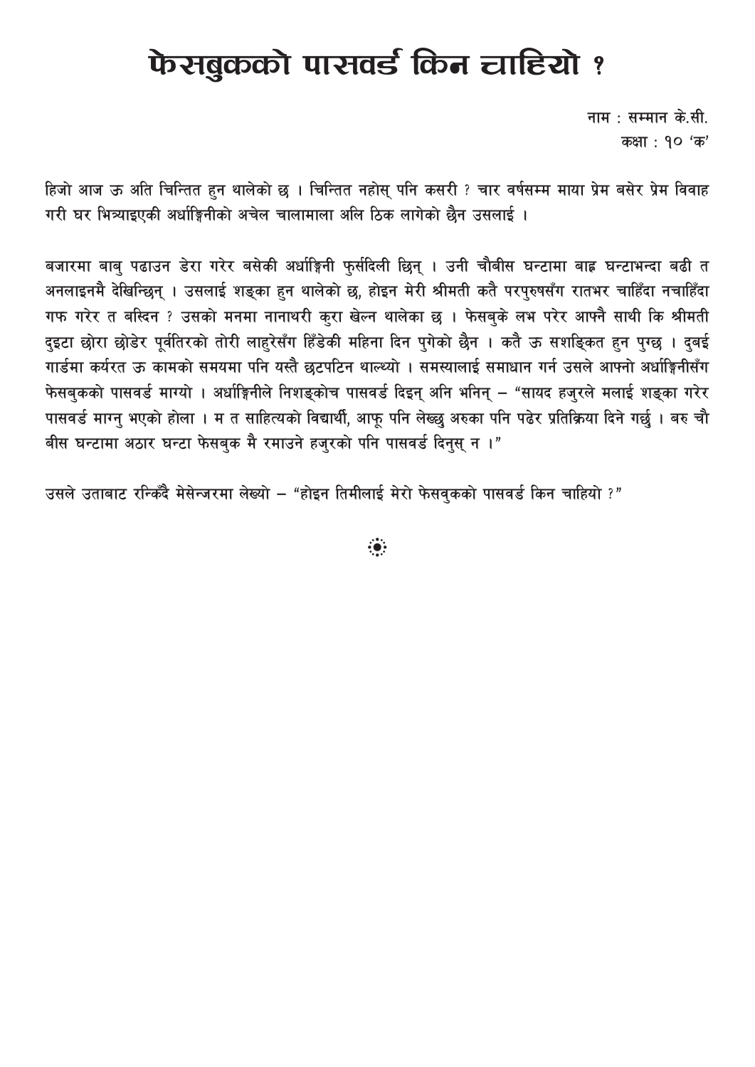# फेसबुकको पासवर्ड किन चाहियो ?

नाम : सम्मान के.सी.  
कक्षा : १० 'क'

हिजो आज ऊ अति चिन्तित हुन थालेको छ । चिन्तित नहोस् पनि कसरी ? चार वर्षसम्म माया प्रेम बसेर प्रेम विवाह गरी घर भित्र्याइएकी अर्धाङ्गिनीको अचेल चालामाला अलि ठिक लागेको छैन उसलाई ।

बजारमा बाबु पढाउन डेरा गरेर बसेकी अर्धाङ्गिनी फुर्सदिली छिन् । उनी चौबीस घन्टामा बाह्र घन्टाभन्दा बढी त अनलाइनमै देखिन्छिन् । उसलाई शङ्का हुन थालेको छ, होइन मेरी श्रीमती कतै परपुरुषसँग रातभर चाहिँदा नचाहिँदा गफ गरेर त बस्दिन ? उसको मनमा नानाथरी कुरा खेल्न थालेका छ । फेसबुके लभ परेर आफ्नै साथी कि श्रीमती दुइटा छोरा छोडेर पूर्वतिरको तोरी लाहुरेसँग हिँडेकी महिना दिन पुगेको छैन । कतै ऊ सशङ्कित हुन पुग्छ । दुबई गार्डमा कर्यरत ऊ कामको समयमा पनि यस्तै छटपटिन थाल्थ्यो । समस्यालाई समाधान गर्न उसले आफ्नो अर्धाङ्गिनीसँग फेसबुकको पासवर्ड माग्यो । अर्धाङ्गिनीले निशङ्कोच पासवर्ड दिइन् अनि भनिन् – "सायद हजुरले मलाई शङ्का गरेर पासवर्ड माग्नु भएको होला । म त साहित्यको विद्यार्थी, आफू पनि लेख्छु अरुका पनि पढेर प्रतिक्रिया दिने गर्छु । बरु चौ बीस घन्टामा अठार घन्टा फेसबुक मै रमाउने हजुरको पनि पासवर्ड दिनुस् न ।"

उसले उताबाट रन्किँदै मेसेन्जरमा लेख्यो – "होइन तिमीलाई मेरो फेसवुकको पासवर्ड किन चाहियो ?"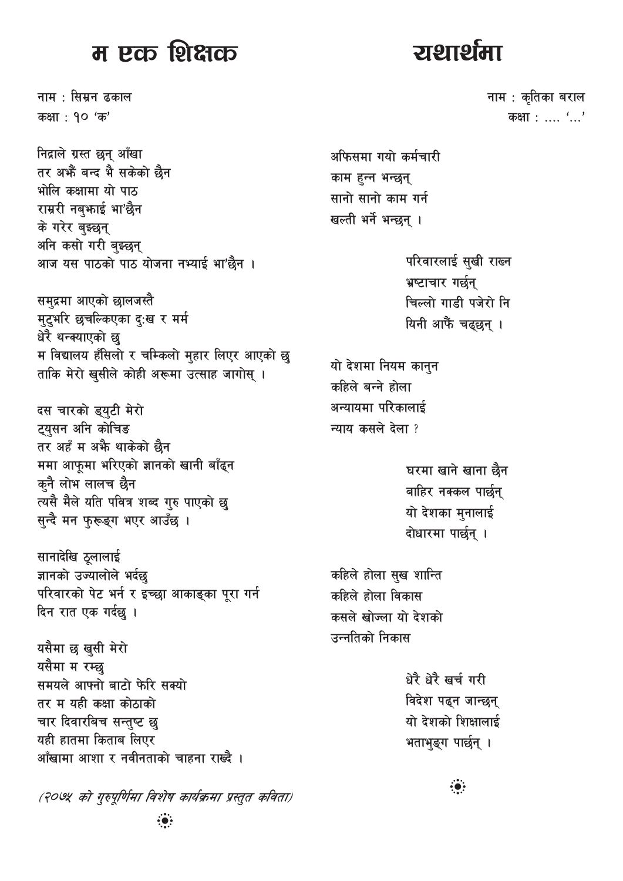# म एक शिक्षक

नाम : सिम्रन ढकाल
कक्षा : १० 'क'

निद्राले ग्रस्त छन् आँखा
तर अझै बन्द भै सकेको छैन
भोलि कक्षामा यो पाठ
राम्ररी नबुझाई भा'छैन
के गरेर बुझ्छन्
अनि कसो गरी बुझ्छन्
आज यस पाठको पाठ योजना नभ्याई भा'छैन ।

समुद्रमा आएको छालजस्तै
मुटुभरि छचल्किएका दुःख र मर्म
धेरै थन्क्याएको छु
म विद्यालय हँसिलो र चम्किलो मुहार लिएर आएको छु
ताकि मेरो खुसीले कोही अरूमा उत्साह जागोस् ।

दस चारको ड्युटी मेरो
ट्युसन अनि कोचिङ
तर अहँ म अझै थाकेको छैन
ममा आफूमा भरिएको ज्ञानको खानी बाँढ्न
कुनै लोभ लालच छैन
त्यसै मैले यति पवित्र शब्द गुरु पाएको छु
सुन्दै मन फुरूङ्ग भएर आउँछ ।

सानादेखि ठूलालाई
ज्ञानको उज्यालोले भर्दछु
परिवारको पेट भर्न र इच्छा आकाङ्का पूरा गर्न
दिन रात एक गर्दछु ।

यसैमा छ खुसी मेरो
यसैमा म रम्छु
समयले आफ्नो बाटो फेरि सक्यो
तर म यही कक्षा कोठाको
चार दिवारबिच सन्तुष्ट छु
यही हातमा किताब लिएर
आँखामा आशा र नवीनताको चाहना राख्दै ।

*(२०७५ को गुरुपूर्णिमा विशेष कार्यक्रमा प्रस्तुत कविता)*

# यथार्थमा

नाम : कृतिका बराल
कक्षा : .... '...'

अफिसमा गयो कर्मचारी
काम हुन्न भन्छन्
सानो सानो काम गर्न
खल्ती भर्ने भन्छन् ।

परिवारलाई सुखी राख्न
भ्रष्टाचार गर्छन्
चिल्लो गाडी पजेरो नि
यिनी आफैं चढ्छन् ।

यो देशमा नियम कानुन
कहिले बन्ने होला
अन्यायमा परिकालाई
न्याय कसले देला ?

घरमा खाने खाना छैन
बाहिर नक्कल पार्छन्
यो देशका मुनालाई
दोधारमा पार्छन् ।

कहिले होला सुख शान्ति
कहिले होला विकास
कसले खोज्ला यो देशको
उन्नतिको निकास

धेरै धेरै खर्च गरी
विदेश पढ्न जान्छन्
यो देशको शिक्षालाई
भताभुङ्ग पार्छन् ।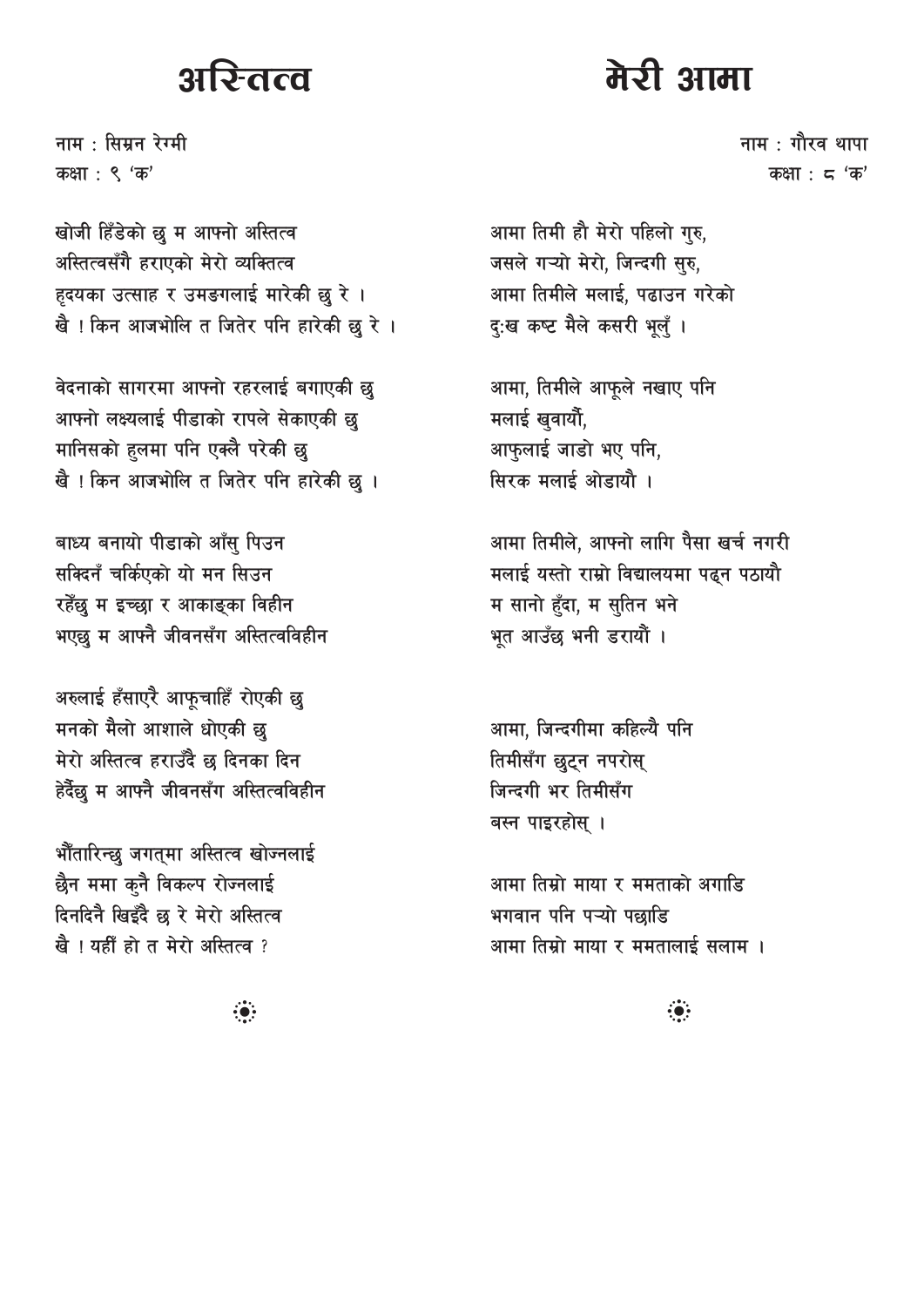# अस्तित्व

नाम : सिम्रन रेग्मी
कक्षा : ९ 'क'

खोजी हिँडेको छु म आफ्नो अस्तित्व
अस्तित्वसँगै हराएको मेरो व्यक्तित्व
हृदयका उत्साह र उमङ्गलाई मारेकी छु रे ।
खै ! किन आजभोलि त जितेर पनि हारेकी छु रे ।

वेदनाको सागरमा आफ्नो रहरलाई बगाएकी छु
आफ्नो लक्ष्यलाई पीडाको रापले सेकाएकी छु
मानिसको हुलमा पनि एक्लै परेकी छु
खै ! किन आजभोलि त जितेर पनि हारेकी छु ।

बाध्य बनायो पीडाको आँसु पिउन
सक्दिनँ चर्किएको यो मन सिउन
रहेँछु म इच्छा र आकाङ्का विहीन
भएछु म आफ्नै जीवनसँग अस्तित्वविहीन

अरुलाई हँसाएरै आफूचाहिँ रोएकी छु
मनको मैलो आशाले धोएकी छु
मेरो अस्तित्व हराउँदै छ दिनका दिन
हेर्दैछु म आफ्नै जीवनसँग अस्तित्वविहीन

भौँतारिन्छु जगत्मा अस्तित्व खोज्नलाई
छैन ममा कुनै विकल्प रोज्नलाई
दिनदिनै खिइँदै छ रे मेरो अस्तित्व
खै ! यहीं हो त मेरो अस्तित्व ?

# मेरी आमा

नाम : गौरव थापा
कक्षा : ८ 'क'

आमा तिमी हौ मेरो पहिलो गुरु,
जसले गर्‍यो मेरो, जिन्दगी सुरु,
आमा तिमीले मलाई, पढाउन गरेको
दुःख कष्ट मैले कसरी भूलुँ ।

आमा, तिमीले आफूले नखाए पनि
मलाई खुवार्यौ,
आफुलाई जाडो भए पनि,
सिरक मलाई ओडायौ ।

आमा तिमीले, आफ्नो लागि पैसा खर्च नगरी
मलाई यस्तो राम्रो विद्यालयमा पढ्न पठायौ
म सानो हुँदा, म सुतिन भने
भूत आउँछ भनी डरायौ ।

आमा, जिन्दगीमा कहिल्यै पनि
तिमीसँग छुट्न नपरोस्
जिन्दगी भर तिमीसँग
बस्न पाइरहोस् ।

आमा तिम्रो माया र ममताको अगाडि
भगवान पनि पर्‍यो पछाडि
आमा तिम्रो माया र ममतालाई सलाम ।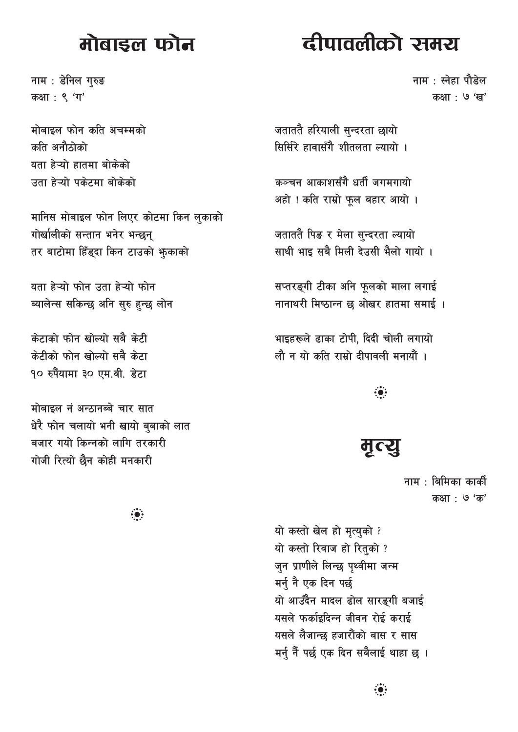# मोबाइल फोन

नाम : डेनिल गुरुङ  
कक्षा : ९ 'ग'

मोबाइल फोन कति अचम्मको  
कति अनौठोको  
यता हेऱ्यो हातमा बोकेको  
उता हेऱ्यो पकेटमा बोकेको

मानिस मोबाइल फोन लिएर कोटमा किन लुकाको  
गोर्खालीको सन्तान भनेर भन्छन्  
तर बाटोमा हिँड्दा किन टाउको भुकाको

यता हेऱ्यो फोन उता हेऱ्यो फोन  
ब्यालेन्स सकिन्छ अनि सुरु हुन्छ लोन

केटाको फोन खोल्यो सबै केटी  
केटीको फोन खोल्यो सबै केटा  
१० रुपैंयामा ३० एम.बी. डेटा

मोबाइल नं अन्ठानब्बे चार सात  
धेरै फोन चलायो भनी खायो बुबाको लात  
बजार गयो किन्नको लागि तरकारी  
गोजी रित्यो छैन कोही मनकारी

# दीपावलीको समय

नाम : स्नेहा पौडेल  
कक्षा : ७ 'ख'

जताततै हरियाली सुन्दरता छायो  
सिर्सिरे हावासँगै शीतलता ल्यायो ।

कञ्चन आकाशसँगै धर्ती जगमगायो  
अहो ! कति राम्रो फूल बहार आयो ।

जताततै पिङ र मेला सुन्दरता ल्यायो  
साथी भाइ सबै मिली देउसी भैलो गायो ।

सप्तरङ्गी टीका अनि फूलको माला लगाई  
नानाथरी मिष्ठान्न छ ओखर हातमा समाई ।

भाइहरूले ढाका टोपी, दिदी चोली लगायो  
लौ न यो कति राम्रो दीपावली मनायौं ।

# मृत्यु

नाम : बिमिका कार्की  
कक्षा : ७ 'क'

यो कस्तो खेल हो मृत्युको ?  
यो कस्तो रिवाज हो रितुको ?  
जुन प्राणीले लिन्छ पृथ्वीमा जन्म  
मर्नु नै एक दिन पर्छ  
यो आउँदैन मादल ढोल सारङ्गी बजाई  
यसले फर्काइदिन्न जीवन रोई कराई  
यसले लैजान्छ हजारौंको बास र सास  
मर्नु नैं पर्छ एक दिन सबैलाई थाहा छ ।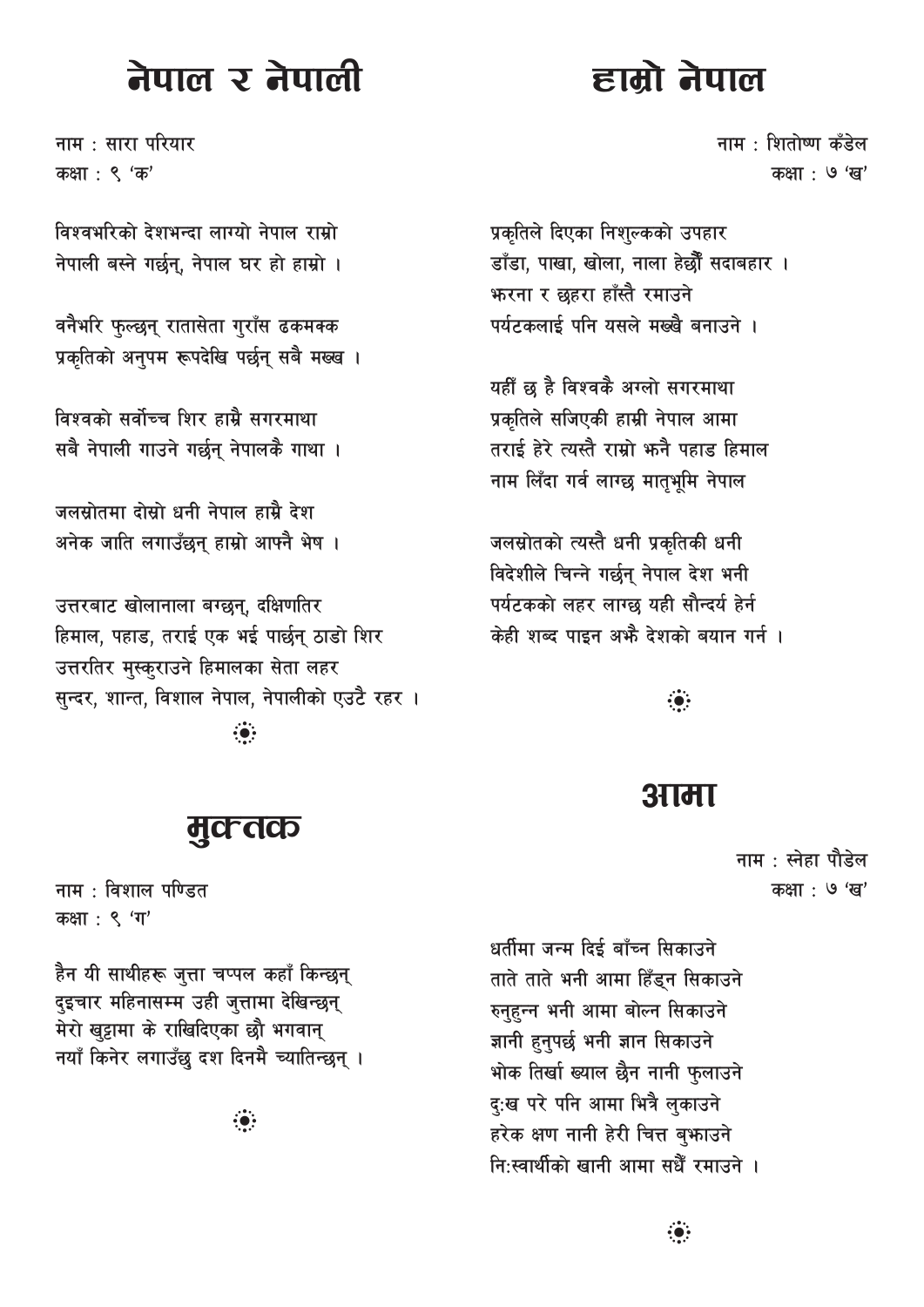# नेपाल र नेपाली

नाम : सारा परियार
कक्षा : ९ 'क'

विश्वभरिको देशभन्दा लाग्यो नेपाल राम्रो
नेपाली बस्ने गर्छन्, नेपाल घर हो हाम्रो ।

वनैभरि फुल्छन् रातासेता गुराँस ढकमक्क
प्रकृतिको अनुपम रूपदेखि पर्छन् सबै मख्ख ।

विश्वको सर्वोच्च शिर हाम्रै सगरमाथा
सबै नेपाली गाउने गर्छन् नेपालकै गाथा ।

जलस्रोतमा दोस्रो धनी नेपाल हाम्रै देश
अनेक जाति लगाउँछन् हाम्रो आफ्नै भेष ।

उत्तरबाट खोलानाला बग्छन्, दक्षिणतिर
हिमाल, पहाड, तराई एक भई पार्छन् ठाडो शिर
उत्तरतिर मुस्कुराउने हिमालका सेता लहर
सुन्दर, शान्त, विशाल नेपाल, नेपालीको एउटै रहर ।

# हाम्रो नेपाल

नाम : शितोष्ण कँडेल
कक्षा : ७ 'ख'

प्रकृतिले दिएका निशुल्कको उपहार
डाँडा, पाखा, खोला, नाला हेर्छौं सदाबहार ।
झरना र छहरा हाँस्तै रमाउने
पर्यटकलाई पनि यसले मख्खै बनाउने ।

यहीँ छ है विश्वकै अग्लो सगरमाथा
प्रकृतिले सजिएकी हाम्री नेपाल आमा
तराई हेरे त्यस्तै राम्रो झनै पहाड हिमाल
नाम लिँदा गर्व लाग्छ मातृभूमि नेपाल

जलस्रोतको त्यस्तै धनी प्रकृतिकी धनी
विदेशीले चिन्ने गर्छन् नेपाल देश भनी
पर्यटकको लहर लाग्छ यही सौन्दर्य हेर्न
केही शब्द पाइन अझै देशको बयान गर्न ।

# मुक्तक

नाम : विशाल पण्डित
कक्षा : ९ 'ग'

हैन यी साथीहरू जुत्ता चप्पल कहाँ किन्छन्
दुइचार महिनासम्म उही जुत्तामा देखिन्छन्
मेरो खुट्टामा के राखिदिएका छौ भगवान्
नयाँ किनेर लगाउँछु दश दिनमै च्यातिन्छन् ।

# आमा

नाम : स्नेहा पौडेल
कक्षा : ७ 'ख'

धर्तीमा जन्म दिई बाँच्न सिकाउने
ताते ताते भनी आमा हिँड्न सिकाउने
रुनुहुन्न भनी आमा बोल्न सिकाउने
ज्ञानी हुनुपर्छ भनी ज्ञान सिकाउने
भोक तिर्खा ख्याल छैन नानी फुलाउने
दु:ख परे पनि आमा भित्रै लुकाउने
हरेक क्षण नानी हेरी चित्त बुझाउने
नि:स्वार्थीको खानी आमा सधैँ रमाउने ।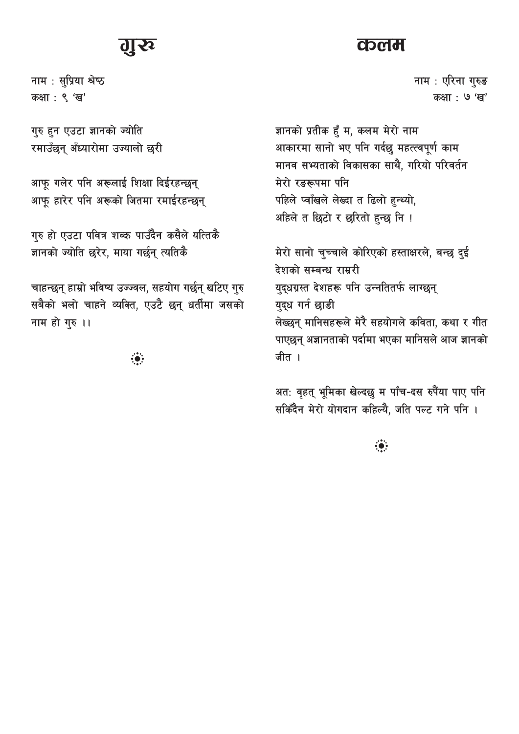# गुरु

नाम : सुप्रिया श्रेष्ठ
कक्षा : ९ 'ख'

गुरु हुन एउटा ज्ञानको ज्योति
रमाउँछन् अँध्यारोमा उज्यालो छरी

आफू गलेर पनि अरूलाई शिक्षा दिईरहन्छन्
आफू हारेर पनि अरूको जितमा रमाईरहन्छन्

गुरु हो एउटा पवित्र शब्द पाउँदैन कसैले यत्तिकै
ज्ञानको ज्योति छरेर, माया गर्छन् त्यतिकै

चाहन्छन् हाम्रो भविष्य उज्ज्वल, सहयोग गर्छन् खटिए गुरु
सबैको भलो चाहने व्यक्ति, एउटै छन् धर्तीमा जसको नाम हो गुरु ।।

# कलम

नाम : एरिना गुरुङ
कक्षा : ७ 'ख'

ज्ञानको प्रतीक हुँ म, कलम मेरो नाम
आकारमा सानो भए पनि गर्दछु महत्त्वपूर्ण काम
मानव सभ्यताको विकासका साथै, गरियो परिवर्तन
मेरो रङरूपमा पनि
पहिले प्वाँखले लेख्दा त ढिलो हुन्थ्यो,
अहिले त छिटो र छरितो हुन्छ नि !

मेरो सानो चुच्चाले कोरिएको हस्ताक्षरले, बन्छ दुई देशको सम्बन्ध राम्ररी
युद्धग्रस्त देशहरू पनि उन्नतितर्फ लाग्छन्
युद्ध गर्न छाडी
लेख्छन् मानिसहरूले मेरै सहयोगले कविता, कथा र गीत
पाएछन् अज्ञानताको पर्दामा भएका मानिसले आज ज्ञानको जीत ।

अत: वृहत् भूमिका खेल्दछु म पाँच-दस रुपैया पाए पनि
सकिँदैन मेरो योगदान कहिल्यै, जति पल्ट गने पनि ।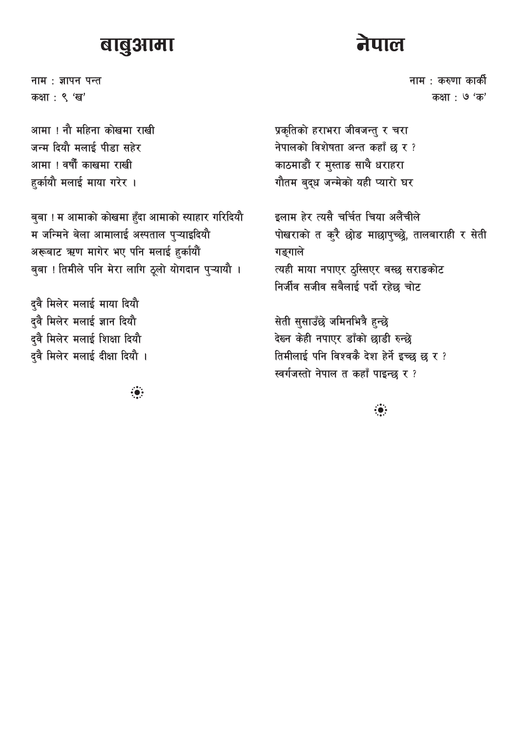# बाबुआमा

नाम : ज्ञापन पन्त
कक्षा : ९ 'ख'

आमा ! नौ महिना कोखमा राखी
जन्म दियौ मलाई पीडा सहेर
आमा ! वर्षौं काखमा राखी
हुर्कायौ मलाई माया गरेर ।

बुबा ! म आमाको कोखमा हुँदा आमाको स्याहार गरिदियौ
म जन्मिने बेला आमालाई अस्पताल पुऱ्याइदियौ
अरूबाट ऋण मागेर भए पनि मलाई हुर्कायौं
बुबा ! तिमीले पनि मेरा लागि ठूलो योगदान पुऱ्यायौ ।

दुवै मिलेर मलाई माया दियौ
दुवै मिलेर मलाई ज्ञान दियौ
दुवै मिलेर मलाई शिक्षा दियौ
दुवै मिलेर मलाई दीक्षा दियौ ।

# नेपाल

नाम : करुणा कार्की
कक्षा : ७ 'क'

प्रकृतिको हराभरा जीवजन्तु र चरा
नेपालको विशेषता अन्त कहाँ छ र ?
काठमाडौं र मुस्ताङ साथै धराहरा
गौतम बुद्ध जन्मेको यही प्यारो घर

इलाम हेर त्यसै चर्चित चिया अलैंचीले
पोखराको त कुरै छोड माछापुच्छ्रे, तालबाराही र सेती गङ्गाले
त्यही माया नपाएर ठुस्सिएर बस्छ सराङकोट
निर्जीव सजीव सबैलाई पर्दो रहेछ चोट

सेती सुसाउँछे जमिनभित्रै हुन्छे
देख्न केही नपाएर डाँको छाडी रुन्छे
तिमीलाई पनि विश्वकै देश हेर्ने इच्छा छ र ?
स्वर्गजस्तो नेपाल त कहाँ पाइन्छ र ?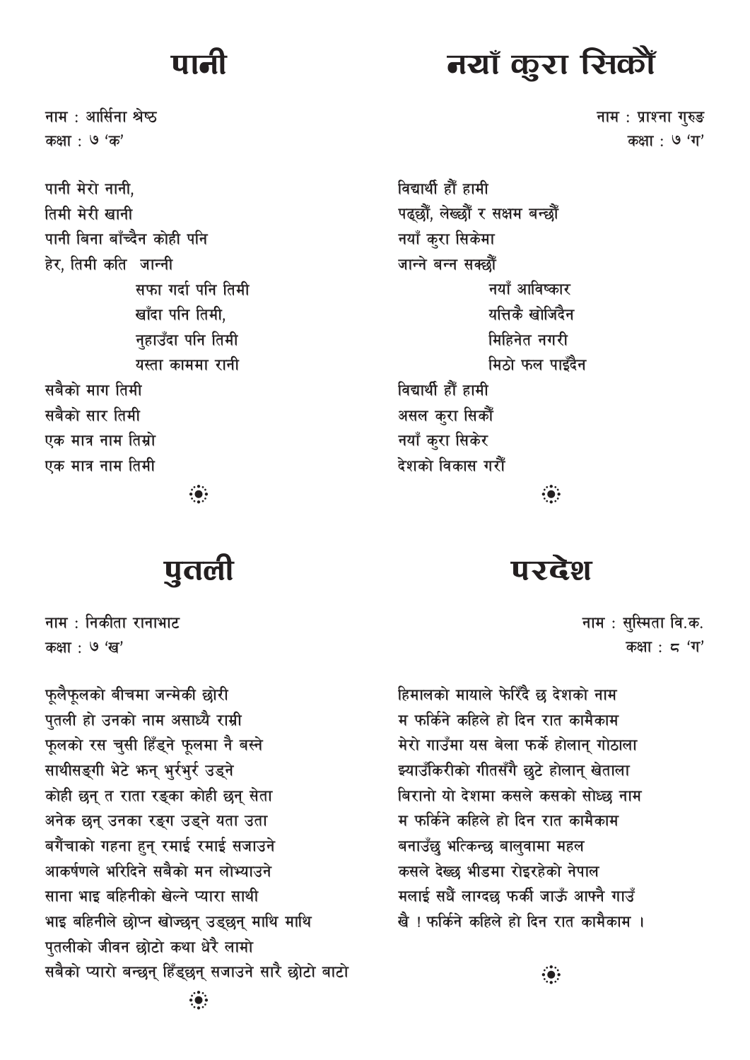# पानी

नाम : आर्सिना श्रेष्ठ
कक्षा : ७ 'क'

पानी मेरो नानी,
तिमी मेरी खानी
पानी बिना बाँच्दैन कोही पनि
हेर, तिमी कति जान्नी
सफा गर्दा पनि तिमी
खाँदा पनि तिमी,
नुहाउँदा पनि तिमी
यस्ता काममा रानी
सबैको माग तिमी
सबैको सार तिमी
एक मात्र नाम तिम्रो
एक मात्र नाम तिमी

# नयाँ कुरा सिकौँ

नाम : प्राश्ना गुरुङ
कक्षा : ७ 'ग'

विद्यार्थी हौँ हामी
पढ्छौँ, लेख्छौँ र सक्षम बन्छौँ
नयाँ कुरा सिकेमा
जान्ने बन्न सक्छौँ
नयाँ आविष्कार
यत्तिकै खोजिदैन
मिहिनेत नगरी
मिठो फल पाइँदैन
विद्यार्थी हौँ हामी
असल कुरा सिकौँ
नयाँ कुरा सिकेर
देशको विकास गरौँ

# पुतली

नाम : निकीता रानाभाट
कक्षा : ७ 'ख'

फूलैफूलको बीचमा जन्मेकी छोरी
पुतली हो उनको नाम असाध्यै राम्री
फूलको रस चुसी हिँड्ने फूलमा नै बस्ने
साथीसङ्गी भेटे झन् भुर्रभुर्र उड्ने
कोही छन् त राता रङ्का कोही छन् सेता
अनेक छन् उनका रङ्ग उड्ने यता उता
बगैंचाको गहना हुन् रमाई रमाई सजाउने
आकर्षणले भरिदिने सबैको मन लोभ्याउने
साना भाइ बहिनीको खेल्ने प्यारा साथी
भाइ बहिनीले छोप्न खोज्छन् उड्छन् माथि माथि
पुतलीको जीवन छोटो कथा धेरै लामो
सबैको प्यारो बन्छन् हिँड्छन् सजाउने सारै छोटो बाटो

# परदेश

नाम : सुस्मिता वि.क.
कक्षा : ८ 'ग'

हिमालको मायाले फेरिँदै छ देशको नाम
म फर्किने कहिले हो दिन रात कामैकाम
मेरो गाउँमा यस बेला फर्के होलान् गोठाला
झ्याउँकिरीको गीतसँगै छुटे होलान् खेताला
बिरानो यो देशमा कसले कसको सोध्छ नाम
म फर्किने कहिले हो दिन रात कामैकाम
बनाउँछु भत्किन्छ बालुवामा महल
कसले देख्छ भीडमा रोइरहेको नेपाल
मलाई सधैं लाग्दछ फर्की जाऊँ आफ्नै गाउँ
खै ! फर्किने कहिले हो दिन रात कामैकाम ।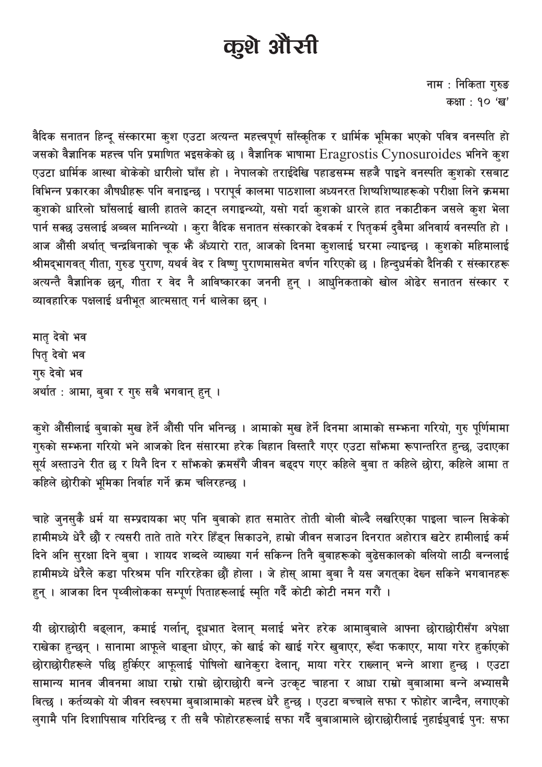# कुशे औंसी

नाम : निकिता गुरुङ
कक्षा : १० 'ख'

वैदिक सनातन हिन्दू संस्कारमा कुश एउटा अत्यन्त महत्त्वपूर्ण साँस्कृतिक र धार्मिक भूमिका भएको पवित्र वनस्पति हो जसको वैज्ञानिक महत्त्व पनि प्रमाणित भइसकेको छ । वैज्ञानिक भाषामा Eragrostis Cynosuroides भनिने कुश एउटा धार्मिक आस्था बोकेको धारीलो घाँस हो । नेपालको तराईदेखि पहाडसम्म सहजै पाइने वनस्पति कुशको रसबाट विभिन्न प्रकारका औषधीहरू पनि बनाइन्छ । परापूर्व कालमा पाठशाला अध्ययनरत शिष्यशिष्याहरूको परीक्षा लिने क्रममा कुशको धारिलो घाँसलाई खाली हातले काट्न लगाइन्थ्यो, यसो गर्दा कुशको धारले हात नकाटीकन जसले कुश भेला पार्न सक्छ उसलाई अब्बल मानिन्थ्यो । कुरा वैदिक सनातन संस्कारको देवकर्म र पितृकर्म दुबैमा अनिवार्य वनस्पति हो । आज औंसी अर्थात् चन्द्रबिनाको चूक झैं अँध्यारो रात, आजको दिनमा कुशलाई घरमा ल्याइन्छ । कुशको महिमालाई श्रीमद्भागवत् गीता, गुरुड पुराण, यथर्व वेद र विष्णु पुराणमासमेत वर्णन गरिएको छ । हिन्दुधर्मको दैनिकी र संस्कारहरू अत्यन्तै वैज्ञानिक छन्, गीता र वेद नै आविष्कारका जननी हुन् । आधुनिकताको खोल ओढेर सनातन संस्कार र व्यावहारिक पक्षलाई धनीभूत आत्मसात् गर्न थालेका छन् ।

मातृ देवो भव
पितृ देवो भव
गुरु देवो भव
अर्थात : आमा, बुबा र गुरु सबै भगवान् हुन् ।

कुशे औंसीलाई बुबाको मुख हेर्ने औंसी पनि भनिन्छ । आमाको मुख हेर्ने दिनमा आमाको सम्झना गरियो, गुरु पूर्णिमामा गुरुको सम्झना गरियो भने आजको दिन संसारमा हरेक बिहान विस्तारै गएर एउटा साँझमा रूपान्तरित हुन्छ, उदाएका सूर्य अस्ताउने रीत छ र यिनै दिन र साँझको क्रमसँगै जीवन बद्दप गएर कहिले बुबा त कहिले छोरा, कहिले आमा त कहिले छोरीको भूमिका निर्वाह गर्ने क्रम चलिरहन्छ ।

चाहे जुनसुकै धर्म या सम्प्रदायका भए पनि बुबाको हात समातेर तोती बोली बोल्दै लखरिएका पाइला चाल्न सिकेको हामीमध्ये धेरै छौं र त्यसरी ताते ताते गरेर हिँड्न सिकाउने, हाम्रो जीवन सजाउन दिनरात अहोरात्र खटेर हामीलाई कर्म दिने अनि सुरक्षा दिने बुबा । शायद शब्दले व्याख्या गर्न सकिन्न तिनै बुबाहरूको बुढेसकालको बलियो लाठी बन्नलाई हामीमध्ये धेरैले कडा परिश्रम पनि गरिरहेका छौं होला । जे होस् आमा बुबा नै यस जगत्का देख्न सकिने भगवानहरू हुन् । आजका दिन पृथ्वीलोकका सम्पूर्ण पिताहरूलाई स्मृति गर्दै कोटी कोटी नमन गरौं ।

यी छोराछोरी बढ्लान, कमाई गर्लान्, दूधभात देलान् मलाई भनेर हरेक आमाबुबाले आफ्ना छोराछोरीसँग अपेक्षा राखेका हुन्छन् । सानामा आफूले थाङ्ना धोएर, को खाई को खाई गरेर खुवाएर, रूँदा फकाएर, माया गरेर हुर्काएको छोराछोरीहरूले पछि हुर्किएर आफूलाई पोषिलो खानेकुरा देलान्, माया गरेर राख्लान् भन्ने आशा हुन्छ । एउटा सामान्य मानव जीवनमा आधा राम्रो राम्रो छोराछोरी बन्ने उत्कट चाहना र आधा राम्रो बुबाआमा बन्ने अभ्यासमै बित्छ । कर्तव्यको यो जीवन स्वरुपमा बुबाआमाको महत्त्व धेरै हुन्छ । एउटा बच्चाले सफा र फोहोर जान्दैन, लगाएको लुगामै पनि दिशापिसाब गरिदिन्छ र ती सबै फोहोरहरूलाई सफा गर्दै बुबाआमाले छोराछोरीलाई नुहाईधुवाई पुनः सफा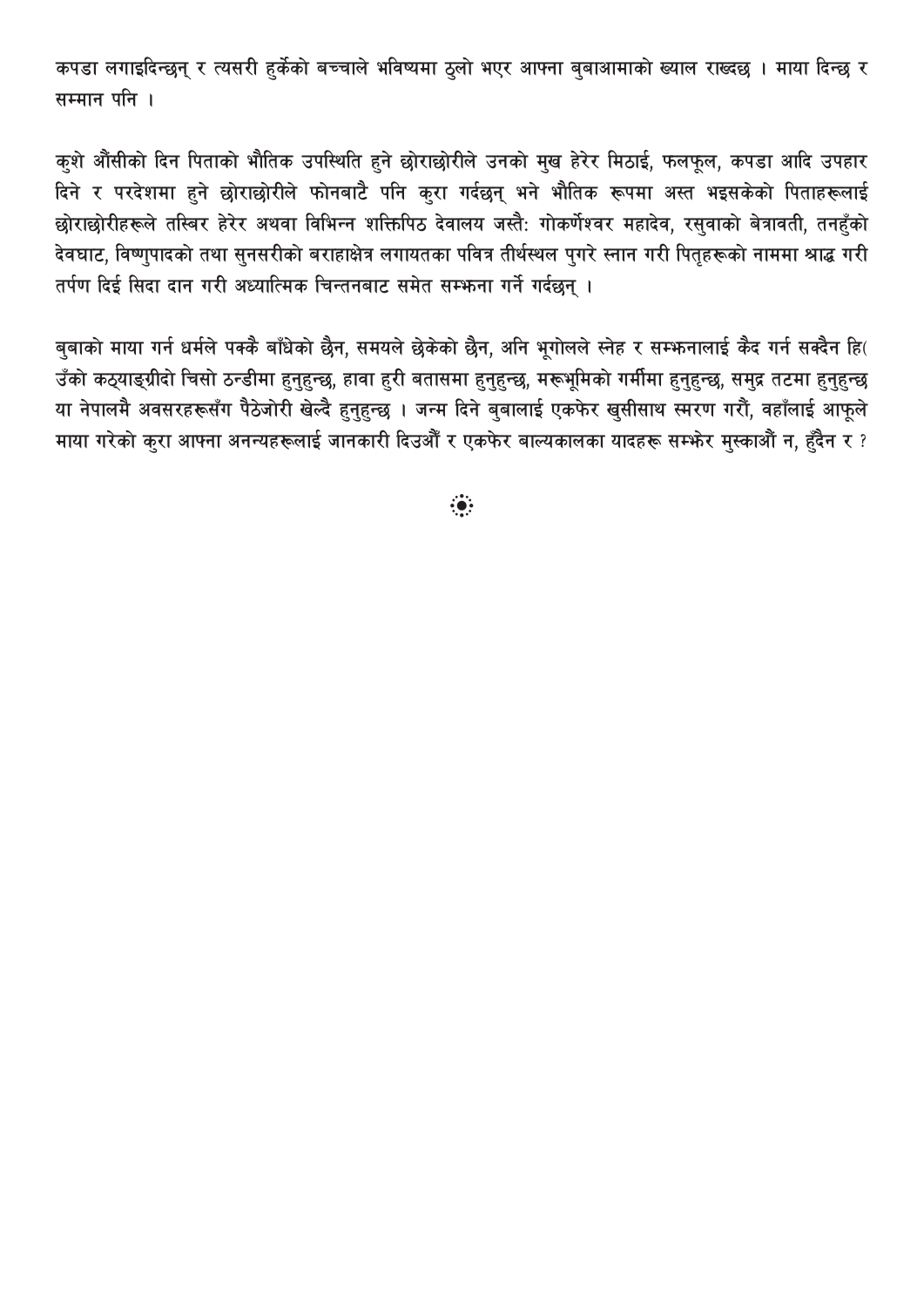कपडा लगाइदिन्छन् र त्यसरी हुर्केको बच्चाले भविष्यमा ठुलो भएर आफ्ना बुबाआमाको ख्याल राख्दछ । माया दिन्छ र सम्मान पनि ।

कुशे औंसीको दिन पिताको भौतिक उपस्थिति हुने छोराछोरीले उनको मुख हेरेर मिठाई, फलफूल, कपडा आदि उपहार दिने र परदेशमा हुने छोराछोरीले फोनबाटै पनि कुरा गर्दछन् भने भौतिक रूपमा अस्त भइसकेको पिताहरूलाई छोराछोरीहरूले तस्बिर हेरेर अथवा विभिन्न शक्तिपिठ देवालय जस्तैः गोकर्णेश्वर महादेव, रसुवाको बेत्रावती, तनहुँको देवघाट, विष्णुपादको तथा सुनसरीको बराहाक्षेत्र लगायतका पवित्र तीर्थस्थल पुगरे स्नान गरी पितृहरूको नाममा श्राद्ध गरी तर्पण दिई सिदा दान गरी अध्यात्मिक चिन्तनबाट समेत सम्झना गर्ने गर्दछन् ।

बुबाको माया गर्न धर्मले पक्कै बाँधेको छैन, समयले छेकेको छैन, अनि भूगोलले स्नेह र सम्झनालाई कैद गर्न सक्दैन हि( उँको कठ्याङ्ग्रीदो चिसो ठन्डीमा हुनुहुन्छ, हावा हुरी बतासमा हुनुहुन्छ, मरूभूमिको गर्मीमा हुनुहुन्छ, समुद्र तटमा हुनुहुन्छ या नेपालमै अवसरहरूसँग पैठेजोरी खेल्दै हुनुहुन्छ । जन्म दिने बुबालाई एकफेर खुसीसाथ स्मरण गरौं, वहाँलाई आफूले माया गरेको कुरा आफ्ना अनन्यहरूलाई जानकारी दिउऔं र एकफेर बाल्यकालका यादहरू सम्झेर मुस्काऔं न, हुँदैन र ?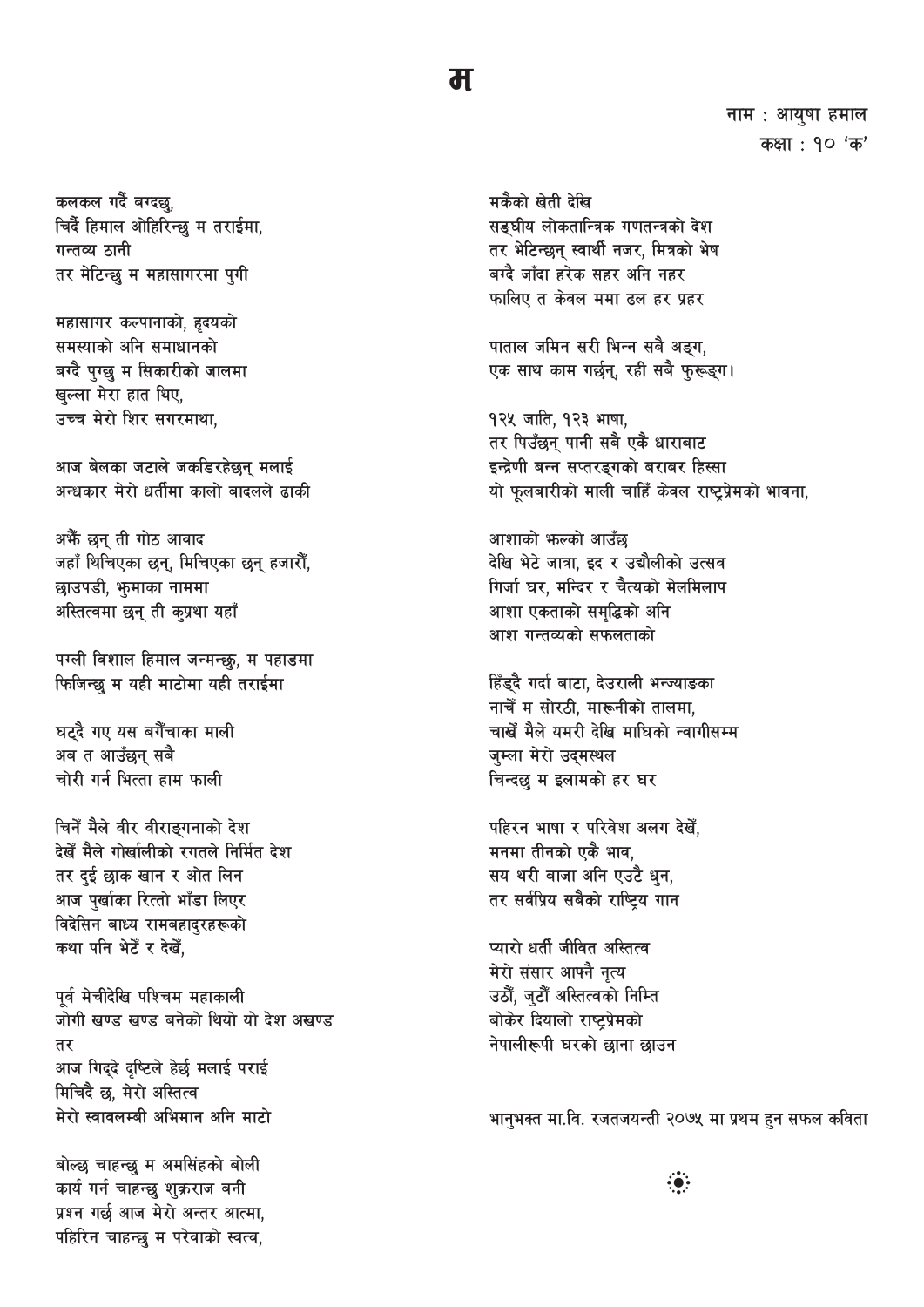# म

नाम : आयुषा हमाल
कक्षा : १० 'क'

कलकल गर्दै बग्दछु,
चिर्दै हिमाल ओहिरिन्छु म तराईमा,
गन्तव्य ठानी
तर मेटिन्छु म महासागरमा पुगी

महासागर कल्पानाको, हृदयको
समस्याको अनि समाधानको
बग्दै पुग्छु म सिकारीको जालमा
खुल्ला मेरा हात थिए,
उच्च मेरो शिर सगरमाथा,

आज बेलका जटाले जकडिरहेछन् मलाई
अन्धकार मेरो धर्तीमा कालो बादलले ढाकी

अझैं छन् ती गोठ आवाद
जहाँ थिचिएका छन्, मिचिएका छन् हजारौं,
छाउपडी, झुमाका नाममा
अस्तित्वमा छन् ती कुप्रथा यहाँ

पग्ली विशाल हिमाल जन्मन्छु, म पहाडमा
फिजिन्छु म यही माटोमा यही तराईमा

घट्दै गए यस बगैंचाका माली
अब त आउँछन् सबै
चोरी गर्न भित्ता हाम फाली

चिनें मैले वीर वीराङ्गनाको देश
देखें मैले गोर्खालीको रगतले निर्मित देश
तर दुई छाक खान र ओत लिन
आज पुर्खाका रित्तो भाँडा लिएर
विदेसिन बाध्य रामबहादुरहरूको
कथा पनि भेटें र देखें,

पूर्व मेचीदेखि पश्चिम महाकाली
जोगी खण्ड खण्ड बनेको थियो यो देश अखण्ड
तर
आज गिद्दे दृष्टिले हेर्छ मलाई पराई
मिचिदै छ, मेरो अस्तित्व
मेरो स्वावलम्बी अभिमान अनि माटो

बोल्छ चाहन्छु म अमसिंहको बोली
कार्य गर्न चाहन्छु शुक्रराज बनी
प्रश्न गर्छ आज मेरो अन्तर आत्मा,
पहिरिन चाहन्छु म परेवाको स्वत्व,

मकैको खेती देखि
सङ्घीय लोकतान्त्रिक गणतन्त्रको देश
तर भेटिन्छन् स्वार्थी नजर, मित्रको भेष
बग्दै जाँदा हरेक सहर अनि नहर
फालिए त केवल ममा ढल हर प्रहर

पाताल जमिन सरी भिन्न सबै अङ्ग,
एक साथ काम गर्छन्, रही सबै फुरूङ्ग।

१२५ जाति, १२३ भाषा,
तर पिउँछन् पानी सबै एकै धाराबाट
इन्द्रेणी बन्न सप्तरङ्गको बराबर हिस्सा
यो फूलबारीको माली चाहिँ केवल राष्ट्रप्रेमको भावना,

आशाको झल्को आउँछ
देखि भेटे जात्रा, इद र उद्यौलीको उत्सव
गिर्जा घर, मन्दिर र चैत्यको मेलमिलाप
आशा एकताको समृद्धिको अनि
आश गन्तव्यको सफलताको

हिँड्दै गर्दा बाटा, देउराली भन्ज्याङका
नाचें म सोरठी, मारूनीको तालमा,
चाखें मैले यमरी देखि माघिको न्वागीसम्म
जुम्ला मेरो उद्‌मस्थल
चिन्दछु म इलामको हर घर

पहिरन भाषा र परिवेश अलग देखें,
मनमा तीनको एकै भाव,
सय थरी बाजा अनि एउटै धुन,
तर सर्वप्रिय सबैको राष्ट्रिय गान

प्यारो धर्ती जीवित अस्तित्व
मेरो संसार आफ्नै नृत्य
उठौं, जुटौं अस्तित्वको निम्ति
बोकेर दियालो राष्ट्रप्रेमको
नेपालीरूपी घरको छाना छाउन

भानुभक्त मा.वि. रजतजयन्ती २०७५ मा प्रथम हुन सफल कविता